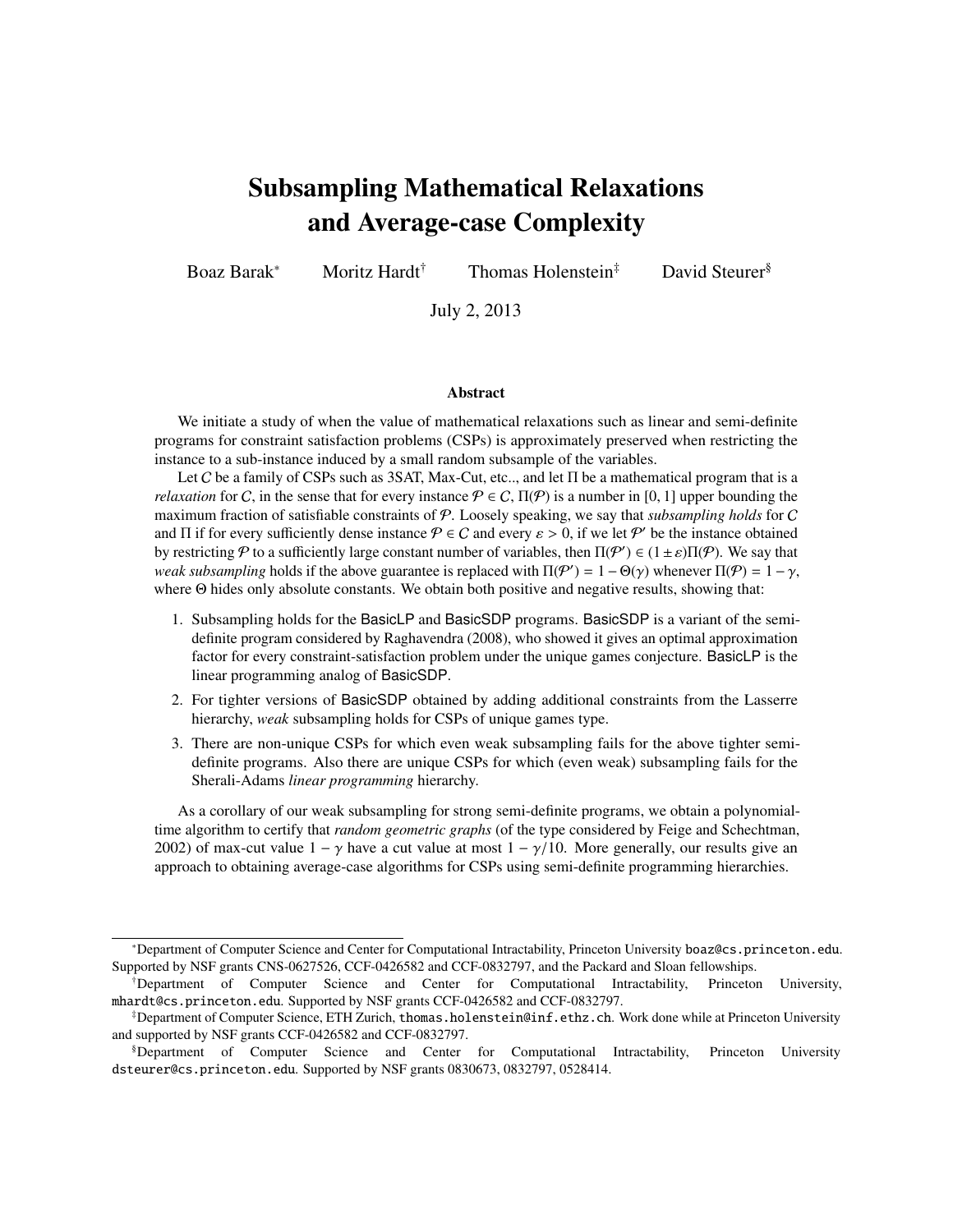# Subsampling Mathematical Relaxations and Average-case Complexity

Boaz Barak[*] Moritz Hardt[†] Thomas Holenstein[‡] David Steurer[§]

July 2, 2013

## Abstract

We initiate a study of when the value of mathematical relaxations such as linear and semi-definite programs for constraint satisfaction problems (CSPs) is approximately preserved when restricting the instance to a sub-instance induced by a small random subsample of the variables.

Let $\mathcal{C}$ be a family of CSPs such as 3SAT, Max-Cut, etc.., and let $\Pi$ be a mathematical program that is a *relaxation* for $\mathcal{C}$, in the sense that for every instance $\mathcal{P} \in \mathcal{C}$, $\Pi(\mathcal{P})$ is a number in $[0, 1]$ upper bounding the maximum fraction of satisfiable constraints of $\mathcal{P}$. Loosely speaking, we say that *subsampling holds* for $\mathcal{C}$ and $\Pi$ if for every sufficiently dense instance $\mathcal{P} \in \mathcal{C}$ and every $\varepsilon > 0$, if we let $\mathcal{P}'$ be the instance obtained by restricting $\mathcal{P}$ to a sufficiently large constant number of variables, then $\Pi(\mathcal{P}') \in (1 \pm \varepsilon)\Pi(\mathcal{P})$. We say that *weak subsampling* holds if the above guarantee is replaced with $\Pi(\mathcal{P}') = 1 - \Theta(\gamma)$ whenever $\Pi(\mathcal{P}) = 1 - \gamma$, where $\Theta$ hides only absolute constants. We obtain both positive and negative results, showing that:

1. Subsampling holds for the BasicLP and BasicSDP programs. BasicSDP is a variant of the semi-definite program considered by Raghavendra (2008), who showed it gives an optimal approximation factor for every constraint-satisfaction problem under the unique games conjecture. BasicLP is the linear programming analog of BasicSDP.
2. For tighter versions of BasicSDP obtained by adding additional constraints from the Lasserre hierarchy, *weak* subsampling holds for CSPs of unique games type.
3. There are non-unique CSPs for which even weak subsampling fails for the above tighter semi-definite programs. Also there are unique CSPs for which (even weak) subsampling fails for the Sherali-Adams *linear programming* hierarchy.

As a corollary of our weak subsampling for strong semi-definite programs, we obtain a polynomial-time algorithm to certify that *random geometric graphs* (of the type considered by Feige and Schechtman, 2002) of max-cut value $1 - \gamma$ have a cut value at most $1 - \gamma/10$. More generally, our results give an approach to obtaining average-case algorithms for CSPs using semi-definite programming hierarchies.

---

[*] Department of Computer Science and Center for Computational Intractability, Princeton University `boaz@cs.princeton.edu`. Supported by NSF grants CNS-0627526, CCF-0426582 and CCF-0832797, and the Packard and Sloan fellowships.

[†] Department of Computer Science and Center for Computational Intractability, Princeton University, `mhardt@cs.princeton.edu`. Supported by NSF grants CCF-0426582 and CCF-0832797.

[‡] Department of Computer Science, ETH Zurich, `thomas.holenstein@inf.ethz.ch`. Work done while at Princeton University and supported by NSF grants CCF-0426582 and CCF-0832797.

[§] Department of Computer Science and Center for Computational Intractability, Princeton University `dsteurer@cs.princeton.edu`. Supported by NSF grants 0830673, 0832797, 0528414.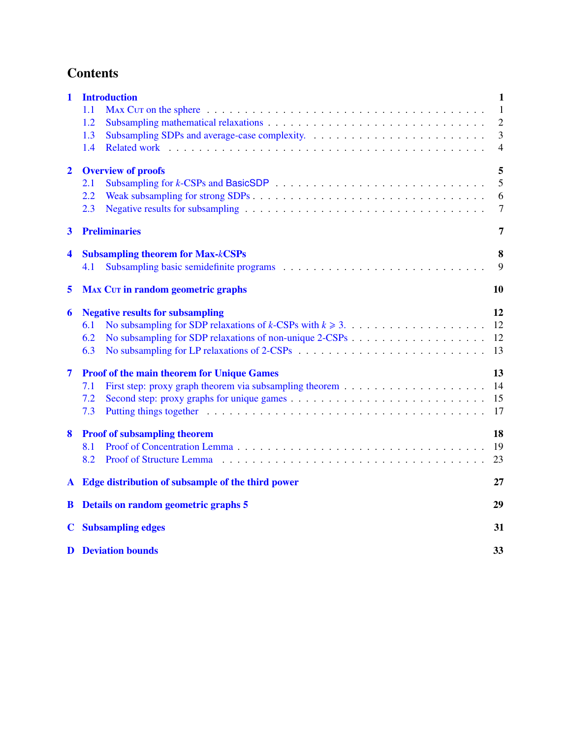# Contents

**1 Introduction** — **1**
- 1.1 Max Cut on the sphere — 1
- 1.2 Subsampling mathematical relaxations — 2
- 1.3 Subsampling SDPs and average-case complexity. — 3
- 1.4 Related work — 4

**2 Overview of proofs** — **5**
- 2.1 Subsampling for $k$-CSPs and BasicSDP — 5
- 2.2 Weak subsampling for strong SDPs — 6
- 2.3 Negative results for subsampling — 7

**3 Preliminaries** — **7**

**4 Subsampling theorem for Max-$k$CSPs** — **8**
- 4.1 Subsampling basic semidefinite programs — 9

**5 Max Cut in random geometric graphs** — **10**

**6 Negative results for subsampling** — **12**
- 6.1 No subsampling for SDP relaxations of $k$-CSPs with $k \geqslant 3$. — 12
- 6.2 No subsampling for SDP relaxations of non-unique 2-CSPs — 12
- 6.3 No subsampling for LP relaxations of 2-CSPs — 13

**7 Proof of the main theorem for Unique Games** — **13**
- 7.1 First step: proxy graph theorem via subsampling theorem — 14
- 7.2 Second step: proxy graphs for unique games — 15
- 7.3 Putting things together — 17

**8 Proof of subsampling theorem** — **18**
- 8.1 Proof of Concentration Lemma — 19
- 8.2 Proof of Structure Lemma — 23

**A Edge distribution of subsample of the third power** — **27**

**B Details on random geometric graphs 5** — **29**

**C Subsampling edges** — **31**

**D Deviation bounds** — **33**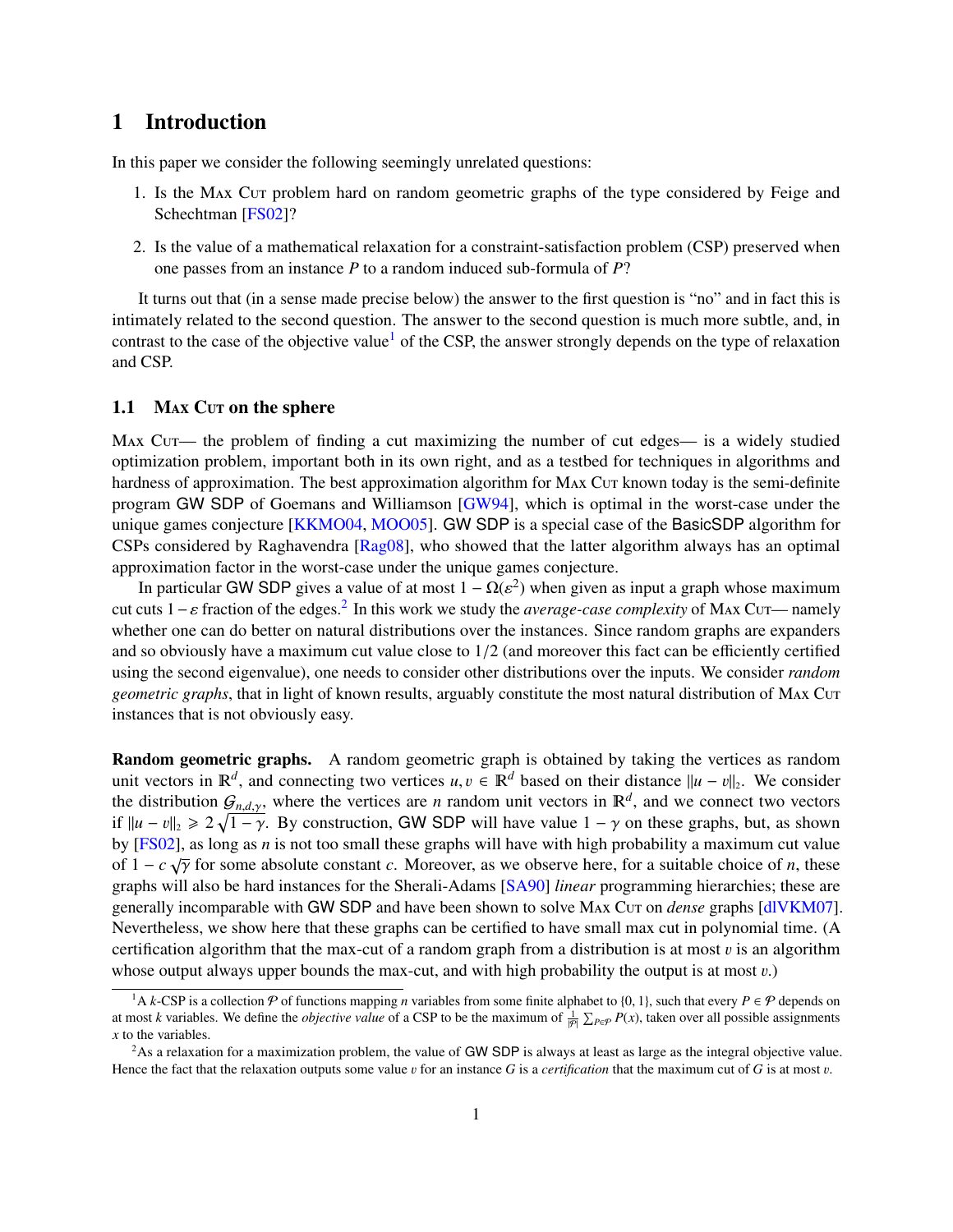# 1 Introduction

In this paper we consider the following seemingly unrelated questions:

1. Is the Max Cut problem hard on random geometric graphs of the type considered by Feige and Schechtman [FS02]?
2. Is the value of a mathematical relaxation for a constraint-satisfaction problem (CSP) preserved when one passes from an instance $P$ to a random induced sub-formula of $P$?

It turns out that (in a sense made precise below) the answer to the first question is "no" and in fact this is intimately related to the second question. The answer to the second question is much more subtle, and, in contrast to the case of the objective value[1] of the CSP, the answer strongly depends on the type of relaxation and CSP.

## 1.1 Max Cut on the sphere

Max Cut— the problem of finding a cut maximizing the number of cut edges— is a widely studied optimization problem, important both in its own right, and as a testbed for techniques in algorithms and hardness of approximation. The best approximation algorithm for Max Cut known today is the semi-definite program GW SDP of Goemans and Williamson [GW94], which is optimal in the worst-case under the unique games conjecture [KKMO04, MOO05]. GW SDP is a special case of the BasicSDP algorithm for CSPs considered by Raghavendra [Rag08], who showed that the latter algorithm always has an optimal approximation factor in the worst-case under the unique games conjecture.

In particular GW SDP gives a value of at most $1 - \Omega(\varepsilon^2)$ when given as input a graph whose maximum cut cuts $1-\varepsilon$ fraction of the edges.[2] In this work we study the *average-case complexity* of Max Cut— namely whether one can do better on natural distributions over the instances. Since random graphs are expanders and so obviously have a maximum cut value close to $1/2$ (and moreover this fact can be efficiently certified using the second eigenvalue), one needs to consider other distributions over the inputs. We consider *random geometric graphs*, that in light of known results, arguably constitute the most natural distribution of Max Cut instances that is not obviously easy.

**Random geometric graphs.** A random geometric graph is obtained by taking the vertices as random unit vectors in $\mathbb{R}^d$, and connecting two vertices $u, v \in \mathbb{R}^d$ based on their distance $\|u - v\|_2$. We consider the distribution $\mathcal{G}_{n,d,\gamma}$, where the vertices are $n$ random unit vectors in $\mathbb{R}^d$, and we connect two vectors if $\|u - v\|_2 \geqslant 2\sqrt{1-\gamma}$. By construction, GW SDP will have value $1 - \gamma$ on these graphs, but, as shown by [FS02], as long as $n$ is not too small these graphs will have with high probability a maximum cut value of $1 - c\sqrt{\gamma}$ for some absolute constant $c$. Moreover, as we observe here, for a suitable choice of $n$, these graphs will also be hard instances for the Sherali-Adams [SA90] *linear* programming hierarchies; these are generally incomparable with GW SDP and have been shown to solve Max Cut on *dense* graphs [dlVKM07]. Nevertheless, we show here that these graphs can be certified to have small max cut in polynomial time. (A certification algorithm that the max-cut of a random graph from a distribution is at most $v$ is an algorithm whose output always upper bounds the max-cut, and with high probability the output is at most $v$.)

---

[1] A $k$-CSP is a collection $\mathcal{P}$ of functions mapping $n$ variables from some finite alphabet to $\{0, 1\}$, such that every $P \in \mathcal{P}$ depends on at most $k$ variables. We define the *objective value* of a CSP to be the maximum of $\frac{1}{|\mathcal{P}|}\sum_{P\in\mathcal{P}} P(x)$, taken over all possible assignments $x$ to the variables.

[2] As a relaxation for a maximization problem, the value of GW SDP is always at least as large as the integral objective value. Hence the fact that the relaxation outputs some value $v$ for an instance $G$ is a *certification* that the maximum cut of $G$ is at most $v$.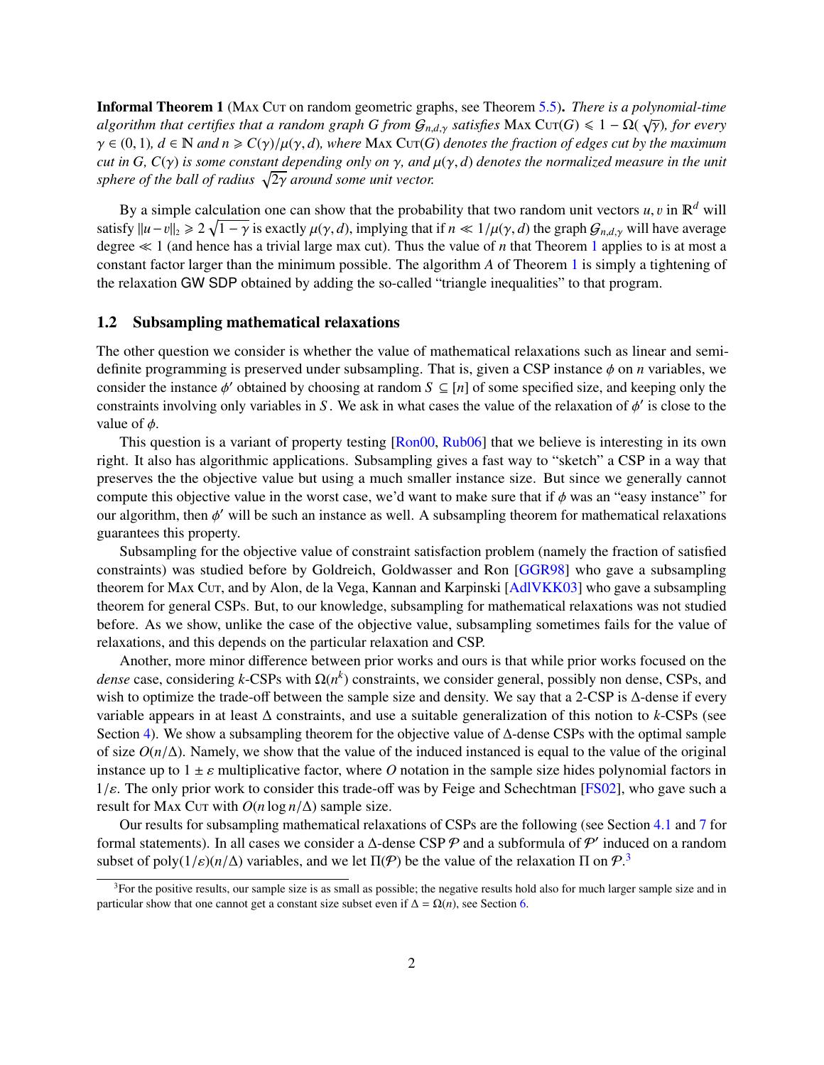**Informal Theorem 1** (Max Cut on random geometric graphs, see Theorem 5.5). *There is a polynomial-time algorithm that certifies that a random graph $G$ from $\mathcal{G}_{n,d,\gamma}$ satisfies* Max Cut$(G) \leqslant 1 - \Omega(\sqrt{\gamma})$*, for every $\gamma \in (0, 1)$, $d \in \mathbb{N}$ and $n \geqslant C(\gamma)/\mu(\gamma, d)$, where* Max Cut$(G)$ *denotes the fraction of edges cut by the maximum cut in $G$, $C(\gamma)$ is some constant depending only on $\gamma$, and $\mu(\gamma, d)$ denotes the normalized measure in the unit sphere of the ball of radius $\sqrt{2\gamma}$ around some unit vector.*

By a simple calculation one can show that the probability that two random unit vectors $u, v$ in $\mathbb{R}^d$ will satisfy $\|u - v\|_2 \geqslant 2\sqrt{1-\gamma}$ is exactly $\mu(\gamma, d)$, implying that if $n \ll 1/\mu(\gamma, d)$ the graph $\mathcal{G}_{n,d,\gamma}$ will have average degree $\ll 1$ (and hence has a trivial large max cut). Thus the value of $n$ that Theorem 1 applies to is at most a constant factor larger than the minimum possible. The algorithm $A$ of Theorem 1 is simply a tightening of the relaxation GW SDP obtained by adding the so-called "triangle inequalities" to that program.

## 1.2 Subsampling mathematical relaxations

The other question we consider is whether the value of mathematical relaxations such as linear and semi-definite programming is preserved under subsampling. That is, given a CSP instance $\phi$ on $n$ variables, we consider the instance $\phi'$ obtained by choosing at random $S \subseteq [n]$ of some specified size, and keeping only the constraints involving only variables in $S$. We ask in what cases the value of the relaxation of $\phi'$ is close to the value of $\phi$.

This question is a variant of property testing [Ron00, Rub06] that we believe is interesting in its own right. It also has algorithmic applications. Subsampling gives a fast way to "sketch" a CSP in a way that preserves the the objective value but using a much smaller instance size. But since we generally cannot compute this objective value in the worst case, we'd want to make sure that if $\phi$ was an "easy instance" for our algorithm, then $\phi'$ will be such an instance as well. A subsampling theorem for mathematical relaxations guarantees this property.

Subsampling for the objective value of constraint satisfaction problem (namely the fraction of satisfied constraints) was studied before by Goldreich, Goldwasser and Ron [GGR98] who gave a subsampling theorem for Max Cut, and by Alon, de la Vega, Kannan and Karpinski [AdlVKK03] who gave a subsampling theorem for general CSPs. But, to our knowledge, subsampling for mathematical relaxations was not studied before. As we show, unlike the case of the objective value, subsampling sometimes fails for the value of relaxations, and this depends on the particular relaxation and CSP.

Another, more minor difference between prior works and ours is that while prior works focused on the *dense* case, considering $k$-CSPs with $\Omega(n^k)$ constraints, we consider general, possibly non dense, CSPs, and wish to optimize the trade-off between the sample size and density. We say that a 2-CSP is $\Delta$-dense if every variable appears in at least $\Delta$ constraints, and use a suitable generalization of this notion to $k$-CSPs (see Section 4). We show a subsampling theorem for the objective value of $\Delta$-dense CSPs with the optimal sample of size $O(n/\Delta)$. Namely, we show that the value of the induced instanced is equal to the value of the original instance up to $1 \pm \varepsilon$ multiplicative factor, where $O$ notation in the sample size hides polynomial factors in $1/\varepsilon$. The only prior work to consider this trade-off was by Feige and Schechtman [FS02], who gave such a result for Max Cut with $O(n \log n/\Delta)$ sample size.

Our results for subsampling mathematical relaxations of CSPs are the following (see Section 4.1 and 7 for formal statements). In all cases we consider a $\Delta$-dense CSP $\mathcal{P}$ and a subformula of $\mathcal{P}'$ induced on a random subset of $\mathrm{poly}(1/\varepsilon)(n/\Delta)$ variables, and we let $\Pi(\mathcal{P})$ be the value of the relaxation $\Pi$ on $\mathcal{P}$.[3]

[3]For the positive results, our sample size is as small as possible; the negative results hold also for much larger sample size and in particular show that one cannot get a constant size subset even if $\Delta = \Omega(n)$, see Section 6.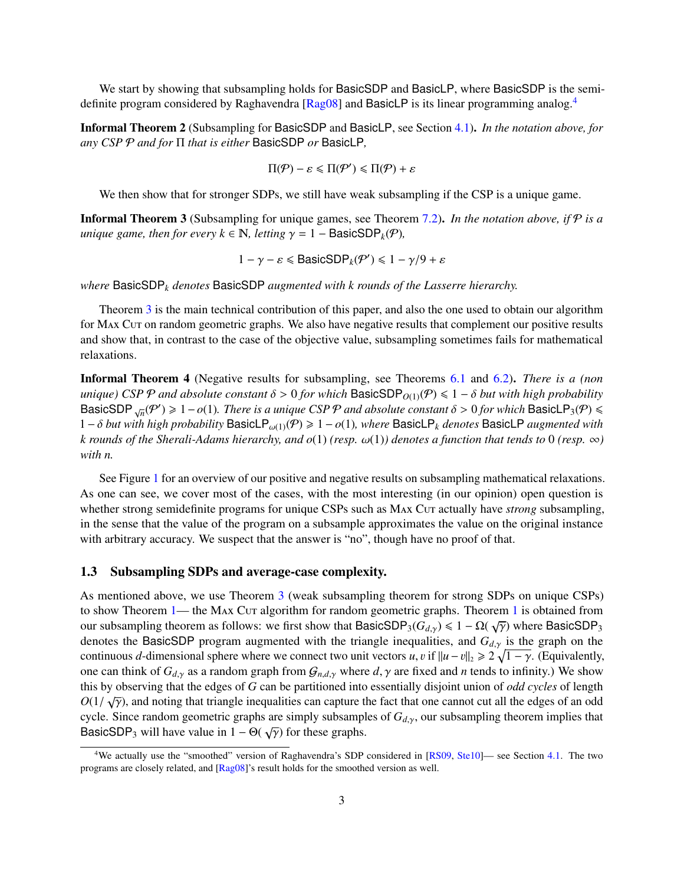We start by showing that subsampling holds for BasicSDP and BasicLP, where BasicSDP is the semi-definite program considered by Raghavendra [Rag08] and BasicLP is its linear programming analog.[4]

**Informal Theorem 2** (Subsampling for BasicSDP and BasicLP, see Section 4.1)**.** *In the notation above, for any CSP $\mathcal{P}$ and for $\Pi$ that is either* BasicSDP *or* BasicLP*,*

$$\Pi(\mathcal{P}) - \varepsilon \leqslant \Pi(\mathcal{P}') \leqslant \Pi(\mathcal{P}) + \varepsilon$$

We then show that for stronger SDPs, we still have weak subsampling if the CSP is a unique game.

**Informal Theorem 3** (Subsampling for unique games, see Theorem 7.2)**.** *In the notation above, if $\mathcal{P}$ is a unique game, then for every $k \in \mathbb{N}$, letting $\gamma = 1 - \mathsf{BasicSDP}_k(\mathcal{P})$,*

$$1 - \gamma - \varepsilon \leqslant \mathsf{BasicSDP}_k(\mathcal{P}') \leqslant 1 - \gamma/9 + \varepsilon$$

*where $\mathsf{BasicSDP}_k$ denotes* BasicSDP *augmented with $k$ rounds of the Lasserre hierarchy.*

Theorem 3 is the main technical contribution of this paper, and also the one used to obtain our algorithm for Max Cut on random geometric graphs. We also have negative results that complement our positive results and show that, in contrast to the case of the objective value, subsampling sometimes fails for mathematical relaxations.

**Informal Theorem 4** (Negative results for subsampling, see Theorems 6.1 and 6.2)**.** *There is a (non unique) CSP $\mathcal{P}$ and absolute constant $\delta > 0$ for which $\mathsf{BasicSDP}_{O(1)}(\mathcal{P}) \leqslant 1 - \delta$ but with high probability $\mathsf{BasicSDP}_{\sqrt{n}}(\mathcal{P}') \geqslant 1 - o(1)$. There is a unique CSP $\mathcal{P}$ and absolute constant $\delta > 0$ for which $\mathsf{BasicLP}_3(\mathcal{P}) \leqslant 1 - \delta$ but with high probability $\mathsf{BasicLP}_{\omega(1)}(\mathcal{P}) \geqslant 1 - o(1)$, where $\mathsf{BasicLP}_k$ denotes* BasicLP *augmented with $k$ rounds of the Sherali-Adams hierarchy, and $o(1)$ (resp. $\omega(1)$) denotes a function that tends to $0$ (resp. $\infty$) with $n$.*

See Figure 1 for an overview of our positive and negative results on subsampling mathematical relaxations. As one can see, we cover most of the cases, with the most interesting (in our opinion) open question is whether strong semidefinite programs for unique CSPs such as Max Cut actually have *strong* subsampling, in the sense that the value of the program on a subsample approximates the value on the original instance with arbitrary accuracy. We suspect that the answer is "no", though have no proof of that.

### 1.3 Subsampling SDPs and average-case complexity.

As mentioned above, we use Theorem 3 (weak subsampling theorem for strong SDPs on unique CSPs) to show Theorem 1— the Max Cut algorithm for random geometric graphs. Theorem 1 is obtained from our subsampling theorem as follows: we first show that $\mathsf{BasicSDP}_3(G_{d,\gamma}) \leqslant 1 - \Omega(\sqrt{\gamma})$ where $\mathsf{BasicSDP}_3$ denotes the BasicSDP program augmented with the triangle inequalities, and $G_{d,\gamma}$ is the graph on the continuous $d$-dimensional sphere where we connect two unit vectors $u, v$ if $\|u - v\|_2 \geqslant 2\sqrt{1-\gamma}$. (Equivalently, one can think of $G_{d,\gamma}$ as a random graph from $\mathcal{G}_{n,d,\gamma}$ where $d, \gamma$ are fixed and $n$ tends to infinity.) We show this by observing that the edges of $G$ can be partitioned into essentially disjoint union of *odd cycles* of length $O(1/\sqrt{\gamma})$, and noting that triangle inequalities can capture the fact that one cannot cut all the edges of an odd cycle. Since random geometric graphs are simply subsamples of $G_{d,\gamma}$, our subsampling theorem implies that $\mathsf{BasicSDP}_3$ will have value in $1 - \Theta(\sqrt{\gamma})$ for these graphs.

[4] We actually use the "smoothed" version of Raghavendra's SDP considered in [RS09, Ste10]— see Section 4.1. The two programs are closely related, and [Rag08]'s result holds for the smoothed version as well.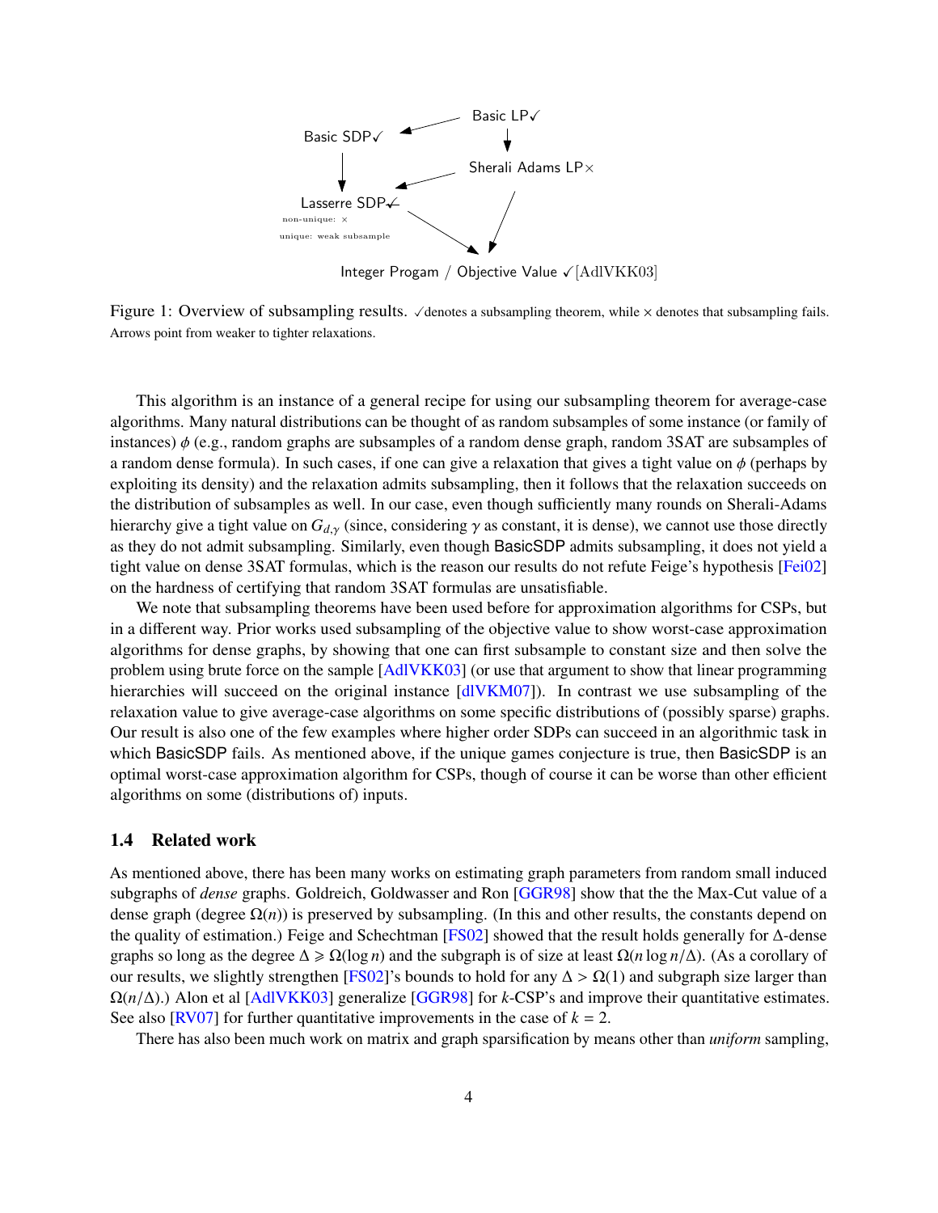Basic SDP✓ ← Basic LP✓

Basic LP✓ → Sherali Adams LP×

Basic SDP✓ → Lasserre SDP✓

Sherali Adams LP× → Lasserre SDP✓

Lasserre SDP✓ (non-unique: ×; unique: weak subsample) → Integer Progam / Objective Value ✓[AdlVKK03]

Sherali Adams LP× → Integer Progam / Objective Value ✓[AdlVKK03]

Figure 1: Overview of subsampling results. ✓denotes a subsampling theorem, while × denotes that subsampling fails. Arrows point from weaker to tighter relaxations.

This algorithm is an instance of a general recipe for using our subsampling theorem for average-case algorithms. Many natural distributions can be thought of as random subsamples of some instance (or family of instances) $\phi$ (e.g., random graphs are subsamples of a random dense graph, random 3SAT are subsamples of a random dense formula). In such cases, if one can give a relaxation that gives a tight value on $\phi$ (perhaps by exploiting its density) and the relaxation admits subsampling, then it follows that the relaxation succeeds on the distribution of subsamples as well. In our case, even though sufficiently many rounds on Sherali-Adams hierarchy give a tight value on $G_{d,\gamma}$ (since, considering $\gamma$ as constant, it is dense), we cannot use those directly as they do not admit subsampling. Similarly, even though BasicSDP admits subsampling, it does not yield a tight value on dense 3SAT formulas, which is the reason our results do not refute Feige's hypothesis [Fei02] on the hardness of certifying that random 3SAT formulas are unsatisfiable.

We note that subsampling theorems have been used before for approximation algorithms for CSPs, but in a different way. Prior works used subsampling of the objective value to show worst-case approximation algorithms for dense graphs, by showing that one can first subsample to constant size and then solve the problem using brute force on the sample [AdlVKK03] (or use that argument to show that linear programming hierarchies will succeed on the original instance [dlVKM07]). In contrast we use subsampling of the relaxation value to give average-case algorithms on some specific distributions of (possibly sparse) graphs. Our result is also one of the few examples where higher order SDPs can succeed in an algorithmic task in which BasicSDP fails. As mentioned above, if the unique games conjecture is true, then BasicSDP is an optimal worst-case approximation algorithm for CSPs, though of course it can be worse than other efficient algorithms on some (distributions of) inputs.

### 1.4 Related work

As mentioned above, there has been many works on estimating graph parameters from random small induced subgraphs of *dense* graphs. Goldreich, Goldwasser and Ron [GGR98] show that the the Max-Cut value of a dense graph (degree $\Omega(n)$) is preserved by subsampling. (In this and other results, the constants depend on the quality of estimation.) Feige and Schechtman [FS02] showed that the result holds generally for $\Delta$-dense graphs so long as the degree $\Delta \geqslant \Omega(\log n)$ and the subgraph is of size at least $\Omega(n \log n/\Delta)$. (As a corollary of our results, we slightly strengthen [FS02]'s bounds to hold for any $\Delta > \Omega(1)$ and subgraph size larger than $\Omega(n/\Delta)$.) Alon et al [AdlVKK03] generalize [GGR98] for $k$-CSP's and improve their quantitative estimates. See also [RV07] for further quantitative improvements in the case of $k = 2$.

There has also been much work on matrix and graph sparsification by means other than *uniform* sampling,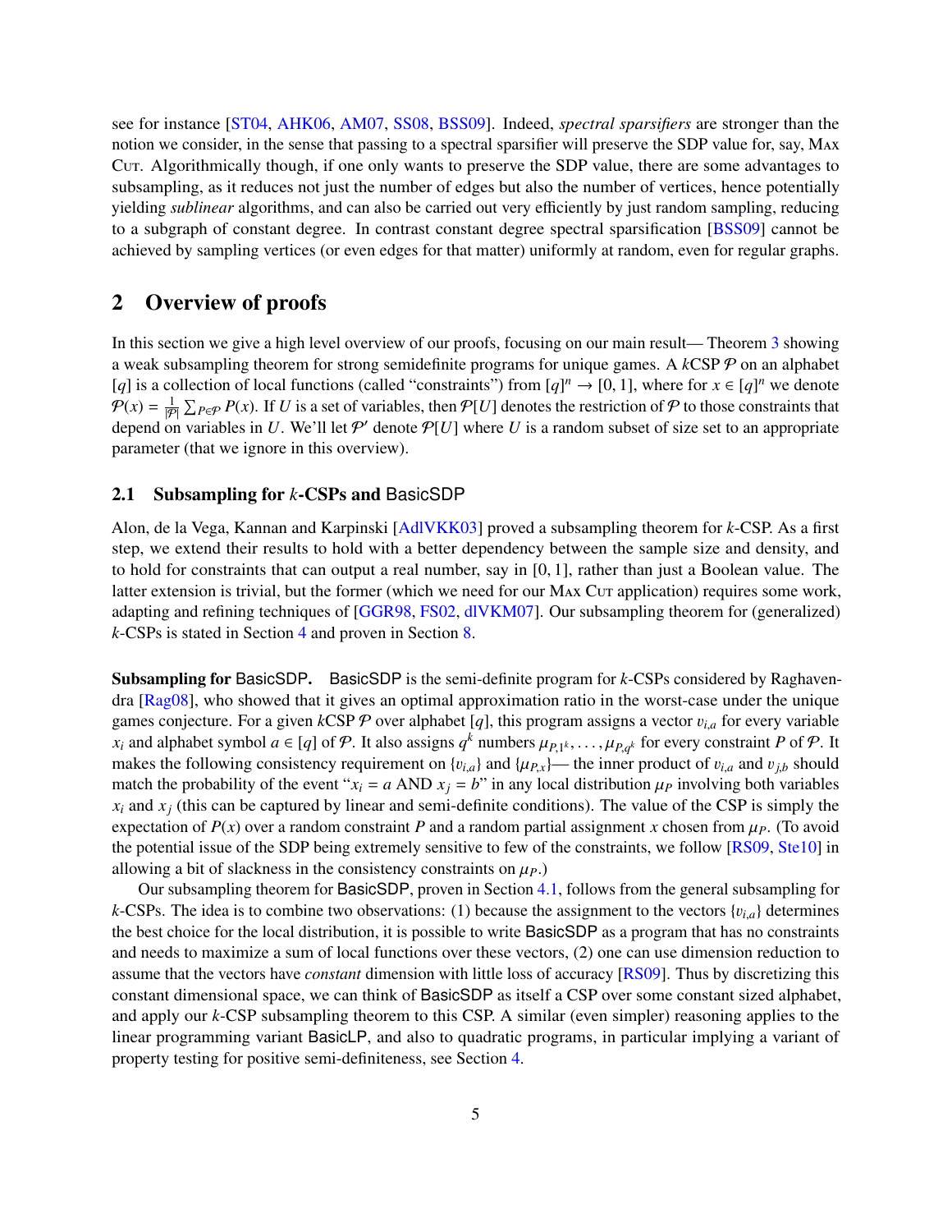see for instance [ST04, AHK06, AM07, SS08, BSS09]. Indeed, *spectral sparsifiers* are stronger than the notion we consider, in the sense that passing to a spectral sparsifier will preserve the SDP value for, say, Max Cut. Algorithmically though, if one only wants to preserve the SDP value, there are some advantages to subsampling, as it reduces not just the number of edges but also the number of vertices, hence potentially yielding *sublinear* algorithms, and can also be carried out very efficiently by just random sampling, reducing to a subgraph of constant degree. In contrast constant degree spectral sparsification [BSS09] cannot be achieved by sampling vertices (or even edges for that matter) uniformly at random, even for regular graphs.

# 2 Overview of proofs

In this section we give a high level overview of our proofs, focusing on our main result— Theorem 3 showing a weak subsampling theorem for strong semidefinite programs for unique games. A $k$CSP $\mathcal{P}$ on an alphabet $[q]$ is a collection of local functions (called "constraints") from $[q]^n \to [0,1]$, where for $x \in [q]^n$ we denote $\mathcal{P}(x) = \frac{1}{|\mathcal{P}|}\sum_{P\in\mathcal{P}} P(x)$. If $U$ is a set of variables, then $\mathcal{P}[U]$ denotes the restriction of $\mathcal{P}$ to those constraints that depend on variables in $U$. We'll let $\mathcal{P}'$ denote $\mathcal{P}[U]$ where $U$ is a random subset of size set to an appropriate parameter (that we ignore in this overview).

## 2.1 Subsampling for $k$-CSPs and BasicSDP

Alon, de la Vega, Kannan and Karpinski [AdlVKK03] proved a subsampling theorem for $k$-CSP. As a first step, we extend their results to hold with a better dependency between the sample size and density, and to hold for constraints that can output a real number, say in $[0,1]$, rather than just a Boolean value. The latter extension is trivial, but the former (which we need for our Max Cut application) requires some work, adapting and refining techniques of [GGR98, FS02, dlVKM07]. Our subsampling theorem for (generalized) $k$-CSPs is stated in Section 4 and proven in Section 8.

**Subsampling for BasicSDP.** BasicSDP is the semi-definite program for $k$-CSPs considered by Raghavendra [Rag08], who showed that it gives an optimal approximation ratio in the worst-case under the unique games conjecture. For a given $k$CSP $\mathcal{P}$ over alphabet $[q]$, this program assigns a vector $v_{i,a}$ for every variable $x_i$ and alphabet symbol $a \in [q]$ of $\mathcal{P}$. It also assigns $q^k$ numbers $\mu_{P,1^k}, \ldots, \mu_{P,q^k}$ for every constraint $P$ of $\mathcal{P}$. It makes the following consistency requirement on $\{v_{i,a}\}$ and $\{\mu_{P,x}\}$— the inner product of $v_{i,a}$ and $v_{j,b}$ should match the probability of the event "$x_i = a$ AND $x_j = b$" in any local distribution $\mu_P$ involving both variables $x_i$ and $x_j$ (this can be captured by linear and semi-definite conditions). The value of the CSP is simply the expectation of $P(x)$ over a random constraint $P$ and a random partial assignment $x$ chosen from $\mu_P$. (To avoid the potential issue of the SDP being extremely sensitive to few of the constraints, we follow [RS09, Ste10] in allowing a bit of slackness in the consistency constraints on $\mu_P$.)

Our subsampling theorem for BasicSDP, proven in Section 4.1, follows from the general subsampling for $k$-CSPs. The idea is to combine two observations: (1) because the assignment to the vectors $\{v_{i,a}\}$ determines the best choice for the local distribution, it is possible to write BasicSDP as a program that has no constraints and needs to maximize a sum of local functions over these vectors, (2) one can use dimension reduction to assume that the vectors have *constant* dimension with little loss of accuracy [RS09]. Thus by discretizing this constant dimensional space, we can think of BasicSDP as itself a CSP over some constant sized alphabet, and apply our $k$-CSP subsampling theorem to this CSP. A similar (even simpler) reasoning applies to the linear programming variant BasicLP, and also to quadratic programs, in particular implying a variant of property testing for positive semi-definiteness, see Section 4.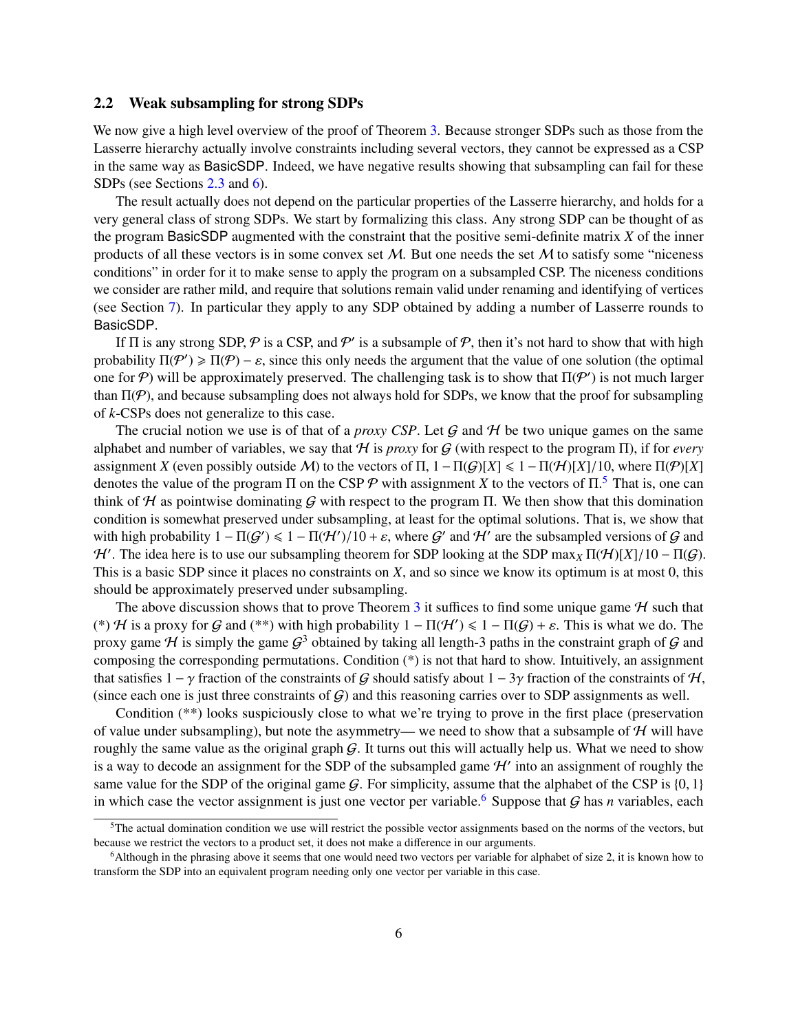### 2.2 Weak subsampling for strong SDPs

We now give a high level overview of the proof of Theorem 3. Because stronger SDPs such as those from the Lasserre hierarchy actually involve constraints including several vectors, they cannot be expressed as a CSP in the same way as BasicSDP. Indeed, we have negative results showing that subsampling can fail for these SDPs (see Sections 2.3 and 6).

The result actually does not depend on the particular properties of the Lasserre hierarchy, and holds for a very general class of strong SDPs. We start by formalizing this class. Any strong SDP can be thought of as the program BasicSDP augmented with the constraint that the positive semi-definite matrix $X$ of the inner products of all these vectors is in some convex set $\mathcal{M}$. But one needs the set $\mathcal{M}$ to satisfy some "niceness conditions" in order for it to make sense to apply the program on a subsampled CSP. The niceness conditions we consider are rather mild, and require that solutions remain valid under renaming and identifying of vertices (see Section 7). In particular they apply to any SDP obtained by adding a number of Lasserre rounds to BasicSDP.

If $\Pi$ is any strong SDP, $\mathcal{P}$ is a CSP, and $\mathcal{P}'$ is a subsample of $\mathcal{P}$, then it's not hard to show that with high probability $\Pi(\mathcal{P}') \geqslant \Pi(\mathcal{P}) - \varepsilon$, since this only needs the argument that the value of one solution (the optimal one for $\mathcal{P}$) will be approximately preserved. The challenging task is to show that $\Pi(\mathcal{P}')$ is not much larger than $\Pi(\mathcal{P})$, and because subsampling does not always hold for SDPs, we know that the proof for subsampling of $k$-CSPs does not generalize to this case.

The crucial notion we use is of that of a *proxy CSP*. Let $\mathcal{G}$ and $\mathcal{H}$ be two unique games on the same alphabet and number of variables, we say that $\mathcal{H}$ is *proxy* for $\mathcal{G}$ (with respect to the program $\Pi$), if for *every* assignment $X$ (even possibly outside $\mathcal{M}$) to the vectors of $\Pi$, $1 - \Pi(\mathcal{G})[X] \leqslant 1 - \Pi(\mathcal{H})[X]/10$, where $\Pi(\mathcal{P})[X]$ denotes the value of the program $\Pi$ on the CSP $\mathcal{P}$ with assignment $X$ to the vectors of $\Pi$.[5] That is, one can think of $\mathcal{H}$ as pointwise dominating $\mathcal{G}$ with respect to the program $\Pi$. We then show that this domination condition is somewhat preserved under subsampling, at least for the optimal solutions. That is, we show that with high probability $1 - \Pi(\mathcal{G}') \leqslant 1 - \Pi(\mathcal{H}')/10 + \varepsilon$, where $\mathcal{G}'$ and $\mathcal{H}'$ are the subsampled versions of $\mathcal{G}$ and $\mathcal{H}'$. The idea here is to use our subsampling theorem for SDP looking at the SDP $\max_X \Pi(\mathcal{H})[X]/10 - \Pi(\mathcal{G})$. This is a basic SDP since it places no constraints on $X$, and so since we know its optimum is at most 0, this should be approximately preserved under subsampling.

The above discussion shows that to prove Theorem 3 it suffices to find some unique game $\mathcal{H}$ such that (*) $\mathcal{H}$ is a proxy for $\mathcal{G}$ and (**) with high probability $1 - \Pi(\mathcal{H}') \leqslant 1 - \Pi(\mathcal{G}) + \varepsilon$. This is what we do. The proxy game $\mathcal{H}$ is simply the game $\mathcal{G}^3$ obtained by taking all length-3 paths in the constraint graph of $\mathcal{G}$ and composing the corresponding permutations. Condition (*) is not that hard to show. Intuitively, an assignment that satisfies $1 - \gamma$ fraction of the constraints of $\mathcal{G}$ should satisfy about $1 - 3\gamma$ fraction of the constraints of $\mathcal{H}$, (since each one is just three constraints of $\mathcal{G}$) and this reasoning carries over to SDP assignments as well.

Condition (**) looks suspiciously close to what we're trying to prove in the first place (preservation of value under subsampling), but note the asymmetry— we need to show that a subsample of $\mathcal{H}$ will have roughly the same value as the original graph $\mathcal{G}$. It turns out this will actually help us. What we need to show is a way to decode an assignment for the SDP of the subsampled game $\mathcal{H}'$ into an assignment of roughly the same value for the SDP of the original game $\mathcal{G}$. For simplicity, assume that the alphabet of the CSP is $\{0, 1\}$ in which case the vector assignment is just one vector per variable.[6] Suppose that $\mathcal{G}$ has $n$ variables, each

[5] The actual domination condition we use will restrict the possible vector assignments based on the norms of the vectors, but because we restrict the vectors to a product set, it does not make a difference in our arguments.

[6] Although in the phrasing above it seems that one would need two vectors per variable for alphabet of size 2, it is known how to transform the SDP into an equivalent program needing only one vector per variable in this case.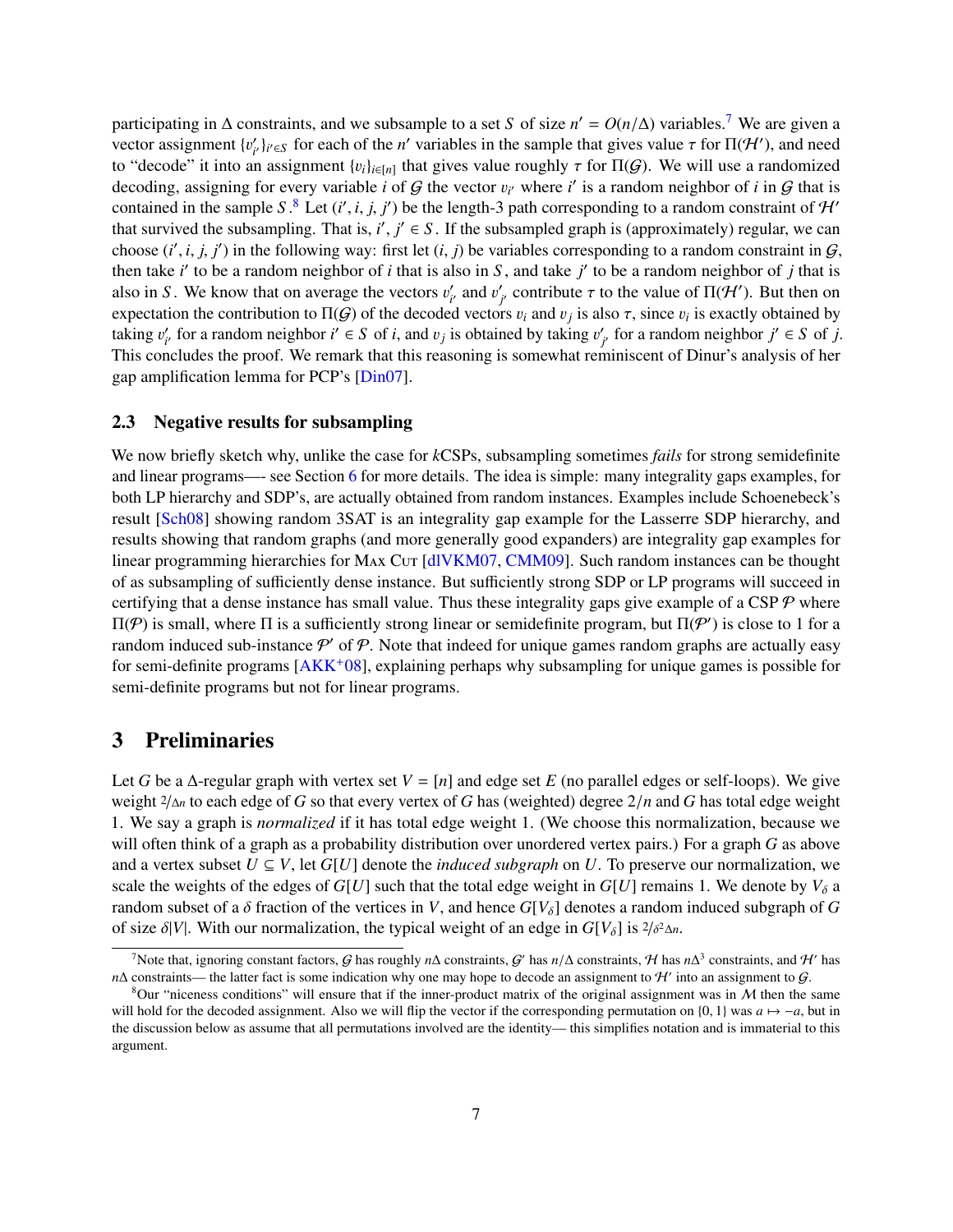participating in $\Delta$ constraints, and we subsample to a set $S$ of size $n' = O(n/\Delta)$ variables.[7] We are given a vector assignment $\{v'_{i'}\}_{i' \in S}$ for each of the $n'$ variables in the sample that gives value $\tau$ for $\Pi(\mathcal{H}')$, and need to "decode" it into an assignment $\{v_i\}_{i\in[n]}$ that gives value roughly $\tau$ for $\Pi(\mathcal{G})$. We will use a randomized decoding, assigning for every variable $i$ of $\mathcal{G}$ the vector $v_{i'}$ where $i'$ is a random neighbor of $i$ in $\mathcal{G}$ that is contained in the sample $S$.[8] Let $(i', i, j, j')$ be the length-3 path corresponding to a random constraint of $\mathcal{H}'$ that survived the subsampling. That is, $i', j' \in S$. If the subsampled graph is (approximately) regular, we can choose $(i', i, j, j')$ in the following way: first let $(i, j)$ be variables corresponding to a random constraint in $\mathcal{G}$, then take $i'$ to be a random neighbor of $i$ that is also in $S$, and take $j'$ to be a random neighbor of $j$ that is also in $S$. We know that on average the vectors $v'_{i'}$ and $v'_{j'}$ contribute $\tau$ to the value of $\Pi(\mathcal{H}')$. But then on expectation the contribution to $\Pi(\mathcal{G})$ of the decoded vectors $v_i$ and $v_j$ is also $\tau$, since $v_i$ is exactly obtained by taking $v'_{i'}$ for a random neighbor $i' \in S$ of $i$, and $v_j$ is obtained by taking $v'_{j'}$ for a random neighbor $j' \in S$ of $j$. This concludes the proof. We remark that this reasoning is somewhat reminiscent of Dinur's analysis of her gap amplification lemma for PCP's [Din07].

### 2.3 Negative results for subsampling

We now briefly sketch why, unlike the case for $k$CSPs, subsampling sometimes *fails* for strong semidefinite and linear programs—- see Section 6 for more details. The idea is simple: many integrality gaps examples, for both LP hierarchy and SDP's, are actually obtained from random instances. Examples include Schoenebeck's result [Sch08] showing random 3SAT is an integrality gap example for the Lasserre SDP hierarchy, and results showing that random graphs (and more generally good expanders) are integrality gap examples for linear programming hierarchies for Max Cut [dlVKM07, CMM09]. Such random instances can be thought of as subsampling of sufficiently dense instance. But sufficiently strong SDP or LP programs will succeed in certifying that a dense instance has small value. Thus these integrality gaps give example of a CSP $\mathcal{P}$ where $\Pi(\mathcal{P})$ is small, where $\Pi$ is a sufficiently strong linear or semidefinite program, but $\Pi(\mathcal{P}')$ is close to 1 for a random induced sub-instance $\mathcal{P}'$ of $\mathcal{P}$. Note that indeed for unique games random graphs are actually easy for semi-definite programs [AKK+08], explaining perhaps why subsampling for unique games is possible for semi-definite programs but not for linear programs.

## 3 Preliminaries

Let $G$ be a $\Delta$-regular graph with vertex set $V = [n]$ and edge set $E$ (no parallel edges or self-loops). We give weight $2/\Delta n$ to each edge of $G$ so that every vertex of $G$ has (weighted) degree $2/n$ and $G$ has total edge weight 1. We say a graph is *normalized* if it has total edge weight 1. (We choose this normalization, because we will often think of a graph as a probability distribution over unordered vertex pairs.) For a graph $G$ as above and a vertex subset $U \subseteq V$, let $G[U]$ denote the *induced subgraph* on $U$. To preserve our normalization, we scale the weights of the edges of $G[U]$ such that the total edge weight in $G[U]$ remains 1. We denote by $V_\delta$ a random subset of a $\delta$ fraction of the vertices in $V$, and hence $G[V_\delta]$ denotes a random induced subgraph of $G$ of size $\delta|V|$. With our normalization, the typical weight of an edge in $G[V_\delta]$ is $2/\delta^2\Delta n$.

---

[7] Note that, ignoring constant factors, $\mathcal{G}$ has roughly $n\Delta$ constraints, $\mathcal{G}'$ has $n/\Delta$ constraints, $\mathcal{H}$ has $n\Delta^3$ constraints, and $\mathcal{H}'$ has $n\Delta$ constraints— the latter fact is some indication why one may hope to decode an assignment to $\mathcal{H}'$ into an assignment to $\mathcal{G}$.

[8] Our "niceness conditions" will ensure that if the inner-product matrix of the original assignment was in $\mathcal{M}$ then the same will hold for the decoded assignment. Also we will flip the vector if the corresponding permutation on $\{0, 1\}$ was $a \mapsto -a$, but in the discussion below as assume that all permutations involved are the identity— this simplifies notation and is immaterial to this argument.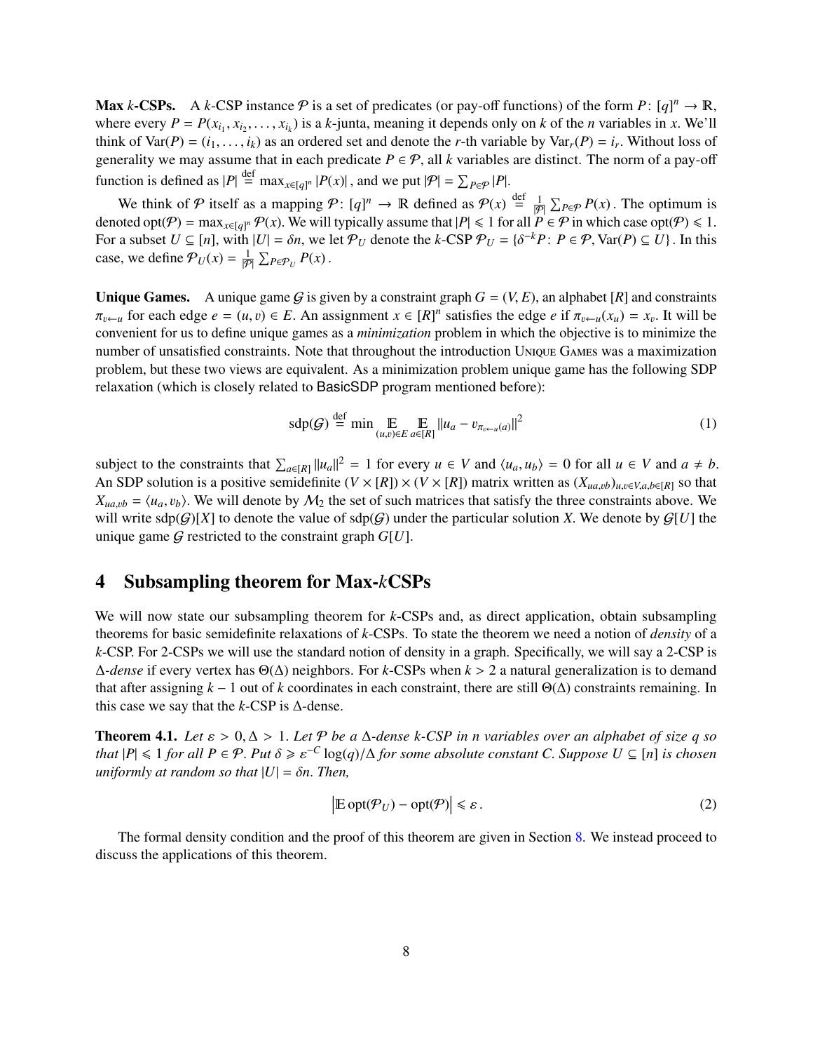**Max $k$-CSPs.** A $k$-CSP instance $\mathcal{P}$ is a set of predicates (or pay-off functions) of the form $P\colon [q]^n \to \mathbb{R}$, where every $P = P(x_{i_1}, x_{i_2}, \ldots, x_{i_k})$ is a $k$-junta, meaning it depends only on $k$ of the $n$ variables in $x$. We'll think of $\mathrm{Var}(P) = (i_1, \ldots, i_k)$ as an ordered set and denote the $r$-th variable by $\mathrm{Var}_r(P) = i_r$. Without loss of generality we may assume that in each predicate $P \in \mathcal{P}$, all $k$ variables are distinct. The norm of a pay-off function is defined as $|P| \stackrel{\text{def}}{=} \max_{x\in[q]^n} |P(x)|$, and we put $|\mathcal{P}| = \sum_{P\in\mathcal{P}} |P|$.

We think of $\mathcal{P}$ itself as a mapping $\mathcal{P}\colon [q]^n \to \mathbb{R}$ defined as $\mathcal{P}(x) \stackrel{\text{def}}{=} \frac{1}{|\mathcal{P}|}\sum_{P\in\mathcal{P}} P(x)$. The optimum is denoted $\mathrm{opt}(\mathcal{P}) = \max_{x\in[q]^n} \mathcal{P}(x)$. We will typically assume that $|P| \leqslant 1$ for all $P \in \mathcal{P}$ in which case $\mathrm{opt}(\mathcal{P}) \leqslant 1$. For a subset $U \subseteq [n]$, with $|U| = \delta n$, we let $\mathcal{P}_U$ denote the $k$-CSP $\mathcal{P}_U = \{\delta^{-k}P \colon P \in \mathcal{P}, \mathrm{Var}(P) \subseteq U\}$. In this case, we define $\mathcal{P}_U(x) = \frac{1}{|\mathcal{P}|}\sum_{P\in\mathcal{P}_U} P(x)$.

**Unique Games.** A unique game $\mathcal{G}$ is given by a constraint graph $G = (V, E)$, an alphabet $[R]$ and constraints $\pi_{v\leftarrow u}$ for each edge $e = (u, v) \in E$. An assignment $x \in [R]^n$ satisfies the edge $e$ if $\pi_{v\leftarrow u}(x_u) = x_v$. It will be convenient for us to define unique games as a *minimization* problem in which the objective is to minimize the number of unsatisfied constraints. Note that throughout the introduction Unique Games was a maximization problem, but these two views are equivalent. As a minimization problem unique game has the following SDP relaxation (which is closely related to BasicSDP program mentioned before):

$$\mathrm{sdp}(\mathcal{G}) \stackrel{\text{def}}{=} \min \mathop{\mathbb{E}}_{(u,v)\in E} \mathop{\mathbb{E}}_{a\in[R]} \|u_a - v_{\pi_{v\leftarrow u}(a)}\|^2 \tag{1}$$

subject to the constraints that $\sum_{a\in[R]} \|u_a\|^2 = 1$ for every $u \in V$ and $\langle u_a, u_b\rangle = 0$ for all $u \in V$ and $a \neq b$. An SDP solution is a positive semidefinite $(V \times [R]) \times (V \times [R])$ matrix written as $(X_{ua,vb})_{u,v\in V, a,b\in[R]}$ so that $X_{ua,vb} = \langle u_a, v_b\rangle$. We will denote by $\mathcal{M}_2$ the set of such matrices that satisfy the three constraints above. We will write $\mathrm{sdp}(\mathcal{G})[X]$ to denote the value of $\mathrm{sdp}(\mathcal{G})$ under the particular solution $X$. We denote by $\mathcal{G}[U]$ the unique game $\mathcal{G}$ restricted to the constraint graph $G[U]$.

# 4 Subsampling theorem for Max-$k$CSPs

We will now state our subsampling theorem for $k$-CSPs and, as direct application, obtain subsampling theorems for basic semidefinite relaxations of $k$-CSPs. To state the theorem we need a notion of *density* of a $k$-CSP. For 2-CSPs we will use the standard notion of density in a graph. Specifically, we will say a 2-CSP is $\Delta$-*dense* if every vertex has $\Theta(\Delta)$ neighbors. For $k$-CSPs when $k > 2$ a natural generalization is to demand that after assigning $k-1$ out of $k$ coordinates in each constraint, there are still $\Theta(\Delta)$ constraints remaining. In this case we say that the $k$-CSP is $\Delta$-dense.

**Theorem 4.1.** *Let $\varepsilon > 0, \Delta > 1$. Let $\mathcal{P}$ be a $\Delta$-dense $k$-CSP in $n$ variables over an alphabet of size $q$ so that $|P| \leqslant 1$ for all $P \in \mathcal{P}$. Put $\delta \geqslant \varepsilon^{-C}\log(q)/\Delta$ for some absolute constant $C$. Suppose $U \subseteq [n]$ is chosen uniformly at random so that $|U| = \delta n$. Then,*

$$\left|\mathbb{E}\,\mathrm{opt}(\mathcal{P}_U) - \mathrm{opt}(\mathcal{P})\right| \leqslant \varepsilon\,. \tag{2}$$

The formal density condition and the proof of this theorem are given in Section 8. We instead proceed to discuss the applications of this theorem.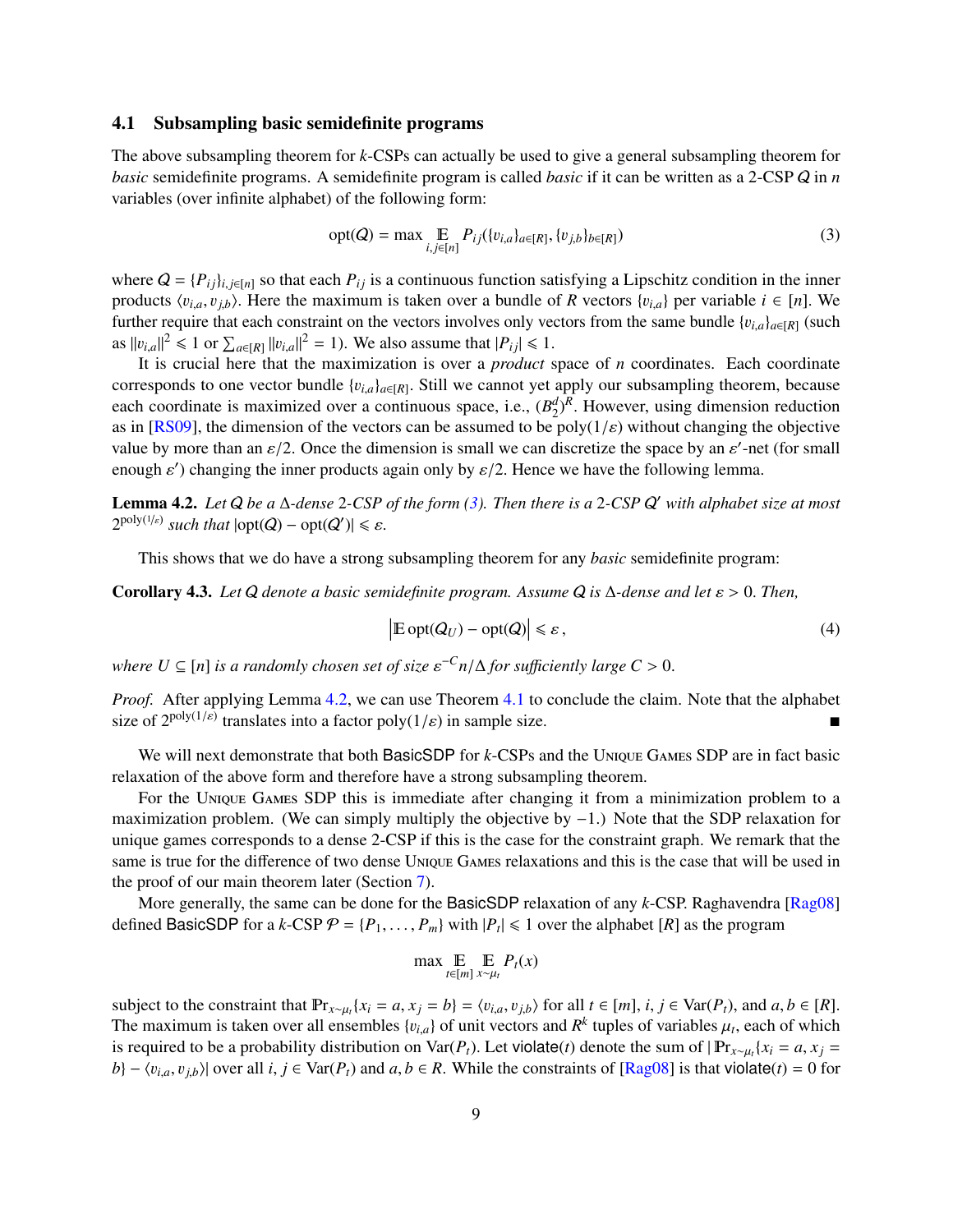### 4.1 Subsampling basic semidefinite programs

The above subsampling theorem for $k$-CSPs can actually be used to give a general subsampling theorem for *basic* semidefinite programs. A semidefinite program is called *basic* if it can be written as a 2-CSP $Q$ in $n$ variables (over infinite alphabet) of the following form:

$$\operatorname{opt}(Q) = \max \mathop{\mathbb{E}}_{i,j\in[n]} P_{ij}(\{v_{i,a}\}_{a\in[R]}, \{v_{j,b}\}_{b\in[R]}) \tag{3}$$

where $Q = \{P_{ij}\}_{i,j\in[n]}$ so that each $P_{ij}$ is a continuous function satisfying a Lipschitz condition in the inner products $\langle v_{i,a}, v_{j,b}\rangle$. Here the maximum is taken over a bundle of $R$ vectors $\{v_{i,a}\}$ per variable $i \in [n]$. We further require that each constraint on the vectors involves only vectors from the same bundle $\{v_{i,a}\}_{a\in[R]}$ (such as $\|v_{i,a}\|^2 \leqslant 1$ or $\sum_{a\in[R]} \|v_{i,a}\|^2 = 1$). We also assume that $|P_{ij}| \leqslant 1$.

It is crucial here that the maximization is over a *product* space of $n$ coordinates. Each coordinate corresponds to one vector bundle $\{v_{i,a}\}_{a\in[R]}$. Still we cannot yet apply our subsampling theorem, because each coordinate is maximized over a continuous space, i.e., $(B_2^d)^R$. However, using dimension reduction as in [RS09], the dimension of the vectors can be assumed to be $\operatorname{poly}(1/\varepsilon)$ without changing the objective value by more than an $\varepsilon/2$. Once the dimension is small we can discretize the space by an $\varepsilon'$-net (for small enough $\varepsilon'$) changing the inner products again only by $\varepsilon/2$. Hence we have the following lemma.

**Lemma 4.2.** *Let $Q$ be a $\Delta$-dense 2-CSP of the form (3). Then there is a 2-CSP $Q'$ with alphabet size at most $2^{\operatorname{poly}(1/\varepsilon)}$ such that $|\operatorname{opt}(Q) - \operatorname{opt}(Q')| \leqslant \varepsilon$.*

This shows that we do have a strong subsampling theorem for any *basic* semidefinite program:

**Corollary 4.3.** *Let $Q$ denote a basic semidefinite program. Assume $Q$ is $\Delta$-dense and let $\varepsilon > 0$. Then,*

$$\left|\mathbb{E}\operatorname{opt}(Q_U) - \operatorname{opt}(Q)\right| \leqslant \varepsilon\,, \tag{4}$$

*where $U \subseteq [n]$ is a randomly chosen set of size $\varepsilon^{-C} n/\Delta$ for sufficiently large $C > 0$.*

*Proof.* After applying Lemma 4.2, we can use Theorem 4.1 to conclude the claim. Note that the alphabet size of $2^{\operatorname{poly}(1/\varepsilon)}$ translates into a factor $\operatorname{poly}(1/\varepsilon)$ in sample size. ∎

We will next demonstrate that both BasicSDP for $k$-CSPs and the Unique Games SDP are in fact basic relaxation of the above form and therefore have a strong subsampling theorem.

For the Unique Games SDP this is immediate after changing it from a minimization problem to a maximization problem. (We can simply multiply the objective by $-1$.) Note that the SDP relaxation for unique games corresponds to a dense 2-CSP if this is the case for the constraint graph. We remark that the same is true for the difference of two dense Unique Games relaxations and this is the case that will be used in the proof of our main theorem later (Section 7).

More generally, the same can be done for the BasicSDP relaxation of any $k$-CSP. Raghavendra [Rag08] defined BasicSDP for a $k$-CSP $\mathcal{P} = \{P_1, \ldots, P_m\}$ with $|P_t| \leqslant 1$ over the alphabet $[R]$ as the program

$$\max \mathop{\mathbb{E}}_{t\in[m]} \mathop{\mathbb{E}}_{x\sim\mu_t} P_t(x)$$

subject to the constraint that $\Pr_{x\sim\mu_t}\{x_i = a, x_j = b\} = \langle v_{i,a}, v_{j,b}\rangle$ for all $t \in [m]$, $i, j \in \operatorname{Var}(P_t)$, and $a, b \in [R]$. The maximum is taken over all ensembles $\{v_{i,a}\}$ of unit vectors and $R^k$ tuples of variables $\mu_t$, each of which is required to be a probability distribution on $\operatorname{Var}(P_t)$. Let $\mathsf{violate}(t)$ denote the sum of $|\Pr_{x\sim\mu_t}\{x_i = a, x_j = b\} - \langle v_{i,a}, v_{j,b}\rangle|$ over all $i, j \in \operatorname{Var}(P_t)$ and $a, b \in R$. While the constraints of [Rag08] is that $\mathsf{violate}(t) = 0$ for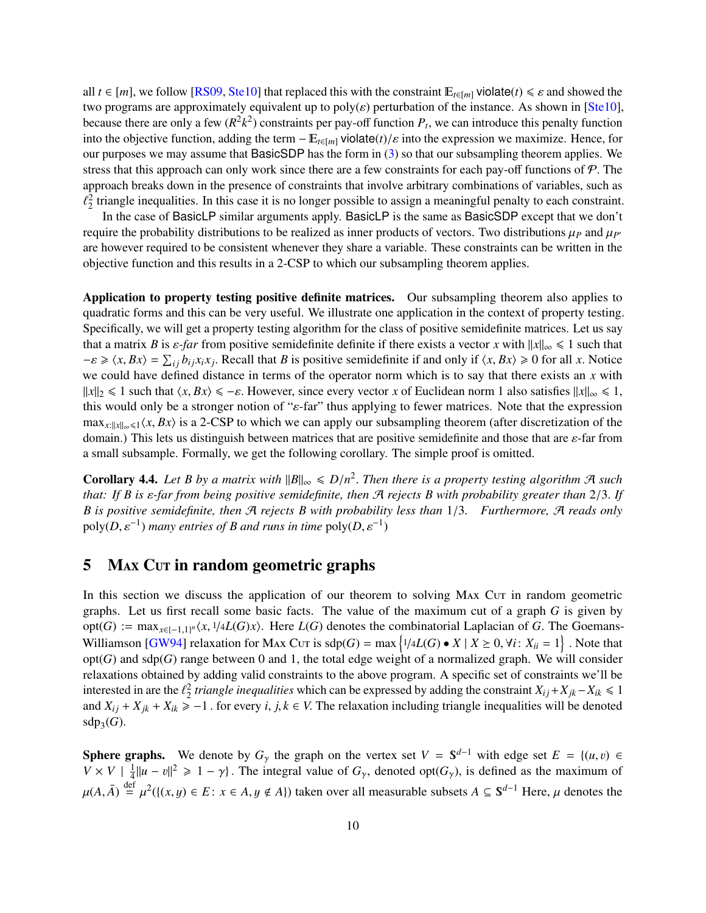all $t \in [m]$, we follow [RS09, Ste10] that replaced this with the constraint $\mathbb{E}_{t\in[m]} \mathsf{violate}(t) \leqslant \varepsilon$ and showed the two programs are approximately equivalent up to $\mathrm{poly}(\varepsilon)$ perturbation of the instance. As shown in [Ste10], because there are only a few $(R^2k^2)$ constraints per pay-off function $P_t$, we can introduce this penalty function into the objective function, adding the term $-\mathbb{E}_{t\in[m]} \mathsf{violate}(t)/\varepsilon$ into the expression we maximize. Hence, for our purposes we may assume that BasicSDP has the form in (3) so that our subsampling theorem applies. We stress that this approach can only work since there are a few constraints for each pay-off functions of $\mathcal{P}$. The approach breaks down in the presence of constraints that involve arbitrary combinations of variables, such as $\ell_2^2$ triangle inequalities. In this case it is no longer possible to assign a meaningful penalty to each constraint.

In the case of BasicLP similar arguments apply. BasicLP is the same as BasicSDP except that we don't require the probability distributions to be realized as inner products of vectors. Two distributions $\mu_P$ and $\mu_{P'}$ are however required to be consistent whenever they share a variable. These constraints can be written in the objective function and this results in a 2-CSP to which our subsampling theorem applies.

**Application to property testing positive definite matrices.** Our subsampling theorem also applies to quadratic forms and this can be very useful. We illustrate one application in the context of property testing. Specifically, we will get a property testing algorithm for the class of positive semidefinite matrices. Let us say that a matrix $B$ is *$\varepsilon$-far* from positive semidefinite definite if there exists a vector $x$ with $\|x\|_\infty \leqslant 1$ such that $-\varepsilon \geqslant \langle x, Bx\rangle = \sum_{ij} b_{ij}x_i x_j$. Recall that $B$ is positive semidefinite if and only if $\langle x, Bx\rangle \geqslant 0$ for all $x$. Notice we could have defined distance in terms of the operator norm which is to say that there exists an $x$ with $\|x\|_2 \leqslant 1$ such that $\langle x, Bx\rangle \leqslant -\varepsilon$. However, since every vector $x$ of Euclidean norm 1 also satisfies $\|x\|_\infty \leqslant 1$, this would only be a stronger notion of "$\varepsilon$-far" thus applying to fewer matrices. Note that the expression $\max_{x:\|x\|_\infty\leqslant 1}\langle x, Bx\rangle$ is a 2-CSP to which we can apply our subsampling theorem (after discretization of the domain.) This lets us distinguish between matrices that are positive semidefinite and those that are $\varepsilon$-far from a small subsample. Formally, we get the following corollary. The simple proof is omitted.

**Corollary 4.4.** *Let $B$ by a matrix with $\|B\|_\infty \leqslant D/n^2$. Then there is a property testing algorithm $\mathcal{A}$ such that: If $B$ is $\varepsilon$-far from being positive semidefinite, then $\mathcal{A}$ rejects $B$ with probability greater than $2/3$. If $B$ is positive semidefinite, then $\mathcal{A}$ rejects $B$ with probability less than $1/3$. Furthermore, $\mathcal{A}$ reads only $\mathrm{poly}(D, \varepsilon^{-1})$ many entries of $B$ and runs in time $\mathrm{poly}(D, \varepsilon^{-1})$*

## 5 Max Cut in random geometric graphs

In this section we discuss the application of our theorem to solving Max Cut in random geometric graphs. Let us first recall some basic facts. The value of the maximum cut of a graph $G$ is given by $\mathrm{opt}(G) := \max_{x\in\{-1,1\}^n}\langle x, {}^{1}\!/\!_{4}L(G)x\rangle$. Here $L(G)$ denotes the combinatorial Laplacian of $G$. The Goemans-Williamson [GW94] relaxation for Max Cut is $\mathrm{sdp}(G) = \max\left\{{}^{1}\!/\!_{4}L(G) \bullet X \mid X \succeq 0, \forall i\colon X_{ii} = 1\right\}$. Note that $\mathrm{opt}(G)$ and $\mathrm{sdp}(G)$ range between 0 and 1, the total edge weight of a normalized graph. We will consider relaxations obtained by adding valid constraints to the above program. A specific set of constraints we'll be interested in are the *$\ell_2^2$ triangle inequalities* which can be expressed by adding the constraint $X_{ij} + X_{jk} - X_{ik} \leqslant 1$ and $X_{ij} + X_{jk} + X_{ik} \geqslant -1$ . for every $i, j, k \in V$. The relaxation including triangle inequalities will be denoted $\mathrm{sdp}_3(G)$.

**Sphere graphs.** We denote by $G_\gamma$ the graph on the vertex set $V = \mathbb{S}^{d-1}$ with edge set $E = \{(u, v) \in V \times V \mid \frac{1}{4}\|u - v\|^2 \geqslant 1 - \gamma\}$. The integral value of $G_\gamma$, denoted $\mathrm{opt}(G_\gamma)$, is defined as the maximum of $\mu(A, \bar{A}) \overset{\text{def}}{=} \mu^2(\{(x, y) \in E\colon x \in A, y \notin A\})$ taken over all measurable subsets $A \subseteq \mathbb{S}^{d-1}$ Here, $\mu$ denotes the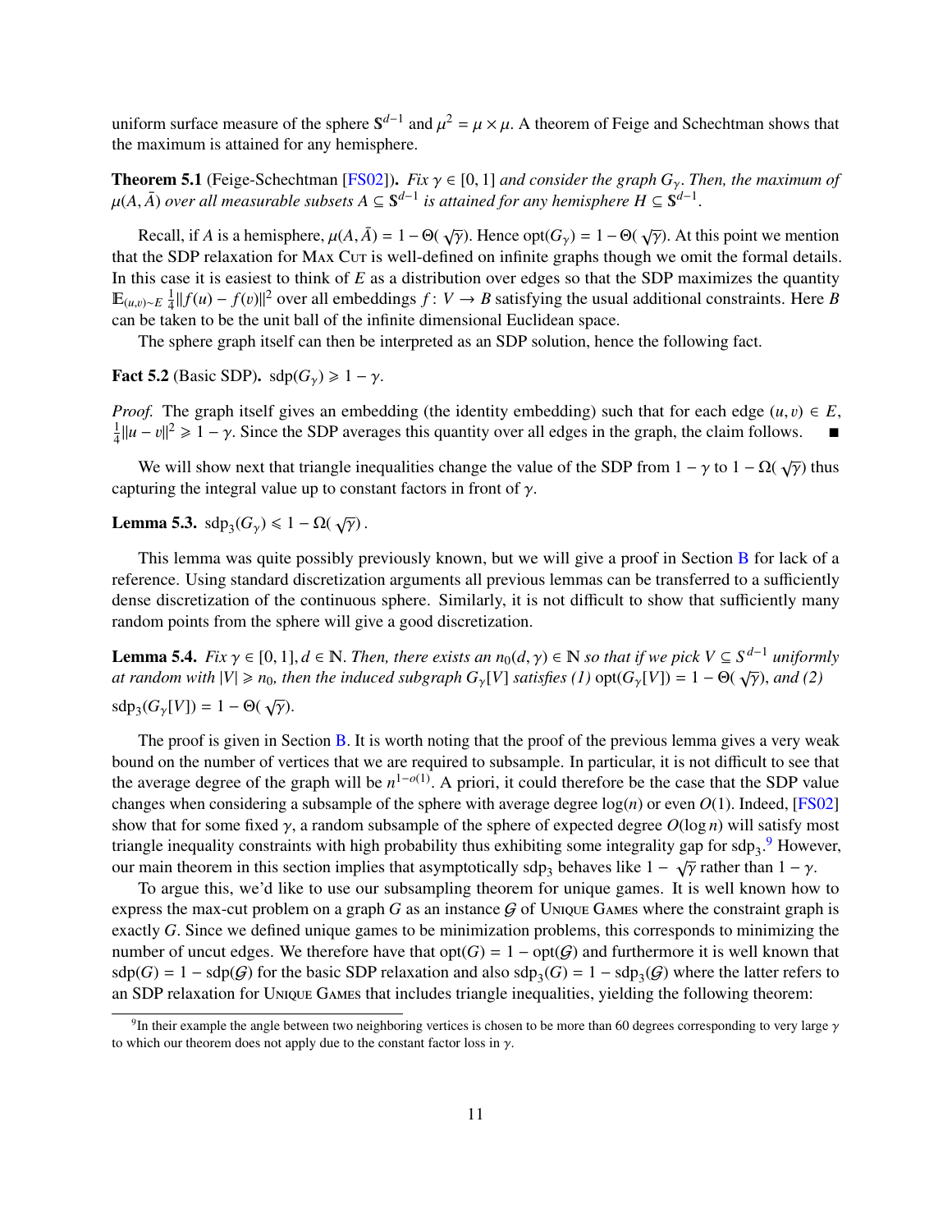uniform surface measure of the sphere $\mathbb{S}^{d-1}$ and $\mu^2 = \mu \times \mu$. A theorem of Feige and Schechtman shows that the maximum is attained for any hemisphere.

**Theorem 5.1** (Feige-Schechtman [FS02])**.** *Fix $\gamma \in [0, 1]$ and consider the graph $G_\gamma$. Then, the maximum of $\mu(A, \bar{A})$ over all measurable subsets $A \subseteq \mathbb{S}^{d-1}$ is attained for any hemisphere $H \subseteq \mathbb{S}^{d-1}$.*

Recall, if $A$ is a hemisphere, $\mu(A, \bar{A}) = 1 - \Theta(\sqrt{\gamma})$. Hence $\mathrm{opt}(G_\gamma) = 1 - \Theta(\sqrt{\gamma})$. At this point we mention that the SDP relaxation for Max Cut is well-defined on infinite graphs though we omit the formal details. In this case it is easiest to think of $E$ as a distribution over edges so that the SDP maximizes the quantity $\mathbb{E}_{(u,v)\sim E} \frac{1}{4}\|f(u) - f(v)\|^2$ over all embeddings $f\colon V \to B$ satisfying the usual additional constraints. Here $B$ can be taken to be the unit ball of the infinite dimensional Euclidean space.

The sphere graph itself can then be interpreted as an SDP solution, hence the following fact.

**Fact 5.2** (Basic SDP)**.** $\mathrm{sdp}(G_\gamma) \geqslant 1 - \gamma$.

*Proof.* The graph itself gives an embedding (the identity embedding) such that for each edge $(u, v) \in E$, $\frac{1}{4}\|u - v\|^2 \geqslant 1 - \gamma$. Since the SDP averages this quantity over all edges in the graph, the claim follows. ∎

We will show next that triangle inequalities change the value of the SDP from $1 - \gamma$ to $1 - \Omega(\sqrt{\gamma})$ thus capturing the integral value up to constant factors in front of $\gamma$.

**Lemma 5.3.** $\mathrm{sdp}_3(G_\gamma) \leqslant 1 - \Omega(\sqrt{\gamma})$.

This lemma was quite possibly previously known, but we will give a proof in Section B for lack of a reference. Using standard discretization arguments all previous lemmas can be transferred to a sufficiently dense discretization of the continuous sphere. Similarly, it is not difficult to show that sufficiently many random points from the sphere will give a good discretization.

**Lemma 5.4.** *Fix $\gamma \in [0, 1], d \in \mathbb{N}$. Then, there exists an $n_0(d, \gamma) \in \mathbb{N}$ so that if we pick $V \subseteq S^{d-1}$ uniformly at random with $|V| \geqslant n_0$, then the induced subgraph $G_\gamma[V]$ satisfies (1) $\mathrm{opt}(G_\gamma[V]) = 1 - \Theta(\sqrt{\gamma})$, and (2) $\mathrm{sdp}_3(G_\gamma[V]) = 1 - \Theta(\sqrt{\gamma})$.*

The proof is given in Section B. It is worth noting that the proof of the previous lemma gives a very weak bound on the number of vertices that we are required to subsample. In particular, it is not difficult to see that the average degree of the graph will be $n^{1-o(1)}$. A priori, it could therefore be the case that the SDP value changes when considering a subsample of the sphere with average degree $\log(n)$ or even $O(1)$. Indeed, [FS02] show that for some fixed $\gamma$, a random subsample of the sphere of expected degree $O(\log n)$ will satisfy most triangle inequality constraints with high probability thus exhibiting some integrality gap for $\mathrm{sdp}_3$.[9] However, our main theorem in this section implies that asymptotically $\mathrm{sdp}_3$ behaves like $1 - \sqrt{\gamma}$ rather than $1 - \gamma$.

To argue this, we'd like to use our subsampling theorem for unique games. It is well known how to express the max-cut problem on a graph $G$ as an instance $\mathcal{G}$ of Unique Games where the constraint graph is exactly $G$. Since we defined unique games to be minimization problems, this corresponds to minimizing the number of uncut edges. We therefore have that $\mathrm{opt}(G) = 1 - \mathrm{opt}(\mathcal{G})$ and furthermore it is well known that $\mathrm{sdp}(G) = 1 - \mathrm{sdp}(\mathcal{G})$ for the basic SDP relaxation and also $\mathrm{sdp}_3(G) = 1 - \mathrm{sdp}_3(\mathcal{G})$ where the latter refers to an SDP relaxation for Unique Games that includes triangle inequalities, yielding the following theorem:

[9] In their example the angle between two neighboring vertices is chosen to be more than 60 degrees corresponding to very large $\gamma$ to which our theorem does not apply due to the constant factor loss in $\gamma$.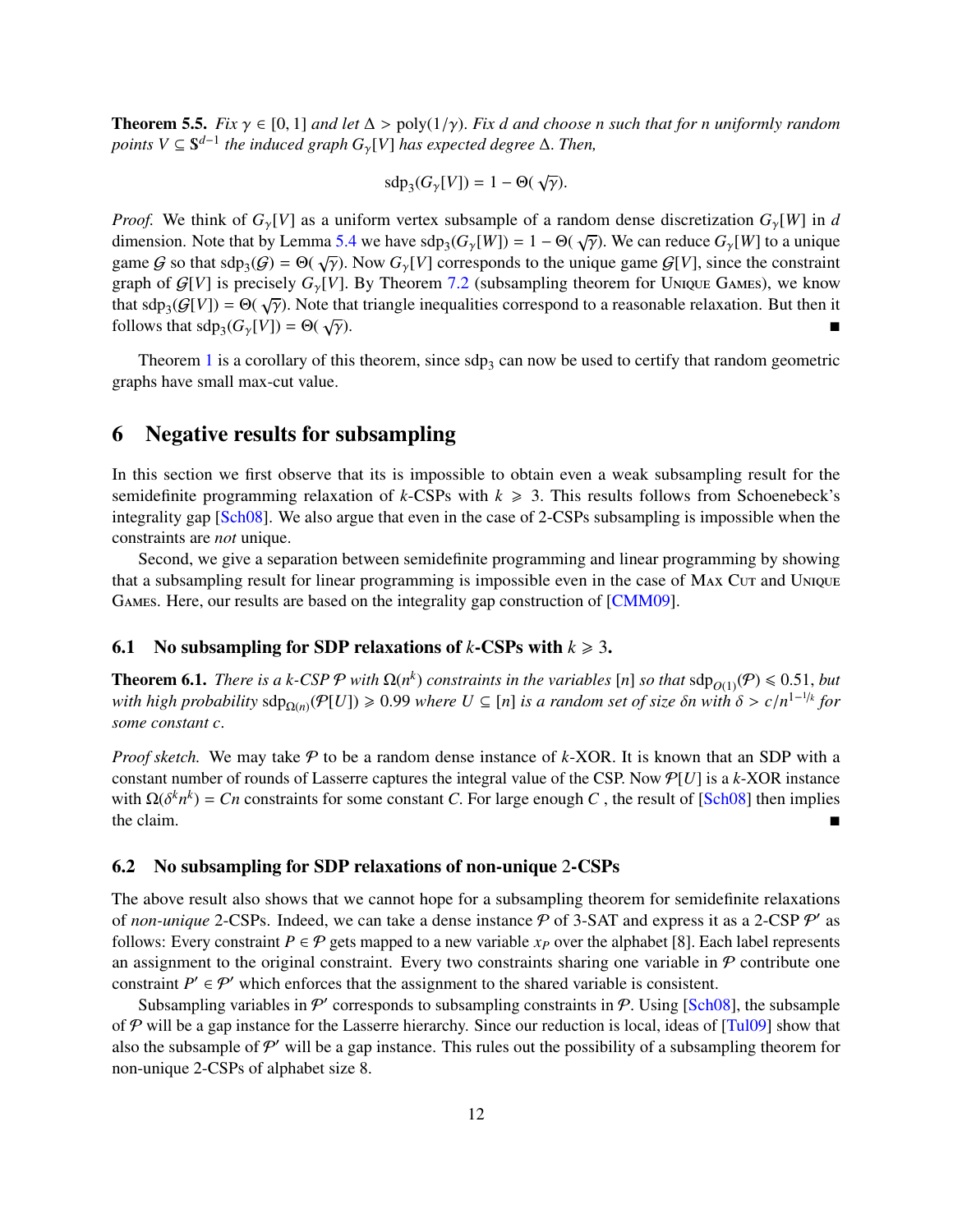**Theorem 5.5.** *Fix $\gamma \in [0,1]$ and let $\Delta > \mathrm{poly}(1/\gamma)$. Fix $d$ and choose $n$ such that for $n$ uniformly random points $V \subseteq \mathbb{S}^{d-1}$ the induced graph $G_\gamma[V]$ has expected degree $\Delta$. Then,*

$$\mathrm{sdp}_3(G_\gamma[V]) = 1 - \Theta(\sqrt{\gamma}).$$

*Proof.* We think of $G_\gamma[V]$ as a uniform vertex subsample of a random dense discretization $G_\gamma[W]$ in $d$ dimension. Note that by Lemma 5.4 we have $\mathrm{sdp}_3(G_\gamma[W]) = 1 - \Theta(\sqrt{\gamma})$. We can reduce $G_\gamma[W]$ to a unique game $\mathcal{G}$ so that $\mathrm{sdp}_3(\mathcal{G}) = \Theta(\sqrt{\gamma})$. Now $G_\gamma[V]$ corresponds to the unique game $\mathcal{G}[V]$, since the constraint graph of $\mathcal{G}[V]$ is precisely $G_\gamma[V]$. By Theorem 7.2 (subsampling theorem for Unique Games), we know that $\mathrm{sdp}_3(\mathcal{G}[V]) = \Theta(\sqrt{\gamma})$. Note that triangle inequalities correspond to a reasonable relaxation. But then it follows that $\mathrm{sdp}_3(G_\gamma[V]) = \Theta(\sqrt{\gamma})$. ∎

Theorem 1 is a corollary of this theorem, since $\mathrm{sdp}_3$ can now be used to certify that random geometric graphs have small max-cut value.

# 6 Negative results for subsampling

In this section we first observe that its is impossible to obtain even a weak subsampling result for the semidefinite programming relaxation of $k$-CSPs with $k \geqslant 3$. This results follows from Schoenebeck's integrality gap [Sch08]. We also argue that even in the case of 2-CSPs subsampling is impossible when the constraints are *not* unique.

Second, we give a separation between semidefinite programming and linear programming by showing that a subsampling result for linear programming is impossible even in the case of Max Cut and Unique Games. Here, our results are based on the integrality gap construction of [CMM09].

## 6.1 No subsampling for SDP relaxations of $k$-CSPs with $k \geqslant 3$.

**Theorem 6.1.** *There is a $k$-CSP $\mathcal{P}$ with $\Omega(n^k)$ constraints in the variables $[n]$ so that $\mathrm{sdp}_{O(1)}(\mathcal{P}) \leqslant 0.51$, but with high probability $\mathrm{sdp}_{\Omega(n)}(\mathcal{P}[U]) \geqslant 0.99$ where $U \subseteq [n]$ is a random set of size $\delta n$ with $\delta > c/n^{1-1/k}$ for some constant $c$.*

*Proof sketch.* We may take $\mathcal{P}$ to be a random dense instance of $k$-XOR. It is known that an SDP with a constant number of rounds of Lasserre captures the integral value of the CSP. Now $\mathcal{P}[U]$ is a $k$-XOR instance with $\Omega(\delta^k n^k) = Cn$ constraints for some constant $C$. For large enough $C$ , the result of [Sch08] then implies the claim. ∎

## 6.2 No subsampling for SDP relaxations of non-unique 2-CSPs

The above result also shows that we cannot hope for a subsampling theorem for semidefinite relaxations of *non-unique* 2-CSPs. Indeed, we can take a dense instance $\mathcal{P}$ of 3-SAT and express it as a 2-CSP $\mathcal{P}'$ as follows: Every constraint $P \in \mathcal{P}$ gets mapped to a new variable $x_P$ over the alphabet $[8]$. Each label represents an assignment to the original constraint. Every two constraints sharing one variable in $\mathcal{P}$ contribute one constraint $P' \in \mathcal{P}'$ which enforces that the assignment to the shared variable is consistent.

Subsampling variables in $\mathcal{P}'$ corresponds to subsampling constraints in $\mathcal{P}$. Using [Sch08], the subsample of $\mathcal{P}$ will be a gap instance for the Lasserre hierarchy. Since our reduction is local, ideas of [Tul09] show that also the subsample of $\mathcal{P}'$ will be a gap instance. This rules out the possibility of a subsampling theorem for non-unique 2-CSPs of alphabet size 8.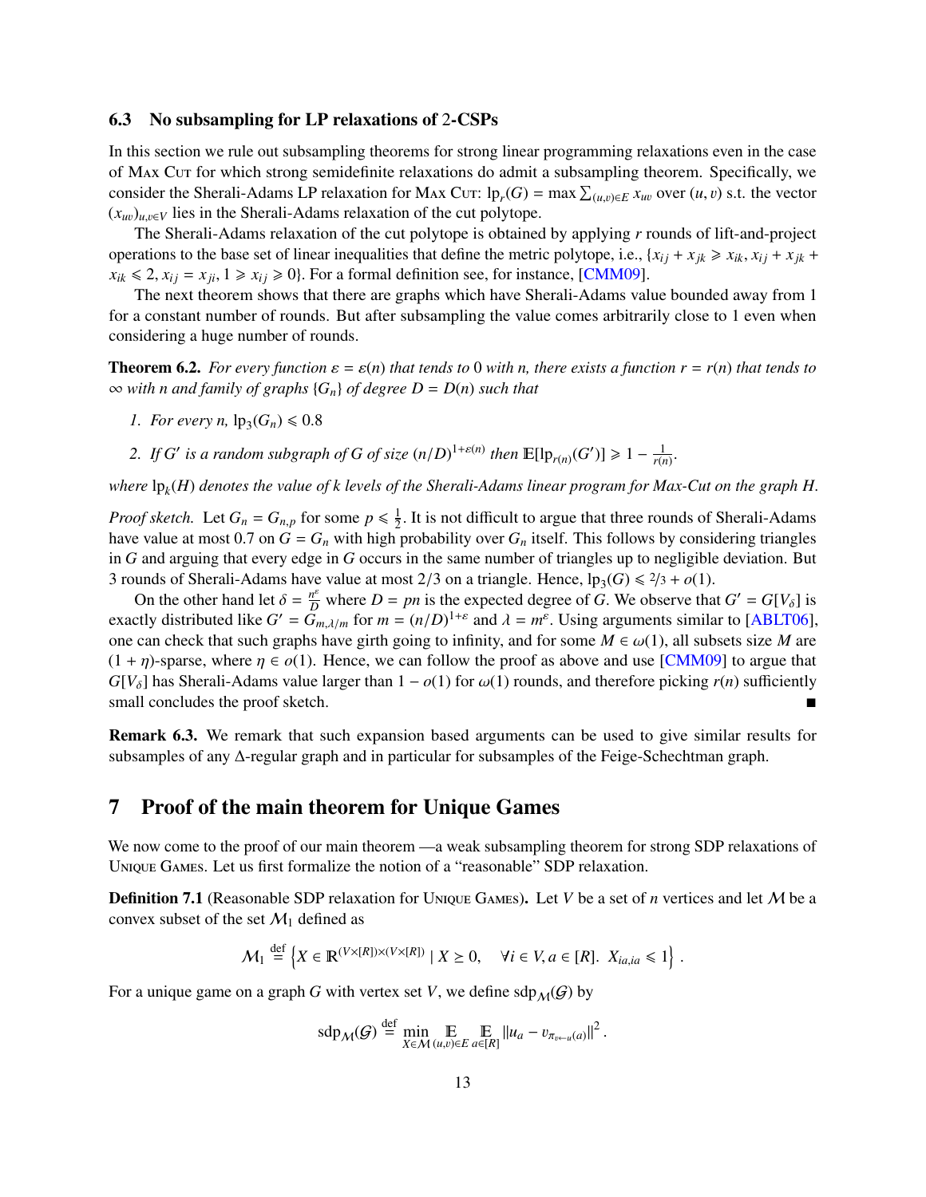### 6.3 No subsampling for LP relaxations of 2-CSPs

In this section we rule out subsampling theorems for strong linear programming relaxations even in the case of Max Cut for which strong semidefinite relaxations do admit a subsampling theorem. Specifically, we consider the Sherali-Adams LP relaxation for Max Cut: $\mathrm{lp}_r(G) = \max \sum_{(u,v)\in E} x_{uv}$ over $(u, v)$ s.t. the vector $(x_{uv})_{u,v\in V}$ lies in the Sherali-Adams relaxation of the cut polytope.

The Sherali-Adams relaxation of the cut polytope is obtained by applying $r$ rounds of lift-and-project operations to the base set of linear inequalities that define the metric polytope, i.e., $\{x_{ij} + x_{jk} \geqslant x_{ik}, x_{ij} + x_{jk} + x_{ik} \leqslant 2, x_{ij} = x_{ji}, 1 \geqslant x_{ij} \geqslant 0\}$. For a formal definition see, for instance, [CMM09].

The next theorem shows that there are graphs which have Sherali-Adams value bounded away from 1 for a constant number of rounds. But after subsampling the value comes arbitrarily close to 1 even when considering a huge number of rounds.

**Theorem 6.2.** *For every function $\varepsilon = \varepsilon(n)$ that tends to 0 with n, there exists a function $r = r(n)$ that tends to $\infty$ with n and family of graphs $\{G_n\}$ of degree $D = D(n)$ such that*

1. *For every n, $\mathrm{lp}_3(G_n) \leqslant 0.8$*
2. *If $G'$ is a random subgraph of G of size $(n/D)^{1+\varepsilon(n)}$ then $\mathbb{E}[\mathrm{lp}_{r(n)}(G')] \geqslant 1 - \frac{1}{r(n)}$.*

*where $\mathrm{lp}_k(H)$ denotes the value of k levels of the Sherali-Adams linear program for Max-Cut on the graph H.*

*Proof sketch.* Let $G_n = G_{n,p}$ for some $p \leqslant \frac{1}{2}$. It is not difficult to argue that three rounds of Sherali-Adams have value at most 0.7 on $G = G_n$ with high probability over $G_n$ itself. This follows by considering triangles in $G$ and arguing that every edge in $G$ occurs in the same number of triangles up to negligible deviation. But 3 rounds of Sherali-Adams have value at most $2/3$ on a triangle. Hence, $\mathrm{lp}_3(G) \leqslant 2/3 + o(1)$.

On the other hand let $\delta = \frac{n^{\varepsilon}}{D}$ where $D = pn$ is the expected degree of $G$. We observe that $G' = G[V_\delta]$ is exactly distributed like $G' = G_{m,\lambda/m}$ for $m = (n/D)^{1+\varepsilon}$ and $\lambda = m^{\varepsilon}$. Using arguments similar to [ABLT06], one can check that such graphs have girth going to infinity, and for some $M \in \omega(1)$, all subsets size $M$ are $(1 + \eta)$-sparse, where $\eta \in o(1)$. Hence, we can follow the proof as above and use [CMM09] to argue that $G[V_\delta]$ has Sherali-Adams value larger than $1 - o(1)$ for $\omega(1)$ rounds, and therefore picking $r(n)$ sufficiently small concludes the proof sketch. ■

**Remark 6.3.** We remark that such expansion based arguments can be used to give similar results for subsamples of any $\Delta$-regular graph and in particular for subsamples of the Feige-Schechtman graph.

## 7 Proof of the main theorem for Unique Games

We now come to the proof of our main theorem —a weak subsampling theorem for strong SDP relaxations of Unique Games. Let us first formalize the notion of a "reasonable" SDP relaxation.

**Definition 7.1** (Reasonable SDP relaxation for Unique Games)**.** Let $V$ be a set of $n$ vertices and let $\mathcal{M}$ be a convex subset of the set $\mathcal{M}_1$ defined as

$$\mathcal{M}_1 \stackrel{\text{def}}{=} \left\{ X \in \mathbb{R}^{(V\times[R])\times(V\times[R])} \mid X \succeq 0, \quad \forall i \in V, a \in [R].\ X_{ia,ia} \leqslant 1 \right\} .$$

For a unique game on a graph $G$ with vertex set $V$, we define $\mathrm{sdp}_{\mathcal{M}}(\mathcal{G})$ by

$$\mathrm{sdp}_{\mathcal{M}}(\mathcal{G}) \stackrel{\text{def}}{=} \min_{X\in\mathcal{M}} \mathop{\mathbb{E}}_{(u,v)\in E} \mathop{\mathbb{E}}_{a\in[R]} \|u_a - v_{\pi_{v\leftarrow u}(a)}\|^2 .$$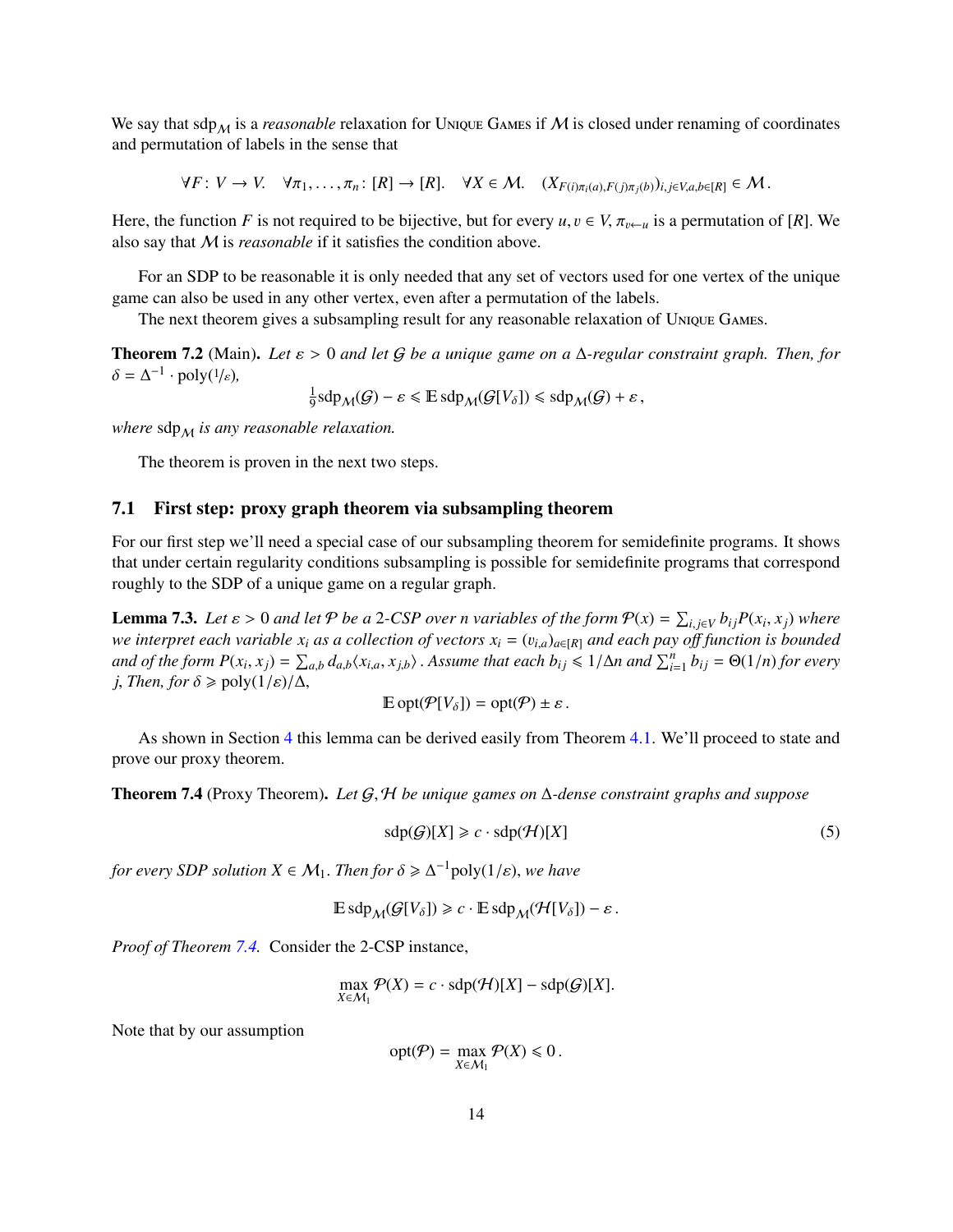We say that $\mathrm{sdp}_{\mathcal{M}}$ is a *reasonable* relaxation for Unique Games if $\mathcal{M}$ is closed under renaming of coordinates and permutation of labels in the sense that

$$\forall F\colon V \to V. \quad \forall \pi_1, \ldots, \pi_n \colon [R] \to [R]. \quad \forall X \in \mathcal{M}. \quad (X_{F(i)\pi_i(a), F(j)\pi_j(b)})_{i,j \in V, a,b \in [R]} \in \mathcal{M}\,.$$

Here, the function $F$ is not required to be bijective, but for every $u, v \in V$, $\pi_{v \leftarrow u}$ is a permutation of $[R]$. We also say that $\mathcal{M}$ is *reasonable* if it satisfies the condition above.

For an SDP to be reasonable it is only needed that any set of vectors used for one vertex of the unique game can also be used in any other vertex, even after a permutation of the labels.

The next theorem gives a subsampling result for any reasonable relaxation of Unique Games.

**Theorem 7.2** (Main). *Let $\varepsilon > 0$ and let $\mathcal{G}$ be a unique game on a $\Delta$-regular constraint graph. Then, for $\delta = \Delta^{-1} \cdot \mathrm{poly}(1/\varepsilon)$,*

$$\tfrac{1}{9}\mathrm{sdp}_{\mathcal{M}}(\mathcal{G}) - \varepsilon \leqslant \mathbb{E}\,\mathrm{sdp}_{\mathcal{M}}(\mathcal{G}[V_\delta]) \leqslant \mathrm{sdp}_{\mathcal{M}}(\mathcal{G}) + \varepsilon\,,$$

*where $\mathrm{sdp}_{\mathcal{M}}$ is any reasonable relaxation.*

The theorem is proven in the next two steps.

## 7.1 First step: proxy graph theorem via subsampling theorem

For our first step we'll need a special case of our subsampling theorem for semidefinite programs. It shows that under certain regularity conditions subsampling is possible for semidefinite programs that correspond roughly to the SDP of a unique game on a regular graph.

**Lemma 7.3.** *Let $\varepsilon > 0$ and let $\mathcal{P}$ be a 2-CSP over $n$ variables of the form $\mathcal{P}(x) = \sum_{i,j \in V} b_{ij} P(x_i, x_j)$ where we interpret each variable $x_i$ as a collection of vectors $x_i = (v_{i,a})_{a \in [R]}$ and each pay off function is bounded and of the form $P(x_i, x_j) = \sum_{a,b} d_{a,b} \langle x_{i,a}, x_{j,b} \rangle$. Assume that each $b_{ij} \leqslant 1/\Delta n$ and $\sum_{i=1}^n b_{ij} = \Theta(1/n)$ for every $j$, Then, for $\delta \geqslant \mathrm{poly}(1/\varepsilon)/\Delta$,*

$$\mathbb{E}\,\mathrm{opt}(\mathcal{P}[V_\delta]) = \mathrm{opt}(\mathcal{P}) \pm \varepsilon\,.$$

As shown in Section 4 this lemma can be derived easily from Theorem 4.1. We'll proceed to state and prove our proxy theorem.

**Theorem 7.4** (Proxy Theorem). *Let $\mathcal{G}, \mathcal{H}$ be unique games on $\Delta$-dense constraint graphs and suppose*

$$\mathrm{sdp}(\mathcal{G})[X] \geqslant c \cdot \mathrm{sdp}(\mathcal{H})[X] \tag{5}$$

*for every SDP solution $X \in \mathcal{M}_1$. Then for $\delta \geqslant \Delta^{-1}\mathrm{poly}(1/\varepsilon)$, we have*

$$\mathbb{E}\,\mathrm{sdp}_{\mathcal{M}}(\mathcal{G}[V_\delta]) \geqslant c \cdot \mathbb{E}\,\mathrm{sdp}_{\mathcal{M}}(\mathcal{H}[V_\delta]) - \varepsilon\,.$$

*Proof of Theorem 7.4.* Consider the 2-CSP instance,

$$\max_{X \in \mathcal{M}_1} \mathcal{P}(X) = c \cdot \mathrm{sdp}(\mathcal{H})[X] - \mathrm{sdp}(\mathcal{G})[X].$$

Note that by our assumption

$$\mathrm{opt}(\mathcal{P}) = \max_{X \in \mathcal{M}_1} \mathcal{P}(X) \leqslant 0\,.$$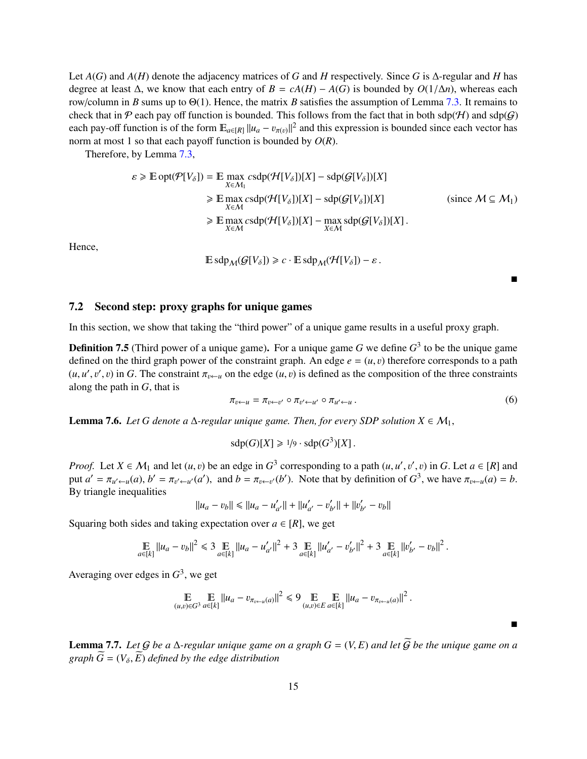Let $A(G)$ and $A(H)$ denote the adjacency matrices of $G$ and $H$ respectively. Since $G$ is $\Delta$-regular and $H$ has degree at least $\Delta$, we know that each entry of $B = cA(H) - A(G)$ is bounded by $O(1/\Delta n)$, whereas each row/column in $B$ sums up to $\Theta(1)$. Hence, the matrix $B$ satisfies the assumption of Lemma 7.3. It remains to check that in $\mathcal{P}$ each pay off function is bounded. This follows from the fact that in both $\mathrm{sdp}(\mathcal{H})$ and $\mathrm{sdp}(\mathcal{G})$ each pay-off function is of the form $\mathbb{E}_{a\in[R]} \|u_a - v_{\pi(v)}\|^2$ and this expression is bounded since each vector has norm at most 1 so that each payoff function is bounded by $O(R)$.

Therefore, by Lemma 7.3,

$$
\begin{aligned}
\varepsilon \geqslant \mathbb{E}\,\mathrm{opt}(\mathcal{P}[V_\delta]) &= \mathbb{E} \max_{X\in\mathcal{M}_1} c\mathrm{sdp}(\mathcal{H}[V_\delta])[X] - \mathrm{sdp}(\mathcal{G}[V_\delta])[X] \\
&\geqslant \mathbb{E} \max_{X\in\mathcal{M}} c\mathrm{sdp}(\mathcal{H}[V_\delta])[X] - \mathrm{sdp}(\mathcal{G}[V_\delta])[X] \qquad \text{(since } \mathcal{M} \subseteq \mathcal{M}_1\text{)} \\
&\geqslant \mathbb{E} \max_{X\in\mathcal{M}} c\mathrm{sdp}(\mathcal{H}[V_\delta])[X] - \max_{X\in\mathcal{M}} \mathrm{sdp}(\mathcal{G}[V_\delta])[X]\,.
\end{aligned}
$$

Hence,

$$
\mathbb{E}\,\mathrm{sdp}_{\mathcal{M}}(\mathcal{G}[V_\delta]) \geqslant c \cdot \mathbb{E}\,\mathrm{sdp}_{\mathcal{M}}(\mathcal{H}[V_\delta]) - \varepsilon\,.
$$

■

### 7.2 Second step: proxy graphs for unique games

In this section, we show that taking the "third power" of a unique game results in a useful proxy graph.

**Definition 7.5** (Third power of a unique game)**.** For a unique game $G$ we define $G^3$ to be the unique game defined on the third graph power of the constraint graph. An edge $e = (u, v)$ therefore corresponds to a path $(u, u', v', v)$ in $G$. The constraint $\pi_{v\leftarrow u}$ on the edge $(u, v)$ is defined as the composition of the three constraints along the path in $G$, that is

$$
\pi_{v\leftarrow u} = \pi_{v\leftarrow v'} \circ \pi_{v'\leftarrow u'} \circ \pi_{u'\leftarrow u}\,. \tag{6}
$$

**Lemma 7.6.** *Let $G$ denote a $\Delta$-regular unique game. Then, for every SDP solution $X \in \mathcal{M}_1$,*

$$
\mathrm{sdp}(G)[X] \geqslant 1/9 \cdot \mathrm{sdp}(G^3)[X]\,.
$$

*Proof.* Let $X \in \mathcal{M}_1$ and let $(u, v)$ be an edge in $G^3$ corresponding to a path $(u, u', v', v)$ in $G$. Let $a \in [R]$ and put $a' = \pi_{u'\leftarrow u}(a)$, $b' = \pi_{v'\leftarrow u'}(a')$, and $b = \pi_{v\leftarrow v'}(b')$. Note that by definition of $G^3$, we have $\pi_{v\leftarrow u}(a) = b$. By triangle inequalities

$$
\|u_a - v_b\| \leqslant \|u_a - u'_{a'}\| + \|u'_{a'} - v'_{b'}\| + \|v'_{b'} - v_b\|
$$

Squaring both sides and taking expectation over $a \in [R]$, we get

$$
\mathop{\mathbb{E}}_{a\in[k]} \|u_a - v_b\|^2 \leqslant 3 \mathop{\mathbb{E}}_{a\in[k]} \|u_a - u'_{a'}\|^2 + 3 \mathop{\mathbb{E}}_{a\in[k]} \|u'_{a'} - v'_{b'}\|^2 + 3 \mathop{\mathbb{E}}_{a\in[k]} \|v'_{b'} - v_b\|^2\,.
$$

Averaging over edges in $G^3$, we get

$$
\mathop{\mathbb{E}}_{(u,v)\in G^3} \mathop{\mathbb{E}}_{a\in[k]} \|u_a - v_{\pi_{v\leftarrow u}(a)}\|^2 \leqslant 9 \mathop{\mathbb{E}}_{(u,v)\in E} \mathop{\mathbb{E}}_{a\in[k]} \|u_a - v_{\pi_{v\leftarrow u}(a)}\|^2\,.
$$

■

**Lemma 7.7.** *Let $\mathcal{G}$ be a $\Delta$-regular unique game on a graph $G = (V, E)$ and let $\widetilde{\mathcal{G}}$ be the unique game on a graph $\widetilde{G} = (V_\delta, \widetilde{E})$ defined by the edge distribution*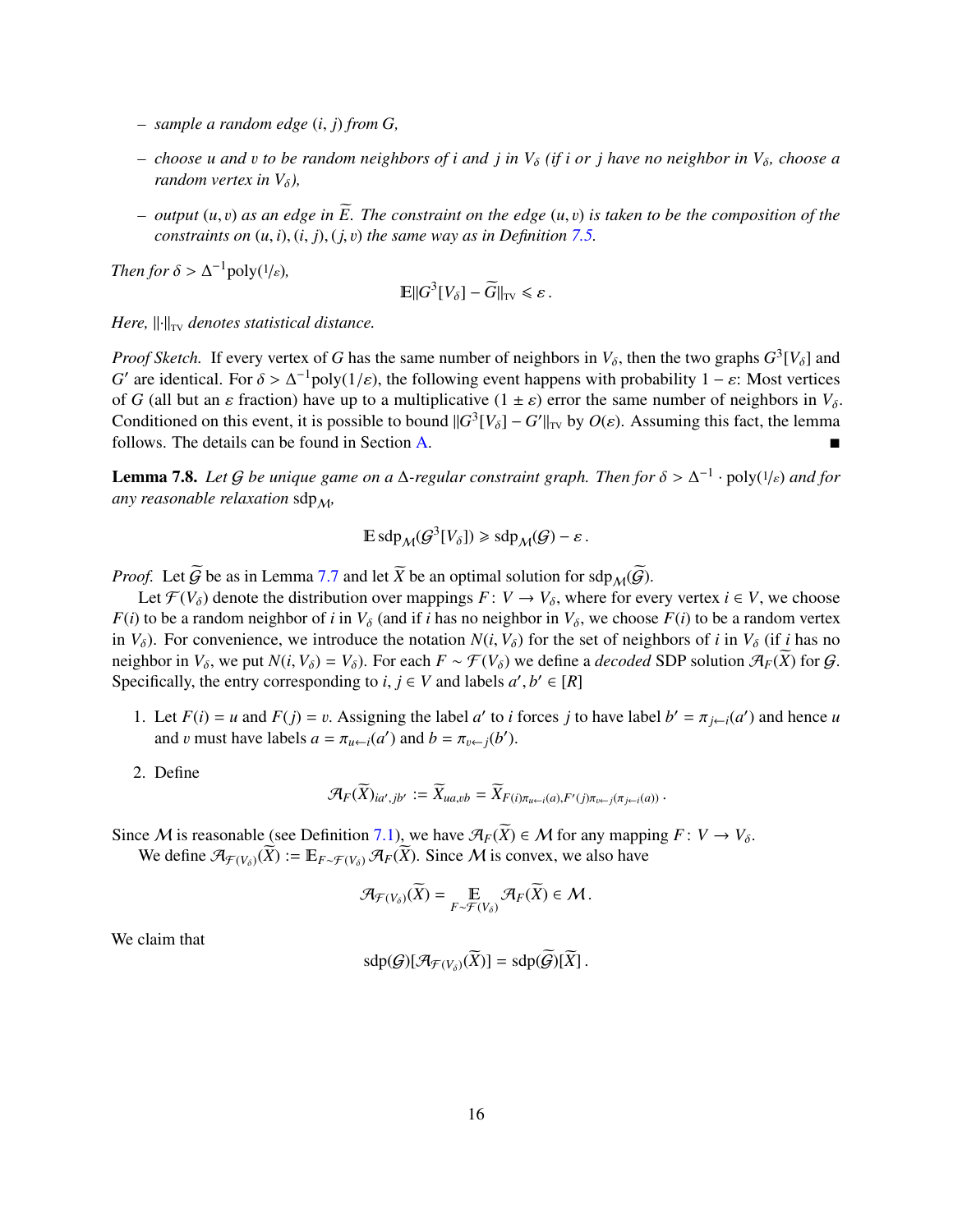- *sample a random edge $(i, j)$ from $G$,*
- *choose $u$ and $v$ to be random neighbors of $i$ and $j$ in $V_\delta$ (if $i$ or $j$ have no neighbor in $V_\delta$, choose a random vertex in $V_\delta$),*
- *output $(u, v)$ as an edge in $\widetilde{E}$. The constraint on the edge $(u, v)$ is taken to be the composition of the constraints on $(u, i), (i, j), (j, v)$ the same way as in Definition 7.5.*

*Then for $\delta > \Delta^{-1}\mathrm{poly}(1/\varepsilon)$,*

$$\mathbb{E}\|G^3[V_\delta] - \widetilde{G}\|_{\mathrm{TV}} \leqslant \varepsilon\,.$$

*Here, $\|\cdot\|_{\mathrm{TV}}$ denotes statistical distance.*

*Proof Sketch.* If every vertex of $G$ has the same number of neighbors in $V_\delta$, then the two graphs $G^3[V_\delta]$ and $G'$ are identical. For $\delta > \Delta^{-1}\mathrm{poly}(1/\varepsilon)$, the following event happens with probability $1 - \varepsilon$: Most vertices of $G$ (all but an $\varepsilon$ fraction) have up to a multiplicative $(1 \pm \varepsilon)$ error the same number of neighbors in $V_\delta$. Conditioned on this event, it is possible to bound $\|G^3[V_\delta] - G'\|_{\mathrm{TV}}$ by $O(\varepsilon)$. Assuming this fact, the lemma follows. The details can be found in Section A. ■

**Lemma 7.8.** *Let $\mathcal{G}$ be unique game on a $\Delta$-regular constraint graph. Then for $\delta > \Delta^{-1} \cdot \mathrm{poly}(1/\varepsilon)$ and for any reasonable relaxation $\mathrm{sdp}_{\mathcal{M}}$,*

$$\mathbb{E}\,\mathrm{sdp}_{\mathcal{M}}(\mathcal{G}^3[V_\delta]) \geqslant \mathrm{sdp}_{\mathcal{M}}(\mathcal{G}) - \varepsilon\,.$$

*Proof.* Let $\widetilde{\mathcal{G}}$ be as in Lemma 7.7 and let $\widetilde{X}$ be an optimal solution for $\mathrm{sdp}_{\mathcal{M}}(\widetilde{\mathcal{G}})$.

Let $\mathcal{F}(V_\delta)$ denote the distribution over mappings $F\colon V \to V_\delta$, where for every vertex $i \in V$, we choose $F(i)$ to be a random neighbor of $i$ in $V_\delta$ (and if $i$ has no neighbor in $V_\delta$, we choose $F(i)$ to be a random vertex in $V_\delta$). For convenience, we introduce the notation $N(i, V_\delta)$ for the set of neighbors of $i$ in $V_\delta$ (if $i$ has no neighbor in $V_\delta$, we put $N(i, V_\delta) = V_\delta$). For each $F \sim \mathcal{F}(V_\delta)$ we define a *decoded* SDP solution $\mathcal{A}_F(\widetilde{X})$ for $\mathcal{G}$. Specifically, the entry corresponding to $i, j \in V$ and labels $a', b' \in [R]$

1. Let $F(i) = u$ and $F(j) = v$. Assigning the label $a'$ to $i$ forces $j$ to have label $b' = \pi_{j\leftarrow i}(a')$ and hence $u$ and $v$ must have labels $a = \pi_{u\leftarrow i}(a')$ and $b = \pi_{v\leftarrow j}(b')$.

2. Define
$$\mathcal{A}_F(\widetilde{X})_{ia', jb'} := \widetilde{X}_{ua, vb} = \widetilde{X}_{F(i)\pi_{u\leftarrow i}(a), F'(j)\pi_{v\leftarrow j}(\pi_{j\leftarrow i}(a))}\,.$$

Since $\mathcal{M}$ is reasonable (see Definition 7.1), we have $\mathcal{A}_F(\widetilde{X}) \in \mathcal{M}$ for any mapping $F\colon V \to V_\delta$.

We define $\mathcal{A}_{\mathcal{F}(V_\delta)}(\widetilde{X}) := \mathbb{E}_{F\sim\mathcal{F}(V_\delta)} \mathcal{A}_F(\widetilde{X})$. Since $\mathcal{M}$ is convex, we also have

$$\mathcal{A}_{\mathcal{F}(V_\delta)}(\widetilde{X}) = \mathop{\mathbb{E}}_{F\sim\mathcal{F}(V_\delta)} \mathcal{A}_F(\widetilde{X}) \in \mathcal{M}\,.$$

We claim that

$$\mathrm{sdp}(\mathcal{G})[\mathcal{A}_{\mathcal{F}(V_\delta)}(\widetilde{X})] = \mathrm{sdp}(\widetilde{\mathcal{G}})[\widetilde{X}]\,.$$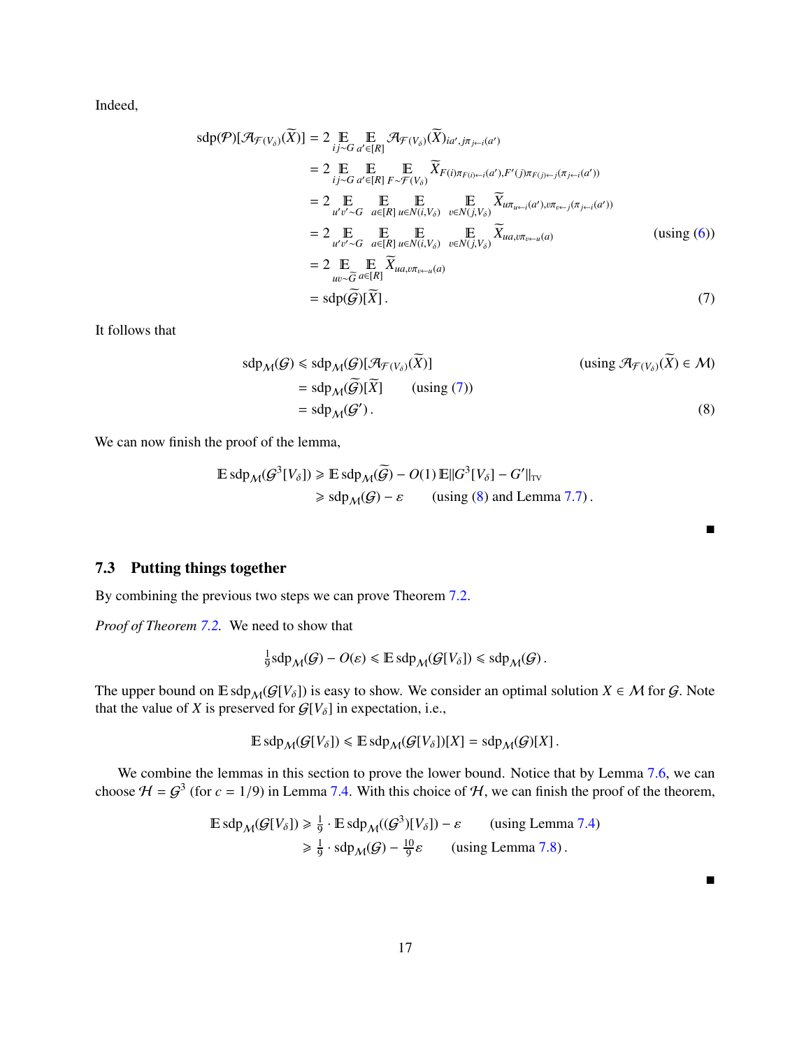Indeed,

$$
\begin{aligned}
\operatorname{sdp}(\mathcal{P})[\mathcal{A}_{\mathcal{F}(V_\delta)}(\widetilde{X})] &= 2 \mathop{\mathbb{E}}_{ij\sim G} \mathop{\mathbb{E}}_{a'\in[R]} \mathcal{A}_{\mathcal{F}(V_\delta)}(\widetilde{X})_{ia',j\pi_{j\leftarrow i}(a')} \\
&= 2 \mathop{\mathbb{E}}_{ij\sim G} \mathop{\mathbb{E}}_{a'\in[R]} \mathop{\mathbb{E}}_{F\sim\mathcal{F}(V_\delta)} \widetilde{X}_{F(i)\pi_{F(i)\leftarrow i}(a'),F'(j)\pi_{F(j)\leftarrow j}(\pi_{j\leftarrow i}(a'))} \\
&= 2 \mathop{\mathbb{E}}_{u'v'\sim G} \mathop{\mathbb{E}}_{a\in[R]} \mathop{\mathbb{E}}_{u\in N(i,V_\delta)} \mathop{\mathbb{E}}_{v\in N(j,V_\delta)} \widetilde{X}_{u\pi_{u\leftarrow i}(a'),v\pi_{v\leftarrow j}(\pi_{j\leftarrow i}(a'))} \\
&= 2 \mathop{\mathbb{E}}_{u'v'\sim G} \mathop{\mathbb{E}}_{a\in[R]} \mathop{\mathbb{E}}_{u\in N(i,V_\delta)} \mathop{\mathbb{E}}_{v\in N(j,V_\delta)} \widetilde{X}_{ua,v\pi_{v\leftarrow u}(a)} && \text{(using (6))} \\
&= 2 \mathop{\mathbb{E}}_{uv\sim\widetilde{G}} \mathop{\mathbb{E}}_{a\in[R]} \widetilde{X}_{ua,v\pi_{v\leftarrow u}(a)} \\
&= \operatorname{sdp}(\widetilde{\mathcal{G}})[\widetilde{X}]\,. && (7)
\end{aligned}
$$

It follows that

$$
\begin{aligned}
\operatorname{sdp}_{\mathcal{M}}(\mathcal{G}) &\leqslant \operatorname{sdp}_{\mathcal{M}}(\mathcal{G})[\mathcal{A}_{\mathcal{F}(V_\delta)}(\widetilde{X})] && \text{(using } \mathcal{A}_{\mathcal{F}(V_\delta)}(\widetilde{X})\in\mathcal{M}) \\
&= \operatorname{sdp}_{\mathcal{M}}(\widetilde{\mathcal{G}})[\widetilde{X}] && \text{(using (7))} \\
&= \operatorname{sdp}_{\mathcal{M}}(\mathcal{G}')\,. && (8)
\end{aligned}
$$

We can now finish the proof of the lemma,

$$
\begin{aligned}
\mathbb{E}\operatorname{sdp}_{\mathcal{M}}(\mathcal{G}^3[V_\delta]) &\geqslant \mathbb{E}\operatorname{sdp}_{\mathcal{M}}(\widetilde{\mathcal{G}}) - O(1)\,\mathbb{E}\|G^3[V_\delta]-G'\|_{\text{TV}} \\
&\geqslant \operatorname{sdp}_{\mathcal{M}}(\mathcal{G}) - \varepsilon \qquad \text{(using (8) and Lemma 7.7)}\,.
\end{aligned}
$$

■

### 7.3 Putting things together

By combining the previous two steps we can prove Theorem 7.2.

*Proof of Theorem 7.2.* We need to show that

$$
\tfrac{1}{9}\operatorname{sdp}_{\mathcal{M}}(\mathcal{G}) - O(\varepsilon) \leqslant \mathbb{E}\operatorname{sdp}_{\mathcal{M}}(\mathcal{G}[V_\delta]) \leqslant \operatorname{sdp}_{\mathcal{M}}(\mathcal{G})\,.
$$

The upper bound on $\mathbb{E}\operatorname{sdp}_{\mathcal{M}}(\mathcal{G}[V_\delta])$ is easy to show. We consider an optimal solution $X\in\mathcal{M}$ for $\mathcal{G}$. Note that the value of $X$ is preserved for $\mathcal{G}[V_\delta]$ in expectation, i.e.,

$$
\mathbb{E}\operatorname{sdp}_{\mathcal{M}}(\mathcal{G}[V_\delta]) \leqslant \mathbb{E}\operatorname{sdp}_{\mathcal{M}}(\mathcal{G}[V_\delta])[X] = \operatorname{sdp}_{\mathcal{M}}(\mathcal{G})[X]\,.
$$

We combine the lemmas in this section to prove the lower bound. Notice that by Lemma 7.6, we can choose $\mathcal{H}=\mathcal{G}^3$ (for $c=1/9$) in Lemma 7.4. With this choice of $\mathcal{H}$, we can finish the proof of the theorem,

$$
\begin{aligned}
\mathbb{E}\operatorname{sdp}_{\mathcal{M}}(\mathcal{G}[V_\delta]) &\geqslant \tfrac{1}{9}\cdot\mathbb{E}\operatorname{sdp}_{\mathcal{M}}((\mathcal{G}^3)[V_\delta]) - \varepsilon && \text{(using Lemma 7.4)} \\
&\geqslant \tfrac{1}{9}\cdot\operatorname{sdp}_{\mathcal{M}}(\mathcal{G}) - \tfrac{10}{9}\varepsilon && \text{(using Lemma 7.8)}\,.
\end{aligned}
$$

■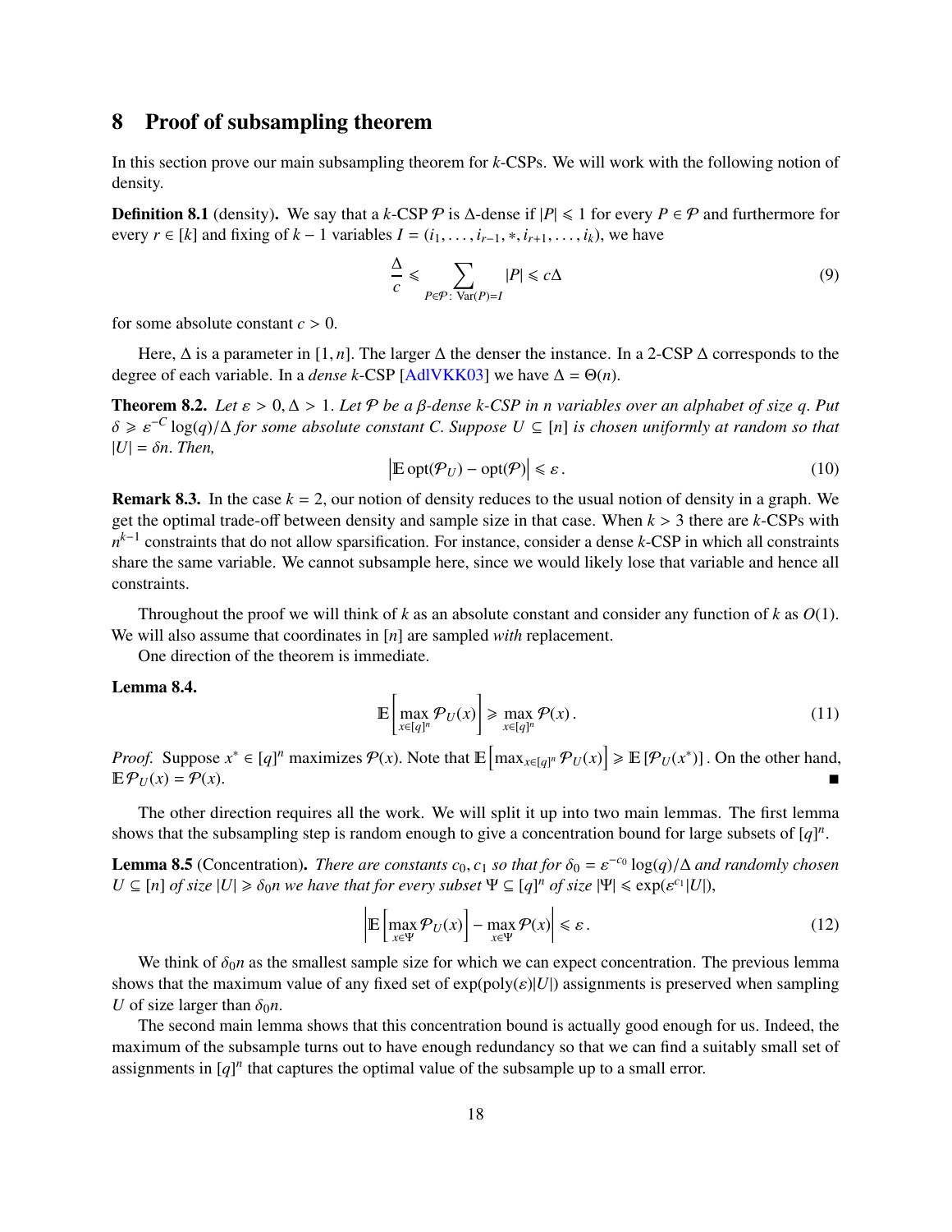# 8 Proof of subsampling theorem

In this section prove our main subsampling theorem for $k$-CSPs. We will work with the following notion of density.

**Definition 8.1** (density)**.** We say that a $k$-CSP $\mathcal{P}$ is $\Delta$-dense if $|P| \leqslant 1$ for every $P \in \mathcal{P}$ and furthermore for every $r \in [k]$ and fixing of $k-1$ variables $I = (i_1, \ldots, i_{r-1}, *, i_{r+1}, \ldots, i_k)$, we have

$$\frac{\Delta}{c} \leqslant \sum_{P \in \mathcal{P}\colon \operatorname{Var}(P) = I} |P| \leqslant c\Delta \tag{9}$$

for some absolute constant $c > 0$.

Here, $\Delta$ is a parameter in $[1, n]$. The larger $\Delta$ the denser the instance. In a 2-CSP $\Delta$ corresponds to the degree of each variable. In a *dense* $k$-CSP [AdlVKK03] we have $\Delta = \Theta(n)$.

**Theorem 8.2.** *Let $\varepsilon > 0, \Delta > 1$. Let $\mathcal{P}$ be a $\beta$-dense $k$-CSP in $n$ variables over an alphabet of size $q$. Put $\delta \geqslant \varepsilon^{-C} \log(q)/\Delta$ for some absolute constant $C$. Suppose $U \subseteq [n]$ is chosen uniformly at random so that $|U| = \delta n$. Then,*

$$\left| \mathbb{E} \operatorname{opt}(\mathcal{P}_U) - \operatorname{opt}(\mathcal{P}) \right| \leqslant \varepsilon \,. \tag{10}$$

**Remark 8.3.** In the case $k = 2$, our notion of density reduces to the usual notion of density in a graph. We get the optimal trade-off between density and sample size in that case. When $k > 3$ there are $k$-CSPs with $n^{k-1}$ constraints that do not allow sparsification. For instance, consider a dense $k$-CSP in which all constraints share the same variable. We cannot subsample here, since we would likely lose that variable and hence all constraints.

Throughout the proof we will think of $k$ as an absolute constant and consider any function of $k$ as $O(1)$. We will also assume that coordinates in $[n]$ are sampled *with* replacement.

One direction of the theorem is immediate.

**Lemma 8.4.**

$$\mathbb{E}\left[ \max_{x \in [q]^n} \mathcal{P}_U(x) \right] \geqslant \max_{x \in [q]^n} \mathcal{P}(x) \,. \tag{11}$$

*Proof.* Suppose $x^* \in [q]^n$ maximizes $\mathcal{P}(x)$. Note that $\mathbb{E}\left[\max_{x \in [q]^n} \mathcal{P}_U(x)\right] \geqslant \mathbb{E}\left[\mathcal{P}_U(x^*)\right]$. On the other hand, $\mathbb{E}\, \mathcal{P}_U(x) = \mathcal{P}(x)$. ■

The other direction requires all the work. We will split it up into two main lemmas. The first lemma shows that the subsampling step is random enough to give a concentration bound for large subsets of $[q]^n$.

**Lemma 8.5** (Concentration)**.** *There are constants $c_0, c_1$ so that for $\delta_0 = \varepsilon^{-c_0} \log(q)/\Delta$ and randomly chosen $U \subseteq [n]$ of size $|U| \geqslant \delta_0 n$ we have that for every subset $\Psi \subseteq [q]^n$ of size $|\Psi| \leqslant \exp(\varepsilon^{c_1}|U|)$,*

$$\left| \mathbb{E}\left[ \max_{x \in \Psi} \mathcal{P}_U(x) \right] - \max_{x \in \Psi} \mathcal{P}(x) \right| \leqslant \varepsilon \,. \tag{12}$$

We think of $\delta_0 n$ as the smallest sample size for which we can expect concentration. The previous lemma shows that the maximum value of any fixed set of $\exp(\operatorname{poly}(\varepsilon)|U|)$ assignments is preserved when sampling $U$ of size larger than $\delta_0 n$.

The second main lemma shows that this concentration bound is actually good enough for us. Indeed, the maximum of the subsample turns out to have enough redundancy so that we can find a suitably small set of assignments in $[q]^n$ that captures the optimal value of the subsample up to a small error.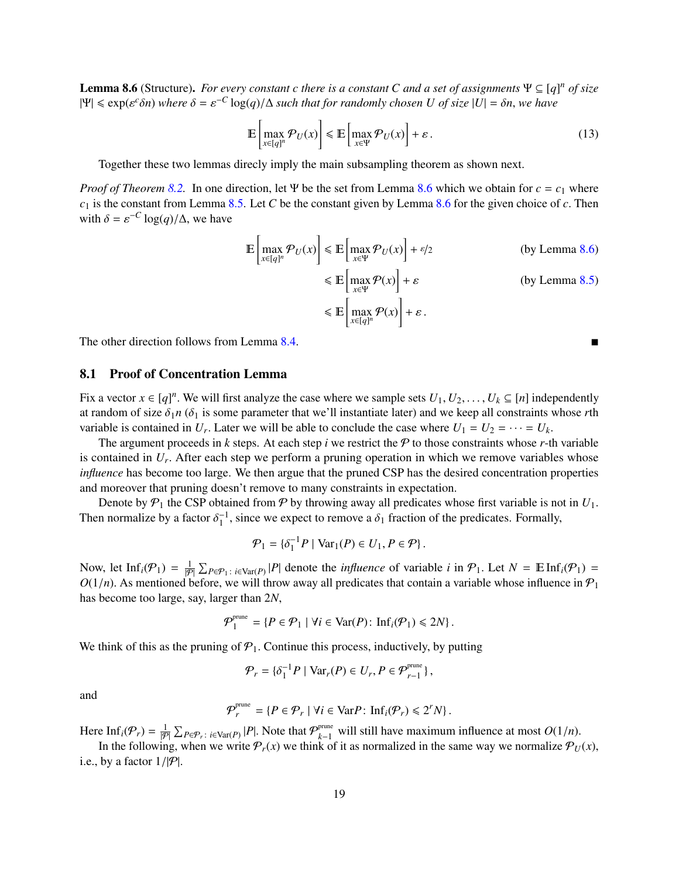**Lemma 8.6** (Structure)**.** *For every constant $c$ there is a constant $C$ and a set of assignments $\Psi \subseteq [q]^n$ of size $|\Psi| \leqslant \exp(\varepsilon^c \delta n)$ where $\delta = \varepsilon^{-C} \log(q)/\Delta$ such that for randomly chosen $U$ of size $|U| = \delta n$, we have*

$$\mathbb{E}\left[\max_{x \in [q]^n} \mathcal{P}_U(x)\right] \leqslant \mathbb{E}\left[\max_{x \in \Psi} \mathcal{P}_U(x)\right] + \varepsilon\,. \tag{13}$$

Together these two lemmas direcly imply the main subsampling theorem as shown next.

*Proof of Theorem 8.2.* In one direction, let $\Psi$ be the set from Lemma 8.6 which we obtain for $c = c_1$ where $c_1$ is the constant from Lemma 8.5. Let $C$ be the constant given by Lemma 8.6 for the given choice of $c$. Then with $\delta = \varepsilon^{-C} \log(q)/\Delta$, we have

$$\begin{aligned}
\mathbb{E}\left[\max_{x \in [q]^n} \mathcal{P}_U(x)\right] &\leqslant \mathbb{E}\left[\max_{x \in \Psi} \mathcal{P}_U(x)\right] + \varepsilon/2 && \text{(by Lemma 8.6)}\\
&\leqslant \mathbb{E}\left[\max_{x \in \Psi} \mathcal{P}(x)\right] + \varepsilon && \text{(by Lemma 8.5)}\\
&\leqslant \mathbb{E}\left[\max_{x \in [q]^n} \mathcal{P}(x)\right] + \varepsilon\,.
\end{aligned}$$

The other direction follows from Lemma 8.4. ∎

## 8.1 Proof of Concentration Lemma

Fix a vector $x \in [q]^n$. We will first analyze the case where we sample sets $U_1, U_2, \ldots, U_k \subseteq [n]$ independently at random of size $\delta_1 n$ ($\delta_1$ is some parameter that we'll instantiate later) and we keep all constraints whose $r$th variable is contained in $U_r$. Later we will be able to conclude the case where $U_1 = U_2 = \cdots = U_k$.

The argument proceeds in $k$ steps. At each step $i$ we restrict the $\mathcal{P}$ to those constraints whose $r$-th variable is contained in $U_r$. After each step we perform a pruning operation in which we remove variables whose *influence* has become too large. We then argue that the pruned CSP has the desired concentration properties and moreover that pruning doesn't remove to many constraints in expectation.

Denote by $\mathcal{P}_1$ the CSP obtained from $\mathcal{P}$ by throwing away all predicates whose first variable is not in $U_1$. Then normalize by a factor $\delta_1^{-1}$, since we expect to remove a $\delta_1$ fraction of the predicates. Formally,

$$\mathcal{P}_1 = \{\delta_1^{-1} P \mid \mathrm{Var}_1(P) \in U_1, P \in \mathcal{P}\}\,.$$

Now, let $\mathrm{Inf}_i(\mathcal{P}_1) = \frac{1}{|\mathcal{P}|} \sum_{P \in \mathcal{P}_1 \colon i \in \mathrm{Var}(P)} |P|$ denote the *influence* of variable $i$ in $\mathcal{P}_1$. Let $N = \mathbb{E}\,\mathrm{Inf}_i(\mathcal{P}_1) = O(1/n)$. As mentioned before, we will throw away all predicates that contain a variable whose influence in $\mathcal{P}_1$ has become too large, say, larger than $2N$,

$$\mathcal{P}_1^{\text{prune}} = \{P \in \mathcal{P}_1 \mid \forall i \in \mathrm{Var}(P) \colon \mathrm{Inf}_i(\mathcal{P}_1) \leqslant 2N\}\,.$$

We think of this as the pruning of $\mathcal{P}_1$. Continue this process, inductively, by putting

$$\mathcal{P}_r = \{\delta_1^{-1} P \mid \mathrm{Var}_r(P) \in U_r, P \in \mathcal{P}_{r-1}^{\text{prune}}\}\,,$$

and

$$\mathcal{P}_r^{\text{prune}} = \{P \in \mathcal{P}_r \mid \forall i \in \mathrm{Var} P \colon \mathrm{Inf}_i(\mathcal{P}_r) \leqslant 2^r N\}\,.$$

Here $\mathrm{Inf}_i(\mathcal{P}_r) = \frac{1}{|\mathcal{P}|} \sum_{P \in \mathcal{P}_r \colon i \in \mathrm{Var}(P)} |P|$. Note that $\mathcal{P}_{k-1}^{\text{prune}}$ will still have maximum influence at most $O(1/n)$.

In the following, when we write $\mathcal{P}_r(x)$ we think of it as normalized in the same way we normalize $\mathcal{P}_U(x)$, i.e., by a factor $1/|\mathcal{P}|$.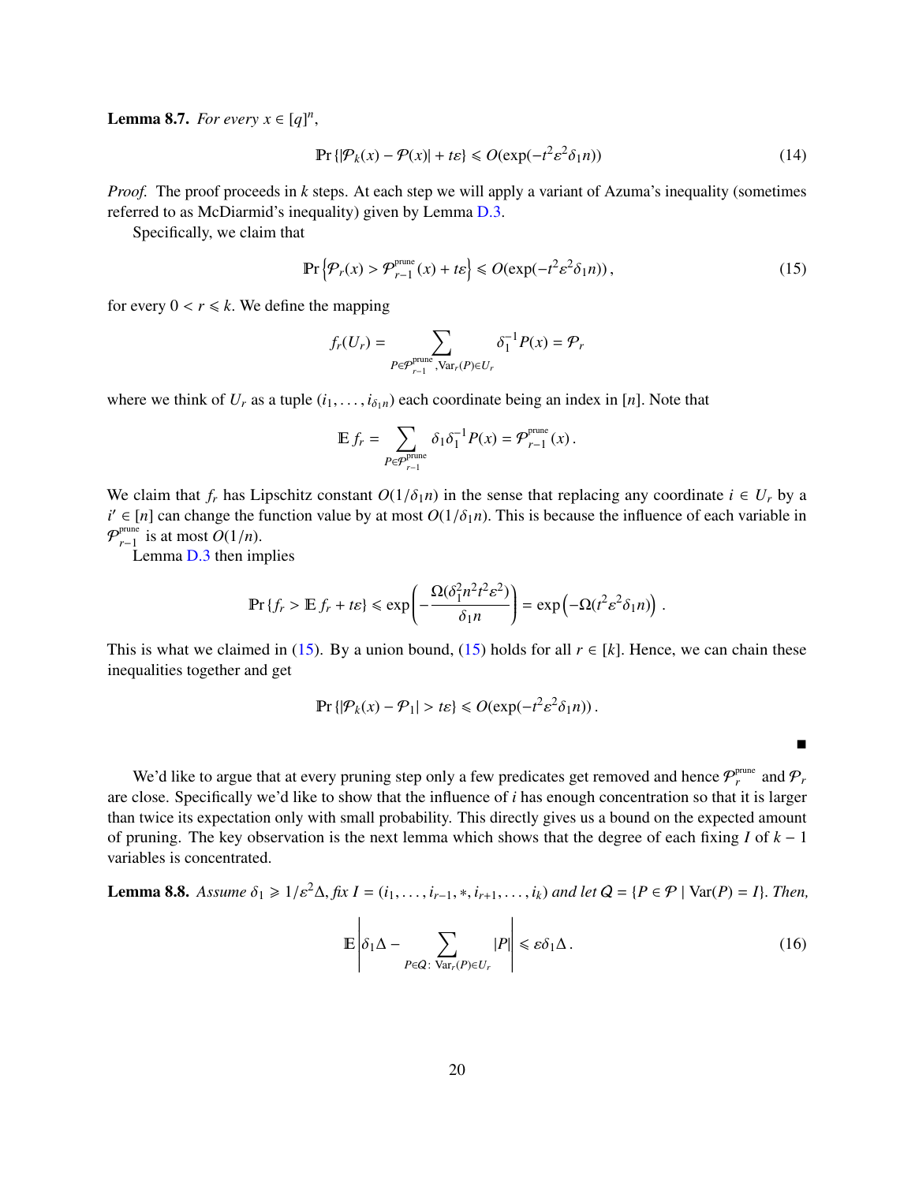**Lemma 8.7.** *For every $x \in [q]^n$,*

$$\Pr\{|\mathcal{P}_k(x) - \mathcal{P}(x)| + t\varepsilon\} \leqslant O(\exp(-t^2\varepsilon^2\delta_1 n)) \tag{14}$$

*Proof.* The proof proceeds in $k$ steps. At each step we will apply a variant of Azuma's inequality (sometimes referred to as McDiarmid's inequality) given by Lemma D.3.

Specifically, we claim that

$$\Pr\left\{\mathcal{P}_r(x) > \mathcal{P}_{r-1}^{\text{prune}}(x) + t\varepsilon\right\} \leqslant O(\exp(-t^2\varepsilon^2\delta_1 n)), \tag{15}$$

for every $0 < r \leqslant k$. We define the mapping

$$f_r(U_r) = \sum_{P \in \mathcal{P}_{r-1}^{\text{prune}}, \text{Var}_r(P) \in U_r} \delta_1^{-1} P(x) = \mathcal{P}_r$$

where we think of $U_r$ as a tuple $(i_1, \ldots, i_{\delta_1 n})$ each coordinate being an index in $[n]$. Note that

$$\mathbb{E} f_r = \sum_{P \in \mathcal{P}_{r-1}^{\text{prune}}} \delta_1 \delta_1^{-1} P(x) = \mathcal{P}_{r-1}^{\text{prune}}(x).$$

We claim that $f_r$ has Lipschitz constant $O(1/\delta_1 n)$ in the sense that replacing any coordinate $i \in U_r$ by a $i' \in [n]$ can change the function value by at most $O(1/\delta_1 n)$. This is because the influence of each variable in $\mathcal{P}_{r-1}^{\text{prune}}$ is at most $O(1/n)$.

Lemma D.3 then implies

$$\Pr\{f_r > \mathbb{E} f_r + t\varepsilon\} \leqslant \exp\left(-\frac{\Omega(\delta_1^2 n^2 t^2 \varepsilon^2)}{\delta_1 n}\right) = \exp\left(-\Omega(t^2\varepsilon^2\delta_1 n)\right).$$

This is what we claimed in (15). By a union bound, (15) holds for all $r \in [k]$. Hence, we can chain these inequalities together and get

$$\Pr\{|\mathcal{P}_k(x) - \mathcal{P}_1| > t\varepsilon\} \leqslant O(\exp(-t^2\varepsilon^2\delta_1 n)).$$

■

We'd like to argue that at every pruning step only a few predicates get removed and hence $\mathcal{P}_r^{\text{prune}}$ and $\mathcal{P}_r$ are close. Specifically we'd like to show that the influence of $i$ has enough concentration so that it is larger than twice its expectation only with small probability. This directly gives us a bound on the expected amount of pruning. The key observation is the next lemma which shows that the degree of each fixing $I$ of $k-1$ variables is concentrated.

**Lemma 8.8.** *Assume $\delta_1 \geqslant 1/\varepsilon^2\Delta$, fix $I = (i_1, \ldots, i_{r-1}, *, i_{r+1}, \ldots, i_k)$ and let $\mathcal{Q} = \{P \in \mathcal{P} \mid \text{Var}(P) = I\}$. Then,*

$$\mathbb{E}\left|\delta_1\Delta - \sum_{P \in \mathcal{Q}:\ \text{Var}_r(P) \in U_r} |P|\right| \leqslant \varepsilon\delta_1\Delta. \tag{16}$$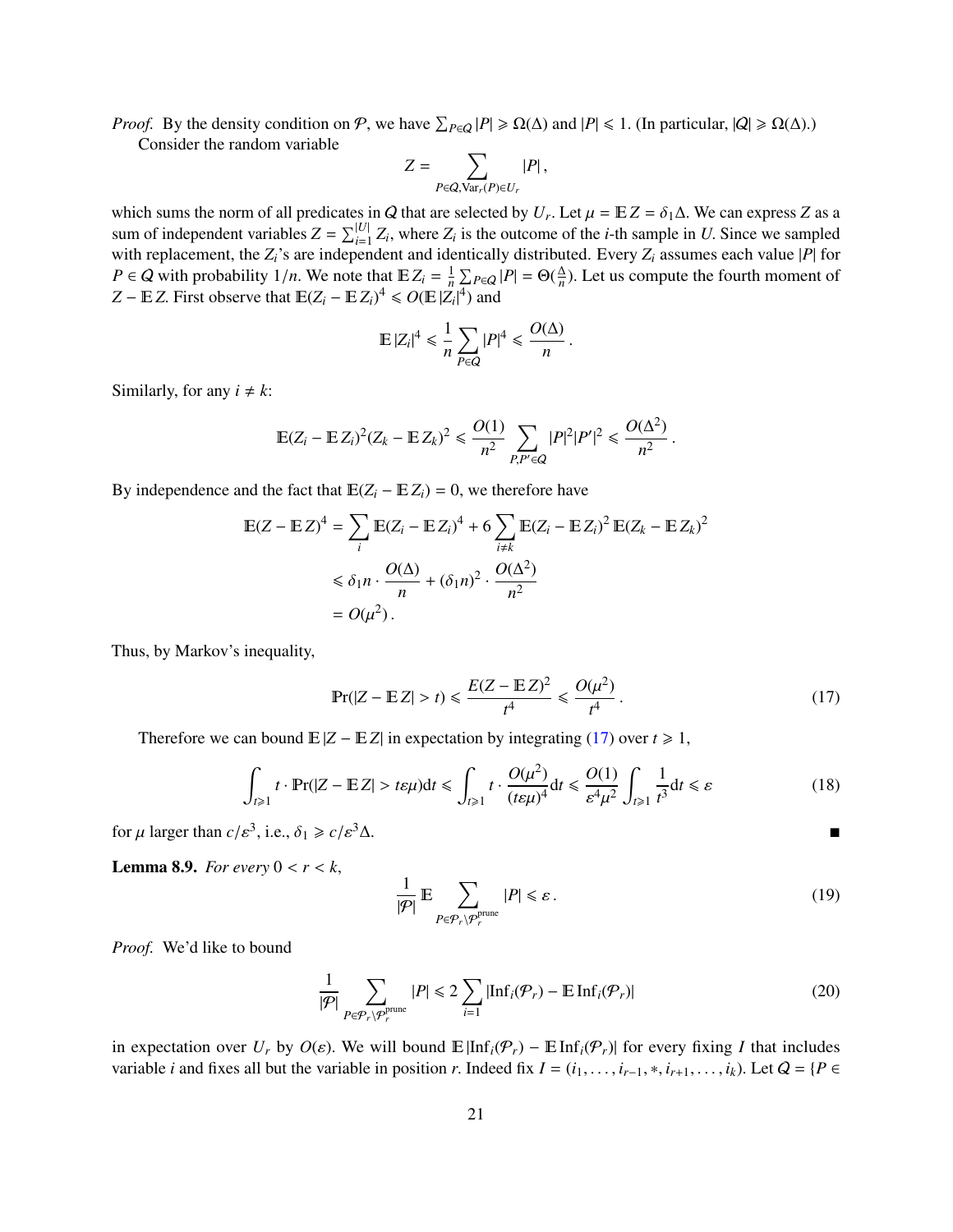*Proof.* By the density condition on $\mathcal{P}$, we have $\sum_{P\in Q}|P| \geqslant \Omega(\Delta)$ and $|P| \leqslant 1$. (In particular, $|Q| \geqslant \Omega(\Delta)$.)

Consider the random variable

$$Z = \sum_{P\in Q, \mathrm{Var}_r(P)\in U_r} |P|\,,$$

which sums the norm of all predicates in $Q$ that are selected by $U_r$. Let $\mu = \mathbb{E}\, Z = \delta_1 \Delta$. We can express $Z$ as a sum of independent variables $Z = \sum_{i=1}^{|U|} Z_i$, where $Z_i$ is the outcome of the $i$-th sample in $U$. Since we sampled with replacement, the $Z_i$'s are independent and identically distributed. Every $Z_i$ assumes each value $|P|$ for $P \in Q$ with probability $1/n$. We note that $\mathbb{E}\, Z_i = \frac{1}{n}\sum_{P\in Q}|P| = \Theta(\frac{\Delta}{n})$. Let us compute the fourth moment of $Z - \mathbb{E}\, Z$. First observe that $\mathbb{E}(Z_i - \mathbb{E}\, Z_i)^4 \leqslant O(\mathbb{E}\,|Z_i|^4)$ and

$$\mathbb{E}\,|Z_i|^4 \leqslant \frac{1}{n}\sum_{P\in Q}|P|^4 \leqslant \frac{O(\Delta)}{n}\,.$$

Similarly, for any $i \neq k$:

$$\mathbb{E}(Z_i - \mathbb{E}\, Z_i)^2(Z_k - \mathbb{E}\, Z_k)^2 \leqslant \frac{O(1)}{n^2}\sum_{P,P'\in Q}|P|^2|P'|^2 \leqslant \frac{O(\Delta^2)}{n^2}\,.$$

By independence and the fact that $\mathbb{E}(Z_i - \mathbb{E}\, Z_i) = 0$, we therefore have

$$\begin{aligned}
\mathbb{E}(Z - \mathbb{E}\, Z)^4 &= \sum_i \mathbb{E}(Z_i - \mathbb{E}\, Z_i)^4 + 6\sum_{i\neq k}\mathbb{E}(Z_i - \mathbb{E}\, Z_i)^2\,\mathbb{E}(Z_k - \mathbb{E}\, Z_k)^2 \\
&\leqslant \delta_1 n \cdot \frac{O(\Delta)}{n} + (\delta_1 n)^2 \cdot \frac{O(\Delta^2)}{n^2} \\
&= O(\mu^2)\,.
\end{aligned}$$

Thus, by Markov's inequality,

$$\Pr(|Z - \mathbb{E}\, Z| > t) \leqslant \frac{E(Z - \mathbb{E}\, Z)^2}{t^4} \leqslant \frac{O(\mu^2)}{t^4}\,. \tag{17}$$

Therefore we can bound $\mathbb{E}\,|Z - \mathbb{E}\, Z|$ in expectation by integrating (17) over $t \geqslant 1$,

$$\int_{t\geqslant 1} t\cdot \Pr(|Z - \mathbb{E}\, Z| > t\varepsilon\mu)\mathrm{d}t \leqslant \int_{t\geqslant 1} t\cdot \frac{O(\mu^2)}{(t\varepsilon\mu)^4}\mathrm{d}t \leqslant \frac{O(1)}{\varepsilon^4\mu^2}\int_{t\geqslant 1}\frac{1}{t^3}\mathrm{d}t \leqslant \varepsilon \tag{18}$$

for $\mu$ larger than $c/\varepsilon^3$, i.e., $\delta_1 \geqslant c/\varepsilon^3\Delta$. ■

**Lemma 8.9.** *For every $0 < r < k$,*

$$\frac{1}{|\mathcal{P}|}\,\mathbb{E}\sum_{P\in\mathcal{P}_r\setminus\mathcal{P}_r^{\text{prune}}}|P| \leqslant \varepsilon\,. \tag{19}$$

*Proof.* We'd like to bound

$$\frac{1}{|\mathcal{P}|}\sum_{P\in\mathcal{P}_r\setminus\mathcal{P}_r^{\text{prune}}}|P| \leqslant 2\sum_{i=1}|\mathrm{Inf}_i(\mathcal{P}_r) - \mathbb{E}\,\mathrm{Inf}_i(\mathcal{P}_r)| \tag{20}$$

in expectation over $U_r$ by $O(\varepsilon)$. We will bound $\mathbb{E}\,|\mathrm{Inf}_i(\mathcal{P}_r) - \mathbb{E}\,\mathrm{Inf}_i(\mathcal{P}_r)|$ for every fixing $I$ that includes variable $i$ and fixes all but the variable in position $r$. Indeed fix $I = (i_1, \ldots, i_{r-1}, *, i_{r+1}, \ldots, i_k)$. Let $Q = \{P \in$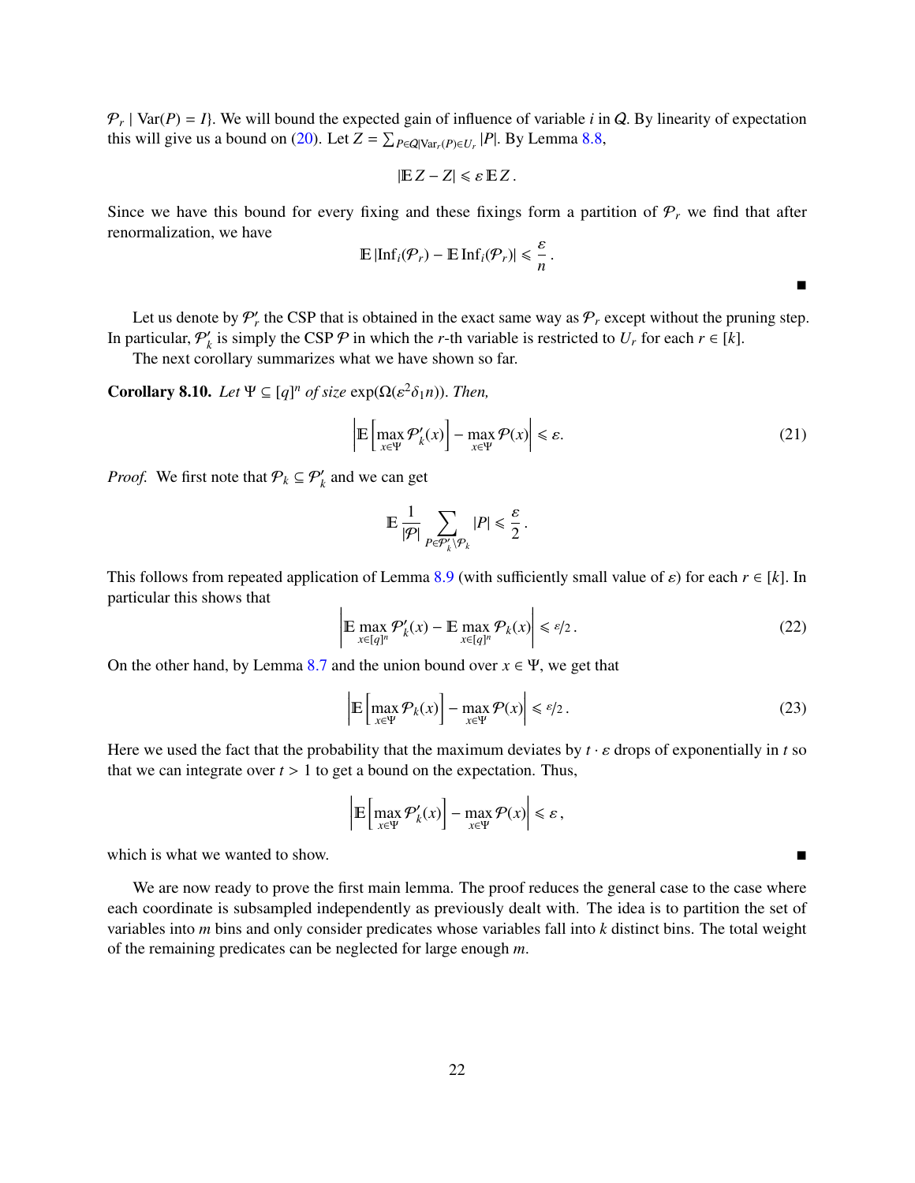$\mathcal{P}_r \mid \mathrm{Var}(P) = I\}$. We will bound the expected gain of influence of variable $i$ in $Q$. By linearity of expectation this will give us a bound on (20). Let $Z = \sum_{P \in Q | \mathrm{Var}_r(P) \in U_r} |P|$. By Lemma 8.8,

$$|\mathbb{E}\, Z - Z| \leqslant \varepsilon\, \mathbb{E}\, Z\,.$$

Since we have this bound for every fixing and these fixings form a partition of $\mathcal{P}_r$ we find that after renormalization, we have

$$\mathbb{E}\, |\mathrm{Inf}_i(\mathcal{P}_r) - \mathbb{E}\, \mathrm{Inf}_i(\mathcal{P}_r)| \leqslant \frac{\varepsilon}{n}\,.$$

■

Let us denote by $\mathcal{P}'_r$ the CSP that is obtained in the exact same way as $\mathcal{P}_r$ except without the pruning step. In particular, $\mathcal{P}'_k$ is simply the CSP $\mathcal{P}$ in which the $r$-th variable is restricted to $U_r$ for each $r \in [k]$.

The next corollary summarizes what we have shown so far.

**Corollary 8.10.** *Let $\Psi \subseteq [q]^n$ of size $\exp(\Omega(\varepsilon^2 \delta_1 n))$. Then,*

$$\left| \mathbb{E}\left[\max_{x \in \Psi} \mathcal{P}'_k(x)\right] - \max_{x \in \Psi} \mathcal{P}(x) \right| \leqslant \varepsilon. \tag{21}$$

*Proof.* We first note that $\mathcal{P}_k \subseteq \mathcal{P}'_k$ and we can get

$$\mathbb{E}\, \frac{1}{|\mathcal{P}|} \sum_{P \in \mathcal{P}'_k \setminus \mathcal{P}_k} |P| \leqslant \frac{\varepsilon}{2}\,.$$

This follows from repeated application of Lemma 8.9 (with sufficiently small value of $\varepsilon$) for each $r \in [k]$. In particular this shows that

$$\left| \mathbb{E} \max_{x \in [q]^n} \mathcal{P}'_k(x) - \mathbb{E} \max_{x \in [q]^n} \mathcal{P}_k(x) \right| \leqslant \varepsilon/2\,. \tag{22}$$

On the other hand, by Lemma 8.7 and the union bound over $x \in \Psi$, we get that

$$\left| \mathbb{E}\left[\max_{x \in \Psi} \mathcal{P}_k(x)\right] - \max_{x \in \Psi} \mathcal{P}(x) \right| \leqslant \varepsilon/2\,. \tag{23}$$

Here we used the fact that the probability that the maximum deviates by $t \cdot \varepsilon$ drops of exponentially in $t$ so that we can integrate over $t > 1$ to get a bound on the expectation. Thus,

$$\left| \mathbb{E}\left[\max_{x \in \Psi} \mathcal{P}'_k(x)\right] - \max_{x \in \Psi} \mathcal{P}(x) \right| \leqslant \varepsilon\,,$$

which is what we wanted to show. ■

We are now ready to prove the first main lemma. The proof reduces the general case to the case where each coordinate is subsampled independently as previously dealt with. The idea is to partition the set of variables into $m$ bins and only consider predicates whose variables fall into $k$ distinct bins. The total weight of the remaining predicates can be neglected for large enough $m$.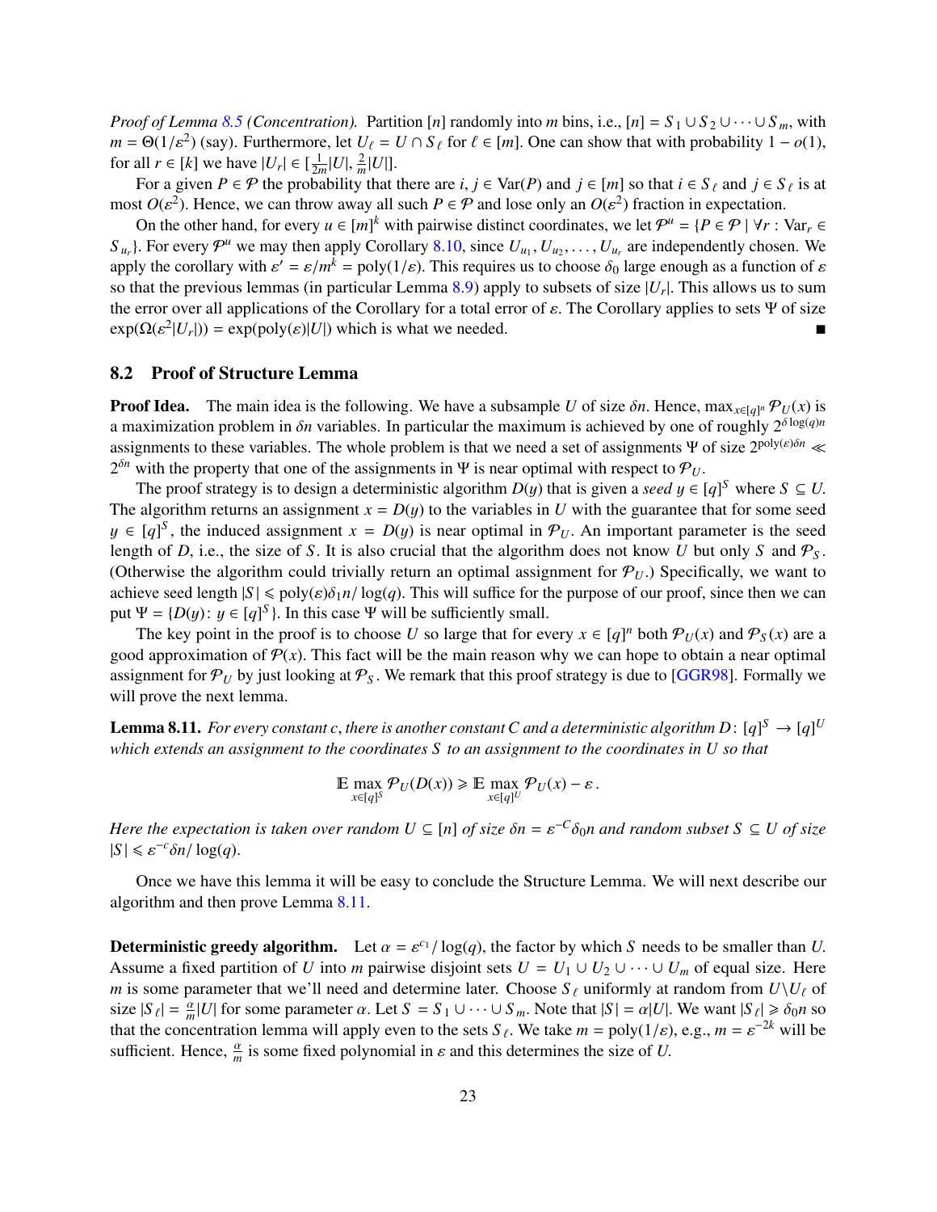*Proof of Lemma 8.5 (Concentration).* Partition $[n]$ randomly into $m$ bins, i.e., $[n] = S_1 \cup S_2 \cup \cdots \cup S_m$, with $m = \Theta(1/\varepsilon^2)$ (say). Furthermore, let $U_\ell = U \cap S_\ell$ for $\ell \in [m]$. One can show that with probability $1 - o(1)$, for all $r \in [k]$ we have $|U_r| \in [\frac{1}{2m}|U|, \frac{2}{m}|U|]$.

For a given $P \in \mathcal{P}$ the probability that there are $i, j \in \mathrm{Var}(P)$ and $j \in [m]$ so that $i \in S_\ell$ and $j \in S_\ell$ is at most $O(\varepsilon^2)$. Hence, we can throw away all such $P \in \mathcal{P}$ and lose only an $O(\varepsilon^2)$ fraction in expectation.

On the other hand, for every $u \in [m]^k$ with pairwise distinct coordinates, we let $\mathcal{P}^u = \{P \in \mathcal{P} \mid \forall r : \mathrm{Var}_r \in S_{u_r}\}$. For every $\mathcal{P}^u$ we may then apply Corollary 8.10, since $U_{u_1}, U_{u_2}, \ldots, U_{u_r}$ are independently chosen. We apply the corollary with $\varepsilon' = \varepsilon/m^k = \mathrm{poly}(1/\varepsilon)$. This requires us to choose $\delta_0$ large enough as a function of $\varepsilon$ so that the previous lemmas (in particular Lemma 8.9) apply to subsets of size $|U_r|$. This allows us to sum the error over all applications of the Corollary for a total error of $\varepsilon$. The Corollary applies to sets $\Psi$ of size $\exp(\Omega(\varepsilon^2|U_r|)) = \exp(\mathrm{poly}(\varepsilon)|U|)$ which is what we needed. ■

## 8.2 Proof of Structure Lemma

**Proof Idea.** The main idea is the following. We have a subsample $U$ of size $\delta n$. Hence, $\max_{x \in [q]^n} \mathcal{P}_U(x)$ is a maximization problem in $\delta n$ variables. In particular the maximum is achieved by one of roughly $2^{\delta \log(q) n}$ assignments to these variables. The whole problem is that we need a set of assignments $\Psi$ of size $2^{\mathrm{poly}(\varepsilon)\delta n} \ll 2^{\delta n}$ with the property that one of the assignments in $\Psi$ is near optimal with respect to $\mathcal{P}_U$.

The proof strategy is to design a deterministic algorithm $D(y)$ that is given a *seed* $y \in [q]^S$ where $S \subseteq U$. The algorithm returns an assignment $x = D(y)$ to the variables in $U$ with the guarantee that for some seed $y \in [q]^S$, the induced assignment $x = D(y)$ is near optimal in $\mathcal{P}_U$. An important parameter is the seed length of $D$, i.e., the size of $S$. It is also crucial that the algorithm does not know $U$ but only $S$ and $\mathcal{P}_S$. (Otherwise the algorithm could trivially return an optimal assignment for $\mathcal{P}_U$.) Specifically, we want to achieve seed length $|S| \leqslant \mathrm{poly}(\varepsilon)\delta_1 n/\log(q)$. This will suffice for the purpose of our proof, since then we can put $\Psi = \{D(y) \colon y \in [q]^S\}$. In this case $\Psi$ will be sufficiently small.

The key point in the proof is to choose $U$ so large that for every $x \in [q]^n$ both $\mathcal{P}_U(x)$ and $\mathcal{P}_S(x)$ are a good approximation of $\mathcal{P}(x)$. This fact will be the main reason why we can hope to obtain a near optimal assignment for $\mathcal{P}_U$ by just looking at $\mathcal{P}_S$. We remark that this proof strategy is due to [GGR98]. Formally we will prove the next lemma.

**Lemma 8.11.** *For every constant $c$, there is another constant $C$ and a deterministic algorithm $D \colon [q]^S \to [q]^U$ which extends an assignment to the coordinates $S$ to an assignment to the coordinates in $U$ so that*

$$\mathbb{E} \max_{x \in [q]^S} \mathcal{P}_U(D(x)) \geqslant \mathbb{E} \max_{x \in [q]^U} \mathcal{P}_U(x) - \varepsilon\,.$$

*Here the expectation is taken over random $U \subseteq [n]$ of size $\delta n = \varepsilon^{-C}\delta_0 n$ and random subset $S \subseteq U$ of size $|S| \leqslant \varepsilon^{-c}\delta n/\log(q)$.*

Once we have this lemma it will be easy to conclude the Structure Lemma. We will next describe our algorithm and then prove Lemma 8.11.

**Deterministic greedy algorithm.** Let $\alpha = \varepsilon^{c_1}/\log(q)$, the factor by which $S$ needs to be smaller than $U$. Assume a fixed partition of $U$ into $m$ pairwise disjoint sets $U = U_1 \cup U_2 \cup \cdots \cup U_m$ of equal size. Here $m$ is some parameter that we'll need and determine later. Choose $S_\ell$ uniformly at random from $U \backslash U_\ell$ of size $|S_\ell| = \frac{\alpha}{m}|U|$ for some parameter $\alpha$. Let $S = S_1 \cup \cdots \cup S_m$. Note that $|S| = \alpha|U|$. We want $|S_\ell| \geqslant \delta_0 n$ so that the concentration lemma will apply even to the sets $S_\ell$. We take $m = \mathrm{poly}(1/\varepsilon)$, e.g., $m = \varepsilon^{-2k}$ will be sufficient. Hence, $\frac{\alpha}{m}$ is some fixed polynomial in $\varepsilon$ and this determines the size of $U$.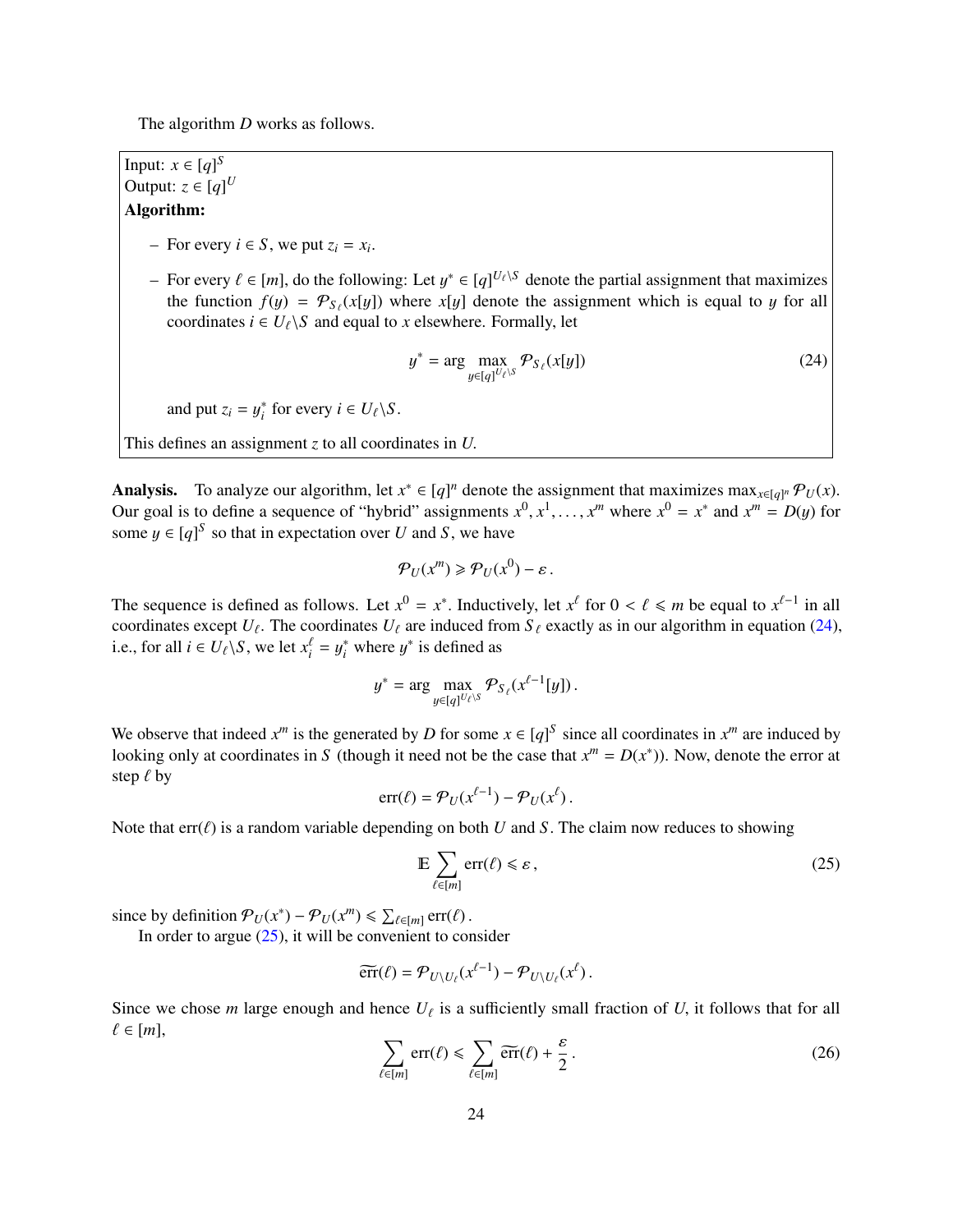The algorithm $D$ works as follows.

Input: $x \in [q]^S$
Output: $z \in [q]^U$
**Algorithm:**

- For every $i \in S$, we put $z_i = x_i$.
- For every $\ell \in [m]$, do the following: Let $y^* \in [q]^{U_\ell \setminus S}$ denote the partial assignment that maximizes the function $f(y) = \mathcal{P}_{S_\ell}(x[y])$ where $x[y]$ denote the assignment which is equal to $y$ for all coordinates $i \in U_\ell \setminus S$ and equal to $x$ elsewhere. Formally, let

$$y^* = \arg \max_{y \in [q]^{U_\ell \setminus S}} \mathcal{P}_{S_\ell}(x[y]) \tag{24}$$

  and put $z_i = y^*_i$ for every $i \in U_\ell \setminus S$.

This defines an assignment $z$ to all coordinates in $U$.

**Analysis.** To analyze our algorithm, let $x^* \in [q]^n$ denote the assignment that maximizes $\max_{x \in [q]^n} \mathcal{P}_U(x)$. Our goal is to define a sequence of "hybrid" assignments $x^0, x^1, \ldots, x^m$ where $x^0 = x^*$ and $x^m = D(y)$ for some $y \in [q]^S$ so that in expectation over $U$ and $S$, we have

$$\mathcal{P}_U(x^m) \geqslant \mathcal{P}_U(x^0) - \varepsilon\,.$$

The sequence is defined as follows. Let $x^0 = x^*$. Inductively, let $x^\ell$ for $0 < \ell \leqslant m$ be equal to $x^{\ell-1}$ in all coordinates except $U_\ell$. The coordinates $U_\ell$ are induced from $S_\ell$ exactly as in our algorithm in equation (24), i.e., for all $i \in U_\ell \setminus S$, we let $x^\ell_i = y^*_i$ where $y^*$ is defined as

$$y^* = \arg \max_{y \in [q]^{U_\ell \setminus S}} \mathcal{P}_{S_\ell}(x^{\ell-1}[y])\,.$$

We observe that indeed $x^m$ is the generated by $D$ for some $x \in [q]^S$ since all coordinates in $x^m$ are induced by looking only at coordinates in $S$ (though it need not be the case that $x^m = D(x^*)$). Now, denote the error at step $\ell$ by

$$\mathrm{err}(\ell) = \mathcal{P}_U(x^{\ell-1}) - \mathcal{P}_U(x^\ell)\,.$$

Note that $\mathrm{err}(\ell)$ is a random variable depending on both $U$ and $S$. The claim now reduces to showing

$$\mathbb{E} \sum_{\ell \in [m]} \mathrm{err}(\ell) \leqslant \varepsilon\,, \tag{25}$$

since by definition $\mathcal{P}_U(x^*) - \mathcal{P}_U(x^m) \leqslant \sum_{\ell \in [m]} \mathrm{err}(\ell)$.

In order to argue (25), it will be convenient to consider

$$\widetilde{\mathrm{err}}(\ell) = \mathcal{P}_{U \setminus U_\ell}(x^{\ell-1}) - \mathcal{P}_{U \setminus U_\ell}(x^\ell)\,.$$

Since we chose $m$ large enough and hence $U_\ell$ is a sufficiently small fraction of $U$, it follows that for all $\ell \in [m]$,

$$\sum_{\ell \in [m]} \mathrm{err}(\ell) \leqslant \sum_{\ell \in [m]} \widetilde{\mathrm{err}}(\ell) + \frac{\varepsilon}{2}\,. \tag{26}$$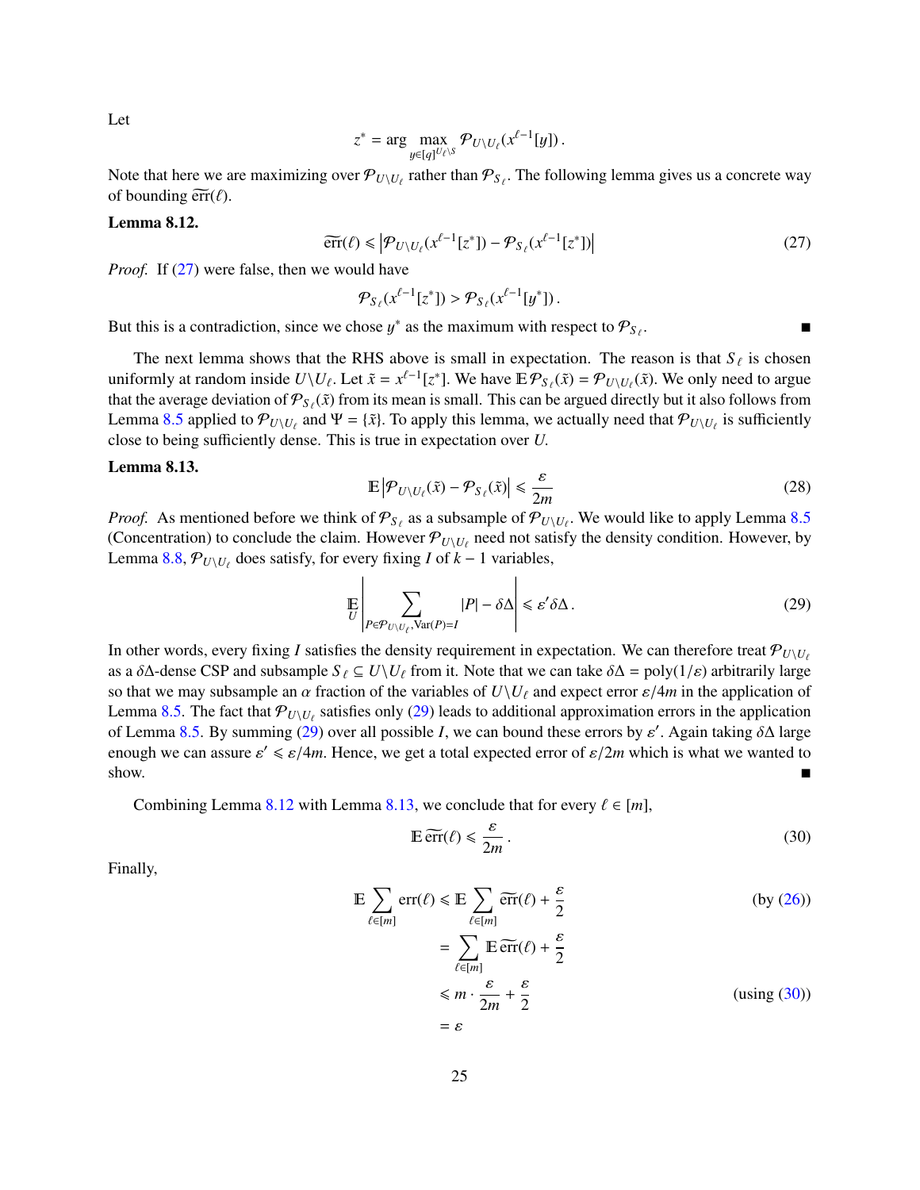Let

$$z^* = \arg\max_{y \in [q]^{U_\ell \setminus S}} \mathcal{P}_{U \setminus U_\ell}(x^{\ell-1}[y])\,.$$

Note that here we are maximizing over $\mathcal{P}_{U \setminus U_\ell}$ rather than $\mathcal{P}_{S_\ell}$. The following lemma gives us a concrete way of bounding $\widetilde{\mathrm{err}}(\ell)$.

**Lemma 8.12.**

$$\widetilde{\mathrm{err}}(\ell) \leqslant \left|\mathcal{P}_{U \setminus U_\ell}(x^{\ell-1}[z^*]) - \mathcal{P}_{S_\ell}(x^{\ell-1}[z^*])\right| \tag{27}$$

*Proof.* If (27) were false, then we would have

$$\mathcal{P}_{S_\ell}(x^{\ell-1}[z^*]) > \mathcal{P}_{S_\ell}(x^{\ell-1}[y^*])\,.$$

But this is a contradiction, since we chose $y^*$ as the maximum with respect to $\mathcal{P}_{S_\ell}$. ∎

The next lemma shows that the RHS above is small in expectation. The reason is that $S_\ell$ is chosen uniformly at random inside $U \setminus U_\ell$. Let $\tilde{x} = x^{\ell-1}[z^*]$. We have $\mathbb{E}\,\mathcal{P}_{S_\ell}(\tilde{x}) = \mathcal{P}_{U \setminus U_\ell}(\tilde{x})$. We only need to argue that the average deviation of $\mathcal{P}_{S_\ell}(\tilde{x})$ from its mean is small. This can be argued directly but it also follows from Lemma 8.5 applied to $\mathcal{P}_{U \setminus U_\ell}$ and $\Psi = \{\tilde{x}\}$. To apply this lemma, we actually need that $\mathcal{P}_{U \setminus U_\ell}$ is sufficiently close to being sufficiently dense. This is true in expectation over $U$.

**Lemma 8.13.**

$$\mathbb{E}\left|\mathcal{P}_{U \setminus U_\ell}(\tilde{x}) - \mathcal{P}_{S_\ell}(\tilde{x})\right| \leqslant \frac{\varepsilon}{2m} \tag{28}$$

*Proof.* As mentioned before we think of $\mathcal{P}_{S_\ell}$ as a subsample of $\mathcal{P}_{U \setminus U_\ell}$. We would like to apply Lemma 8.5 (Concentration) to conclude the claim. However $\mathcal{P}_{U \setminus U_\ell}$ need not satisfy the density condition. However, by Lemma 8.8, $\mathcal{P}_{U \setminus U_\ell}$ does satisfy, for every fixing $I$ of $k-1$ variables,

$$\mathop{\mathbb{E}}_{U}\left|\sum_{P \in \mathcal{P}_{U \setminus U_\ell}, \mathrm{Var}(P) = I} |P| - \delta\Delta\right| \leqslant \varepsilon' \delta\Delta\,. \tag{29}$$

In other words, every fixing $I$ satisfies the density requirement in expectation. We can therefore treat $\mathcal{P}_{U \setminus U_\ell}$ as a $\delta\Delta$-dense CSP and subsample $S_\ell \subseteq U \setminus U_\ell$ from it. Note that we can take $\delta\Delta = \mathrm{poly}(1/\varepsilon)$ arbitrarily large so that we may subsample an $\alpha$ fraction of the variables of $U \setminus U_\ell$ and expect error $\varepsilon/4m$ in the application of Lemma 8.5. The fact that $\mathcal{P}_{U \setminus U_\ell}$ satisfies only (29) leads to additional approximation errors in the application of Lemma 8.5. By summing (29) over all possible $I$, we can bound these errors by $\varepsilon'$. Again taking $\delta\Delta$ large enough we can assure $\varepsilon' \leqslant \varepsilon/4m$. Hence, we get a total expected error of $\varepsilon/2m$ which is what we wanted to show. ∎

Combining Lemma 8.12 with Lemma 8.13, we conclude that for every $\ell \in [m]$,

$$\mathbb{E}\,\widetilde{\mathrm{err}}(\ell) \leqslant \frac{\varepsilon}{2m}\,. \tag{30}$$

Finally,

$$\begin{aligned}
\mathbb{E}\sum_{\ell \in [m]} \mathrm{err}(\ell) &\leqslant \mathbb{E}\sum_{\ell \in [m]} \widetilde{\mathrm{err}}(\ell) + \frac{\varepsilon}{2} && \text{(by (26))}\\
&= \sum_{\ell \in [m]} \mathbb{E}\,\widetilde{\mathrm{err}}(\ell) + \frac{\varepsilon}{2}\\
&\leqslant m \cdot \frac{\varepsilon}{2m} + \frac{\varepsilon}{2} && \text{(using (30))}\\
&= \varepsilon
\end{aligned}$$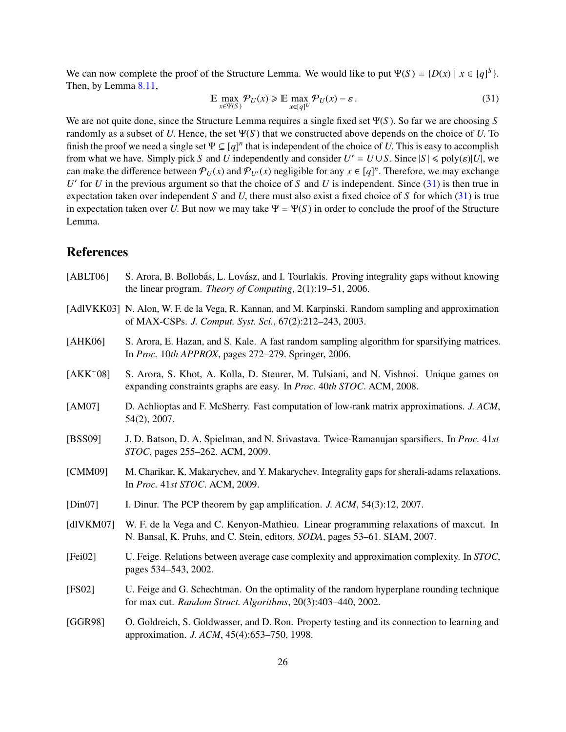We can now complete the proof of the Structure Lemma. We would like to put $\Psi(S) = \{D(x) \mid x \in [q]^S\}$. Then, by Lemma 8.11,

$$\mathbb{E} \max_{x \in \Psi(S)} \mathcal{P}_U(x) \geqslant \mathbb{E} \max_{x \in [q]^U} \mathcal{P}_U(x) - \varepsilon\,. \tag{31}$$

We are not quite done, since the Structure Lemma requires a single fixed set $\Psi(S)$. So far we are choosing $S$ randomly as a subset of $U$. Hence, the set $\Psi(S)$ that we constructed above depends on the choice of $U$. To finish the proof we need a single set $\Psi \subseteq [q]^n$ that is independent of the choice of $U$. This is easy to accomplish from what we have. Simply pick $S$ and $U$ independently and consider $U' = U \cup S$. Since $|S| \leqslant \mathrm{poly}(\varepsilon)|U|$, we can make the difference between $\mathcal{P}_U(x)$ and $\mathcal{P}_{U'}(x)$ negligible for any $x \in [q]^n$. Therefore, we may exchange $U'$ for $U$ in the previous argument so that the choice of $S$ and $U$ is independent. Since (31) is then true in expectation taken over independent $S$ and $U$, there must also exist a fixed choice of $S$ for which (31) is true in expectation taken over $U$. But now we may take $\Psi = \Psi(S)$ in order to conclude the proof of the Structure Lemma.

# References

[ABLT06] S. Arora, B. Bollobás, L. Lovász, and I. Tourlakis. Proving integrality gaps without knowing the linear program. *Theory of Computing*, 2(1):19–51, 2006.

[AdlVKK03] N. Alon, W. F. de la Vega, R. Kannan, and M. Karpinski. Random sampling and approximation of MAX-CSPs. *J. Comput. Syst. Sci.*, 67(2):212–243, 2003.

[AHK06] S. Arora, E. Hazan, and S. Kale. A fast random sampling algorithm for sparsifying matrices. In *Proc.* 10*th APPROX*, pages 272–279. Springer, 2006.

[AKK+08] S. Arora, S. Khot, A. Kolla, D. Steurer, M. Tulsiani, and N. Vishnoi. Unique games on expanding constraints graphs are easy. In *Proc.* 40*th STOC*. ACM, 2008.

[AM07] D. Achlioptas and F. McSherry. Fast computation of low-rank matrix approximations. *J. ACM*, 54(2), 2007.

[BSS09] J. D. Batson, D. A. Spielman, and N. Srivastava. Twice-Ramanujan sparsifiers. In *Proc.* 41*st STOC*, pages 255–262. ACM, 2009.

[CMM09] M. Charikar, K. Makarychev, and Y. Makarychev. Integrality gaps for sherali-adams relaxations. In *Proc.* 41*st STOC*. ACM, 2009.

[Din07] I. Dinur. The PCP theorem by gap amplification. *J. ACM*, 54(3):12, 2007.

[dlVKM07] W. F. de la Vega and C. Kenyon-Mathieu. Linear programming relaxations of maxcut. In N. Bansal, K. Pruhs, and C. Stein, editors, *SODA*, pages 53–61. SIAM, 2007.

[Fei02] U. Feige. Relations between average case complexity and approximation complexity. In *STOC*, pages 534–543, 2002.

[FS02] U. Feige and G. Schechtman. On the optimality of the random hyperplane rounding technique for max cut. *Random Struct. Algorithms*, 20(3):403–440, 2002.

[GGR98] O. Goldreich, S. Goldwasser, and D. Ron. Property testing and its connection to learning and approximation. *J. ACM*, 45(4):653–750, 1998.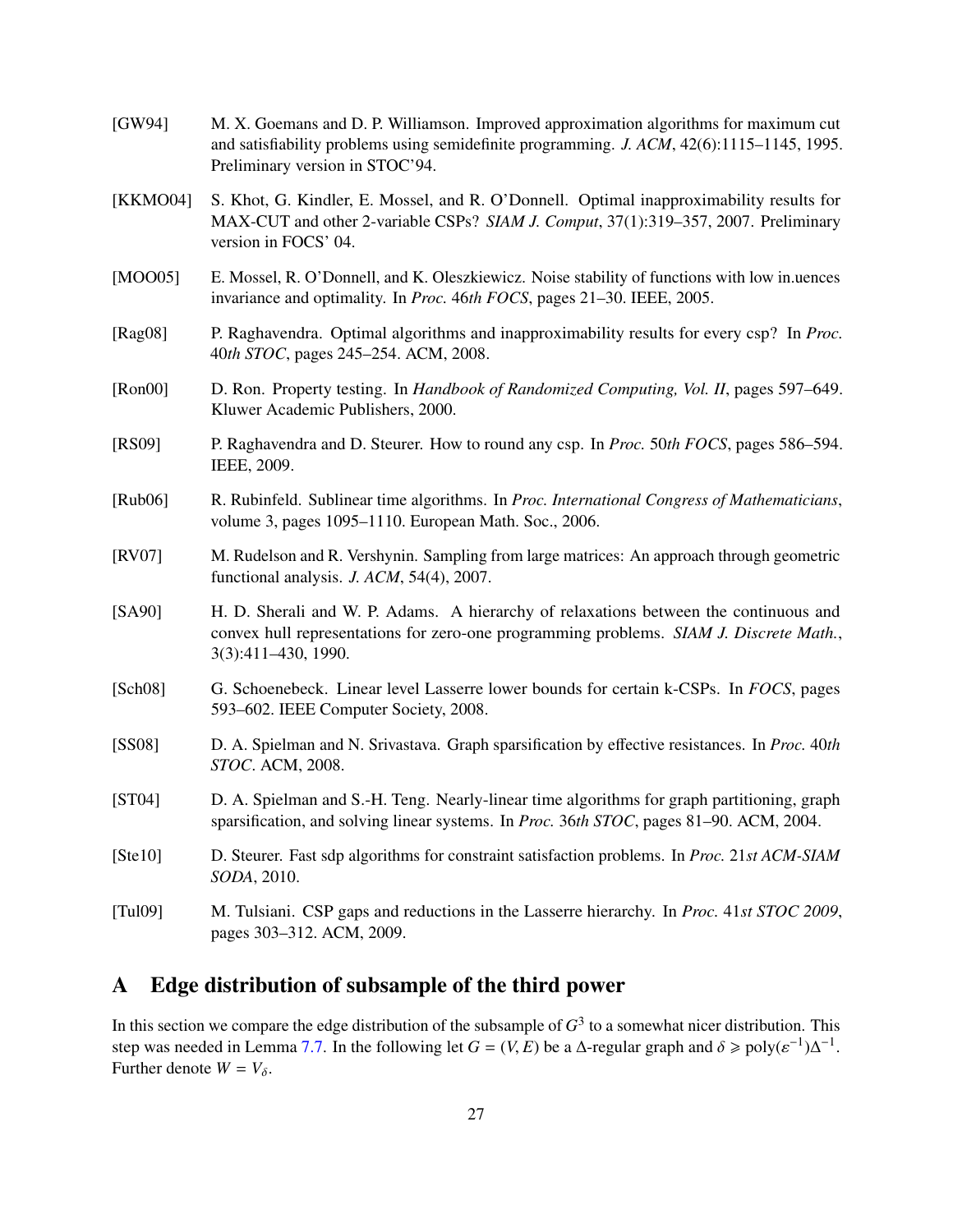[GW94] M. X. Goemans and D. P. Williamson. Improved approximation algorithms for maximum cut and satisfiability problems using semidefinite programming. *J. ACM*, 42(6):1115–1145, 1995. Preliminary version in STOC'94.

[KKMO04] S. Khot, G. Kindler, E. Mossel, and R. O'Donnell. Optimal inapproximability results for MAX-CUT and other 2-variable CSPs? *SIAM J. Comput*, 37(1):319–357, 2007. Preliminary version in FOCS' 04.

[MOO05] E. Mossel, R. O'Donnell, and K. Oleszkiewicz. Noise stability of functions with low in.uences invariance and optimality. In *Proc. 46th FOCS*, pages 21–30. IEEE, 2005.

[Rag08] P. Raghavendra. Optimal algorithms and inapproximability results for every csp? In *Proc. 40th STOC*, pages 245–254. ACM, 2008.

[Ron00] D. Ron. Property testing. In *Handbook of Randomized Computing, Vol. II*, pages 597–649. Kluwer Academic Publishers, 2000.

[RS09] P. Raghavendra and D. Steurer. How to round any csp. In *Proc. 50th FOCS*, pages 586–594. IEEE, 2009.

[Rub06] R. Rubinfeld. Sublinear time algorithms. In *Proc. International Congress of Mathematicians*, volume 3, pages 1095–1110. European Math. Soc., 2006.

[RV07] M. Rudelson and R. Vershynin. Sampling from large matrices: An approach through geometric functional analysis. *J. ACM*, 54(4), 2007.

[SA90] H. D. Sherali and W. P. Adams. A hierarchy of relaxations between the continuous and convex hull representations for zero-one programming problems. *SIAM J. Discrete Math.*, 3(3):411–430, 1990.

[Sch08] G. Schoenebeck. Linear level Lasserre lower bounds for certain k-CSPs. In *FOCS*, pages 593–602. IEEE Computer Society, 2008.

[SS08] D. A. Spielman and N. Srivastava. Graph sparsification by effective resistances. In *Proc. 40th STOC*. ACM, 2008.

[ST04] D. A. Spielman and S.-H. Teng. Nearly-linear time algorithms for graph partitioning, graph sparsification, and solving linear systems. In *Proc. 36th STOC*, pages 81–90. ACM, 2004.

[Ste10] D. Steurer. Fast sdp algorithms for constraint satisfaction problems. In *Proc. 21st ACM-SIAM SODA*, 2010.

[Tul09] M. Tulsiani. CSP gaps and reductions in the Lasserre hierarchy. In *Proc. 41st STOC 2009*, pages 303–312. ACM, 2009.

# A Edge distribution of subsample of the third power

In this section we compare the edge distribution of the subsample of $G^3$ to a somewhat nicer distribution. This step was needed in Lemma 7.7. In the following let $G = (V, E)$ be a $\Delta$-regular graph and $\delta \geqslant \text{poly}(\varepsilon^{-1})\Delta^{-1}$. Further denote $W = V_\delta$.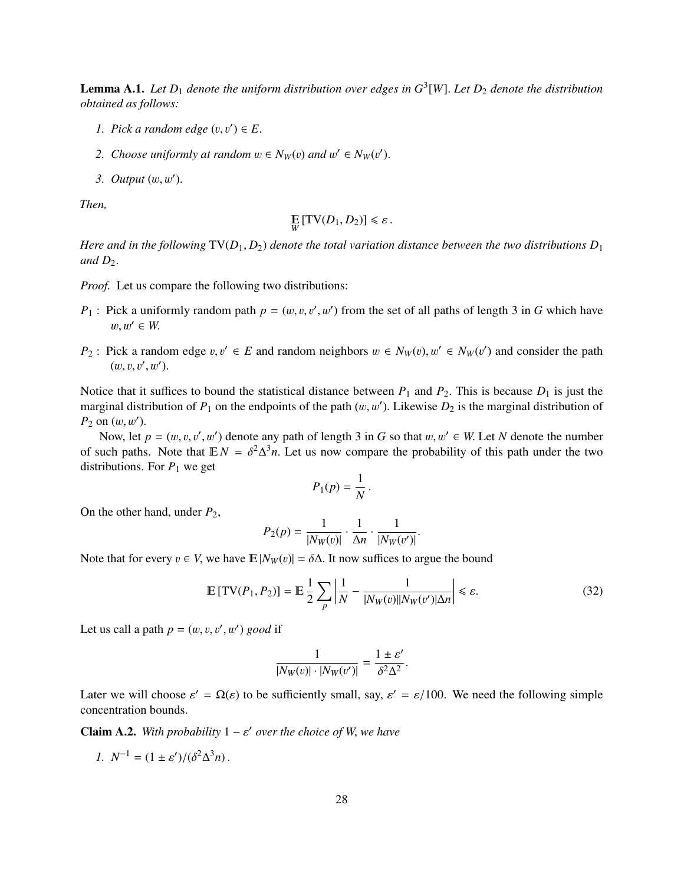**Lemma A.1.** *Let $D_1$ denote the uniform distribution over edges in $G^3[W]$. Let $D_2$ denote the distribution obtained as follows:*

1. *Pick a random edge $(v, v') \in E$.*
2. *Choose uniformly at random $w \in N_W(v)$ and $w' \in N_W(v')$.*
3. *Output $(w, w')$.*

*Then,*

$$\mathop{\mathbb{E}}_{W} [\mathrm{TV}(D_1, D_2)] \leqslant \varepsilon \,.$$

*Here and in the following $\mathrm{TV}(D_1, D_2)$ denote the total variation distance between the two distributions $D_1$ and $D_2$.*

*Proof.* Let us compare the following two distributions:

$P_1$ : Pick a uniformly random path $p = (w, v, v', w')$ from the set of all paths of length 3 in $G$ which have $w, w' \in W$.

$P_2$ : Pick a random edge $v, v' \in E$ and random neighbors $w \in N_W(v), w' \in N_W(v')$ and consider the path $(w, v, v', w')$.

Notice that it suffices to bound the statistical distance between $P_1$ and $P_2$. This is because $D_1$ is just the marginal distribution of $P_1$ on the endpoints of the path $(w, w')$. Likewise $D_2$ is the marginal distribution of $P_2$ on $(w, w')$.

Now, let $p = (w, v, v', w')$ denote any path of length 3 in $G$ so that $w, w' \in W$. Let $N$ denote the number of such paths. Note that $\mathbb{E} N = \delta^2 \Delta^3 n$. Let us now compare the probability of this path under the two distributions. For $P_1$ we get

$$P_1(p) = \frac{1}{N} \,.$$

On the other hand, under $P_2$,

$$P_2(p) = \frac{1}{|N_W(v)|} \cdot \frac{1}{\Delta n} \cdot \frac{1}{|N_W(v')|} .$$

Note that for every $v \in V$, we have $\mathbb{E} |N_W(v)| = \delta \Delta$. It now suffices to argue the bound

$$\mathbb{E} [\mathrm{TV}(P_1, P_2)] = \mathbb{E} \frac{1}{2} \sum_p \left| \frac{1}{N} - \frac{1}{|N_W(v)||N_W(v')|\Delta n} \right| \leqslant \varepsilon. \tag{32}$$

Let us call a path $p = (w, v, v', w')$ *good* if

$$\frac{1}{|N_W(v)| \cdot |N_W(v')|} = \frac{1 \pm \varepsilon'}{\delta^2 \Delta^2} .$$

Later we will choose $\varepsilon' = \Omega(\varepsilon)$ to be sufficiently small, say, $\varepsilon' = \varepsilon/100$. We need the following simple concentration bounds.

**Claim A.2.** *With probability $1 - \varepsilon'$ over the choice of W, we have*

1. $N^{-1} = (1 \pm \varepsilon')/(\delta^2 \Delta^3 n)$.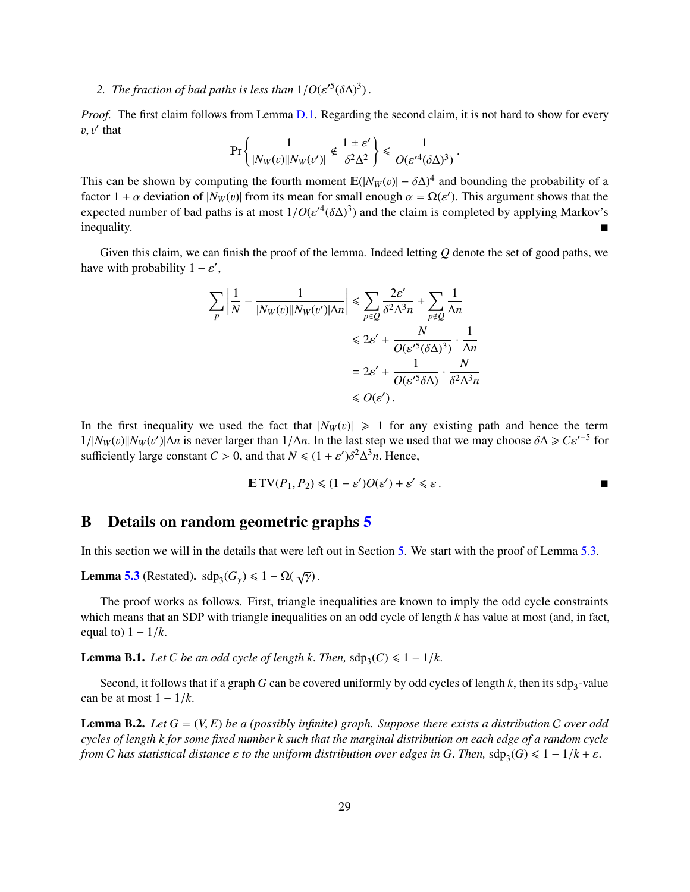2. *The fraction of bad paths is less than $1/O(\varepsilon'^5(\delta\Delta)^3)$.*

*Proof.* The first claim follows from Lemma D.1. Regarding the second claim, it is not hard to show for every $v, v'$ that

$$\Pr\left\{\frac{1}{|N_W(v)||N_W(v')|} \notin \frac{1 \pm \varepsilon'}{\delta^2\Delta^2}\right\} \leqslant \frac{1}{O(\varepsilon'^4(\delta\Delta)^3)}\,.$$

This can be shown by computing the fourth moment $\mathbb{E}(|N_W(v)| - \delta\Delta)^4$ and bounding the probability of a factor $1+\alpha$ deviation of $|N_W(v)|$ from its mean for small enough $\alpha = \Omega(\varepsilon')$. This argument shows that the expected number of bad paths is at most $1/O(\varepsilon'^4(\delta\Delta)^3)$ and the claim is completed by applying Markov's inequality. ■

Given this claim, we can finish the proof of the lemma. Indeed letting $Q$ denote the set of good paths, we have with probability $1-\varepsilon'$,

$$\begin{aligned}
\sum_p \left|\frac{1}{N} - \frac{1}{|N_W(v)||N_W(v')|\Delta n}\right| &\leqslant \sum_{p\in Q} \frac{2\varepsilon'}{\delta^2\Delta^3 n} + \sum_{p\notin Q} \frac{1}{\Delta n} \\
&\leqslant 2\varepsilon' + \frac{N}{O(\varepsilon'^5(\delta\Delta)^3)} \cdot \frac{1}{\Delta n} \\
&= 2\varepsilon' + \frac{1}{O(\varepsilon'^5\delta\Delta)} \cdot \frac{N}{\delta^2\Delta^3 n} \\
&\leqslant O(\varepsilon')\,.
\end{aligned}$$

In the first inequality we used the fact that $|N_W(v)| \geqslant 1$ for any existing path and hence the term $1/|N_W(v)||N_W(v')|\Delta n$ is never larger than $1/\Delta n$. In the last step we used that we may choose $\delta\Delta \geqslant C\varepsilon'^{-5}$ for sufficiently large constant $C > 0$, and that $N \leqslant (1+\varepsilon')\delta^2\Delta^3 n$. Hence,

$$\mathbb{E}\,\mathrm{TV}(P_1, P_2) \leqslant (1-\varepsilon')O(\varepsilon') + \varepsilon' \leqslant \varepsilon\,.$$

■

# B Details on random geometric graphs 5

In this section we will in the details that were left out in Section 5. We start with the proof of Lemma 5.3.

**Lemma 5.3** (Restated)**.** $\mathrm{sdp}_3(G_\gamma) \leqslant 1 - \Omega(\sqrt{\gamma})$.

The proof works as follows. First, triangle inequalities are known to imply the odd cycle constraints which means that an SDP with triangle inequalities on an odd cycle of length $k$ has value at most (and, in fact, equal to) $1 - 1/k$.

**Lemma B.1.** *Let $C$ be an odd cycle of length $k$. Then, $\mathrm{sdp}_3(C) \leqslant 1 - 1/k$.*

Second, it follows that if a graph $G$ can be covered uniformly by odd cycles of length $k$, then its $\mathrm{sdp}_3$-value can be at most $1 - 1/k$.

**Lemma B.2.** *Let $G = (V, E)$ be a (possibly infinite) graph. Suppose there exists a distribution $\mathcal{C}$ over odd cycles of length $k$ for some fixed number $k$ such that the marginal distribution on each edge of a random cycle from $\mathcal{C}$ has statistical distance $\varepsilon$ to the uniform distribution over edges in $G$. Then, $\mathrm{sdp}_3(G) \leqslant 1 - 1/k + \varepsilon$.*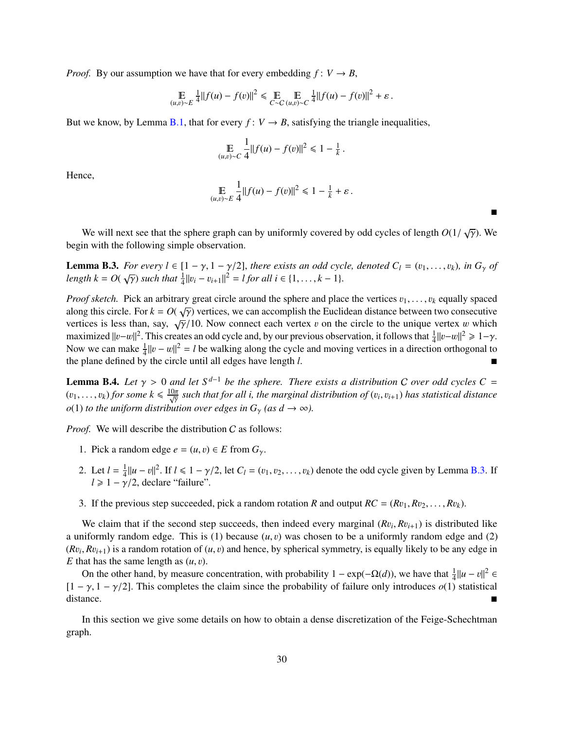*Proof.* By our assumption we have that for every embedding $f\colon V \to B$,

$$\mathop{\mathbb{E}}_{(u,v)\sim E} \tfrac{1}{4}\|f(u) - f(v)\|^2 \leqslant \mathop{\mathbb{E}}_{C\sim \mathcal{C}} \mathop{\mathbb{E}}_{(u,v)\sim C} \tfrac{1}{4}\|f(u) - f(v)\|^2 + \varepsilon\,.$$

But we know, by Lemma B.1, that for every $f\colon V \to B$, satisfying the triangle inequalities,

$$\mathop{\mathbb{E}}_{(u,v)\sim C} \frac{1}{4}\|f(u) - f(v)\|^2 \leqslant 1 - \tfrac{1}{k}\,.$$

Hence,

$$\mathop{\mathbb{E}}_{(u,v)\sim E} \frac{1}{4}\|f(u) - f(v)\|^2 \leqslant 1 - \tfrac{1}{k} + \varepsilon\,.$$

■

We will next see that the sphere graph can by uniformly covered by odd cycles of length $O(1/\sqrt{\gamma})$. We begin with the following simple observation.

**Lemma B.3.** *For every $l \in [1-\gamma, 1-\gamma/2]$, there exists an odd cycle, denoted $C_l = (v_1, \dots, v_k)$, in $G_\gamma$ of length $k = O(\sqrt{\gamma})$ such that $\frac{1}{4}\|v_i - v_{i+1}\|^2 = l$ for all $i \in \{1, \dots, k-1\}$.*

*Proof sketch.* Pick an arbitrary great circle around the sphere and place the vertices $v_1, \dots, v_k$ equally spaced along this circle. For $k = O(\sqrt{\gamma})$ vertices, we can accomplish the Euclidean distance between two consecutive vertices is less than, say, $\sqrt{\gamma}/10$. Now connect each vertex $v$ on the circle to the unique vertex $w$ which maximized $\|v-w\|^2$. This creates an odd cycle and, by our previous observation, it follows that $\frac{1}{4}\|v-w\|^2 \geqslant 1-\gamma$. Now we can make $\frac{1}{4}\|v - w\|^2 = l$ be walking along the cycle and moving vertices in a direction orthogonal to the plane defined by the circle until all edges have length $l$. ■

**Lemma B.4.** *Let $\gamma > 0$ and let $S^{d-1}$ be the sphere. There exists a distribution $\mathcal{C}$ over odd cycles $C = (v_1, \dots, v_k)$ for some $k \leqslant \frac{10\pi}{\sqrt{\gamma}}$ such that for all i, the marginal distribution of $(v_i, v_{i+1})$ has statistical distance $o(1)$ to the uniform distribution over edges in $G_\gamma$ (as $d \to \infty$).*

*Proof.* We will describe the distribution $\mathcal{C}$ as follows:

1. Pick a random edge $e = (u, v) \in E$ from $G_\gamma$.
2. Let $l = \frac{1}{4}\|u - v\|^2$. If $l \leqslant 1 - \gamma/2$, let $C_l = (v_1, v_2, \dots, v_k)$ denote the odd cycle given by Lemma B.3. If $l \geqslant 1 - \gamma/2$, declare "failure".
3. If the previous step succeeded, pick a random rotation $R$ and output $RC = (Rv_1, Rv_2, \dots, Rv_k)$.

We claim that if the second step succeeds, then indeed every marginal $(Rv_i, Rv_{i+1})$ is distributed like a uniformly random edge. This is (1) because $(u, v)$ was chosen to be a uniformly random edge and (2) $(Rv_i, Rv_{i+1})$ is a random rotation of $(u, v)$ and hence, by spherical symmetry, is equally likely to be any edge in $E$ that has the same length as $(u, v)$.

On the other hand, by measure concentration, with probability $1 - \exp(-\Omega(d))$, we have that $\frac{1}{4}\|u - v\|^2 \in [1-\gamma, 1-\gamma/2]$. This completes the claim since the probability of failure only introduces $o(1)$ statistical distance. ■

In this section we give some details on how to obtain a dense discretization of the Feige-Schechtman graph.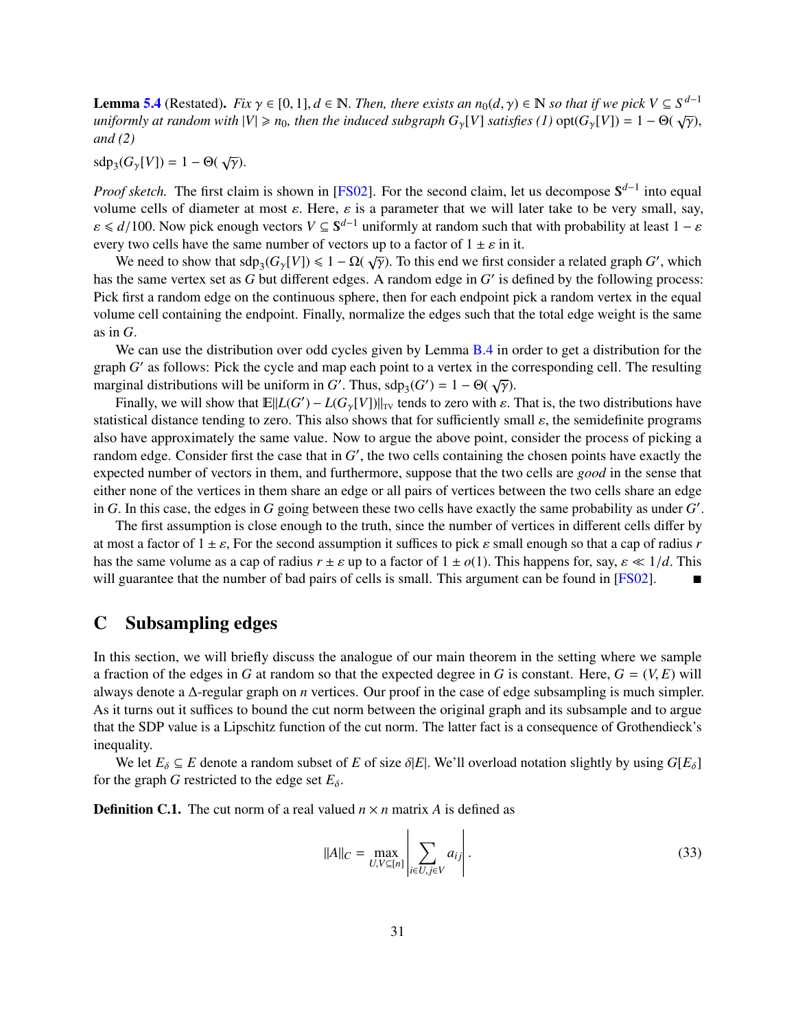**Lemma 5.4** (Restated). *Fix $\gamma \in [0,1], d \in \mathbb{N}$. Then, there exists an $n_0(d,\gamma) \in \mathbb{N}$ so that if we pick $V \subseteq S^{d-1}$ uniformly at random with $|V| \geqslant n_0$, then the induced subgraph $G_\gamma[V]$ satisfies (1) $\mathrm{opt}(G_\gamma[V]) = 1 - \Theta(\sqrt{\gamma})$, and (2)*

$\mathrm{sdp}_3(G_\gamma[V]) = 1 - \Theta(\sqrt{\gamma})$.

*Proof sketch.* The first claim is shown in [FS02]. For the second claim, let us decompose $\mathbb{S}^{d-1}$ into equal volume cells of diameter at most $\varepsilon$. Here, $\varepsilon$ is a parameter that we will later take to be very small, say, $\varepsilon \leqslant d/100$. Now pick enough vectors $V \subseteq \mathbb{S}^{d-1}$ uniformly at random such that with probability at least $1-\varepsilon$ every two cells have the same number of vectors up to a factor of $1 \pm \varepsilon$ in it.

We need to show that $\mathrm{sdp}_3(G_\gamma[V]) \leqslant 1 - \Omega(\sqrt{\gamma})$. To this end we first consider a related graph $G'$, which has the same vertex set as $G$ but different edges. A random edge in $G'$ is defined by the following process: Pick first a random edge on the continuous sphere, then for each endpoint pick a random vertex in the equal volume cell containing the endpoint. Finally, normalize the edges such that the total edge weight is the same as in $G$.

We can use the distribution over odd cycles given by Lemma B.4 in order to get a distribution for the graph $G'$ as follows: Pick the cycle and map each point to a vertex in the corresponding cell. The resulting marginal distributions will be uniform in $G'$. Thus, $\mathrm{sdp}_3(G') = 1 - \Theta(\sqrt{\gamma})$.

Finally, we will show that $\mathbb{E}\|L(G') - L(G_\gamma[V])\|_{\mathrm{TV}}$ tends to zero with $\varepsilon$. That is, the two distributions have statistical distance tending to zero. This also shows that for sufficiently small $\varepsilon$, the semidefinite programs also have approximately the same value. Now to argue the above point, consider the process of picking a random edge. Consider first the case that in $G'$, the two cells containing the chosen points have exactly the expected number of vectors in them, and furthermore, suppose that the two cells are *good* in the sense that either none of the vertices in them share an edge or all pairs of vertices between the two cells share an edge in $G$. In this case, the edges in $G$ going between these two cells have exactly the same probability as under $G'$.

The first assumption is close enough to the truth, since the number of vertices in different cells differ by at most a factor of $1 \pm \varepsilon$, For the second assumption it suffices to pick $\varepsilon$ small enough so that a cap of radius $r$ has the same volume as a cap of radius $r \pm \varepsilon$ up to a factor of $1 \pm o(1)$. This happens for, say, $\varepsilon \ll 1/d$. This will guarantee that the number of bad pairs of cells is small. This argument can be found in [FS02]. ∎

# C Subsampling edges

In this section, we will briefly discuss the analogue of our main theorem in the setting where we sample a fraction of the edges in $G$ at random so that the expected degree in $G$ is constant. Here, $G = (V, E)$ will always denote a $\Delta$-regular graph on $n$ vertices. Our proof in the case of edge subsampling is much simpler. As it turns out it suffices to bound the cut norm between the original graph and its subsample and to argue that the SDP value is a Lipschitz function of the cut norm. The latter fact is a consequence of Grothendieck's inequality.

We let $E_\delta \subseteq E$ denote a random subset of $E$ of size $\delta|E|$. We'll overload notation slightly by using $G[E_\delta]$ for the graph $G$ restricted to the edge set $E_\delta$.

**Definition C.1.** The cut norm of a real valued $n \times n$ matrix $A$ is defined as

$$\|A\|_C = \max_{U,V \subseteq [n]} \left| \sum_{i \in U, j \in V} a_{ij} \right|. \tag{33}$$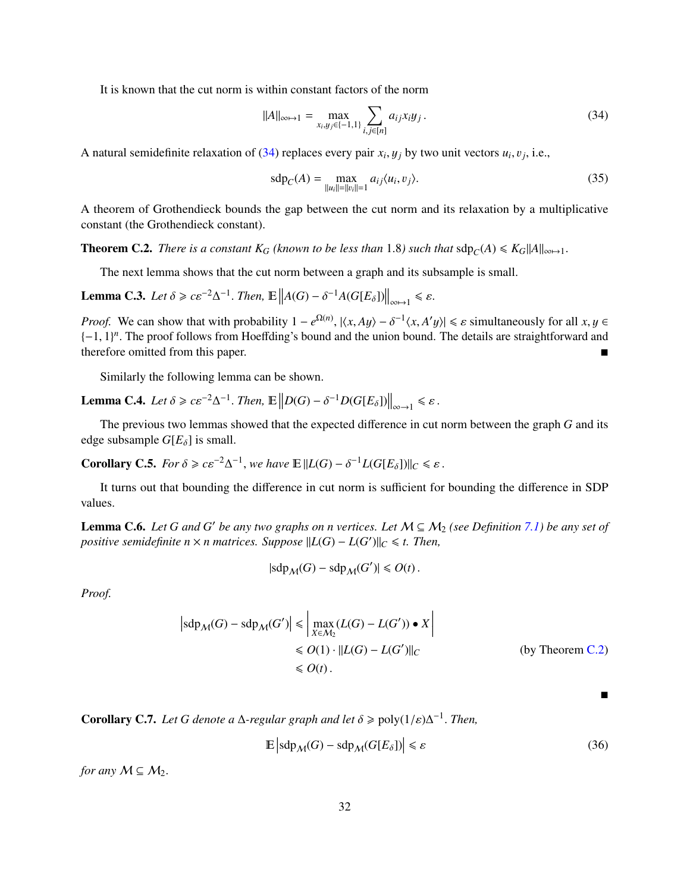It is known that the cut norm is within constant factors of the norm

$$\|A\|_{\infty\mapsto 1} = \max_{x_i, y_j \in \{-1,1\}} \sum_{i,j\in[n]} a_{ij} x_i y_j \,. \tag{34}$$

A natural semidefinite relaxation of (34) replaces every pair $x_i, y_j$ by two unit vectors $u_i, v_j$, i.e.,

$$\mathrm{sdp}_C(A) = \max_{\|u_i\|=\|v_i\|=1} a_{ij} \langle u_i, v_j \rangle. \tag{35}$$

A theorem of Grothendieck bounds the gap between the cut norm and its relaxation by a multiplicative constant (the Grothendieck constant).

**Theorem C.2.** *There is a constant $K_G$ (known to be less than 1.8) such that $\mathrm{sdp}_C(A) \leqslant K_G \|A\|_{\infty\mapsto 1}$.*

The next lemma shows that the cut norm between a graph and its subsample is small.

**Lemma C.3.** *Let $\delta \geqslant c\varepsilon^{-2}\Delta^{-1}$. Then, $\mathbb{E}\left\|A(G) - \delta^{-1}A(G[E_\delta])\right\|_{\infty\mapsto 1} \leqslant \varepsilon$.*

*Proof.* We can show that with probability $1 - e^{\Omega(n)}$, $|\langle x, Ay\rangle - \delta^{-1}\langle x, A'y\rangle| \leqslant \varepsilon$ simultaneously for all $x, y \in \{-1,1\}^n$. The proof follows from Hoeffding's bound and the union bound. The details are straightforward and therefore omitted from this paper. ∎

Similarly the following lemma can be shown.

**Lemma C.4.** *Let $\delta \geqslant c\varepsilon^{-2}\Delta^{-1}$. Then, $\mathbb{E}\left\|D(G) - \delta^{-1}D(G[E_\delta])\right\|_{\infty\to 1} \leqslant \varepsilon$.*

The previous two lemmas showed that the expected difference in cut norm between the graph $G$ and its edge subsample $G[E_\delta]$ is small.

**Corollary C.5.** *For $\delta \geqslant c\varepsilon^{-2}\Delta^{-1}$, we have $\mathbb{E}\,\|L(G) - \delta^{-1}L(G[E_\delta])\|_C \leqslant \varepsilon$.*

It turns out that bounding the difference in cut norm is sufficient for bounding the difference in SDP values.

**Lemma C.6.** *Let $G$ and $G'$ be any two graphs on $n$ vertices. Let $\mathcal{M} \subseteq \mathcal{M}_2$ (see Definition 7.1) be any set of positive semidefinite $n \times n$ matrices. Suppose $\|L(G) - L(G')\|_C \leqslant t$. Then,*

$$|\mathrm{sdp}_{\mathcal{M}}(G) - \mathrm{sdp}_{\mathcal{M}}(G')| \leqslant O(t)\,.$$

*Proof.*

$$\begin{aligned}
\left|\mathrm{sdp}_{\mathcal{M}}(G) - \mathrm{sdp}_{\mathcal{M}}(G')\right| &\leqslant \left|\max_{X\in\mathcal{M}_2} (L(G) - L(G'))\bullet X\right| \\
&\leqslant O(1)\cdot \|L(G) - L(G')\|_C && \text{(by Theorem C.2)} \\
&\leqslant O(t)\,.
\end{aligned}$$

∎

**Corollary C.7.** *Let $G$ denote a $\Delta$-regular graph and let $\delta \geqslant \mathrm{poly}(1/\varepsilon)\Delta^{-1}$. Then,*

$$\mathbb{E}\left|\mathrm{sdp}_{\mathcal{M}}(G) - \mathrm{sdp}_{\mathcal{M}}(G[E_\delta])\right| \leqslant \varepsilon \tag{36}$$

*for any $\mathcal{M} \subseteq \mathcal{M}_2$.*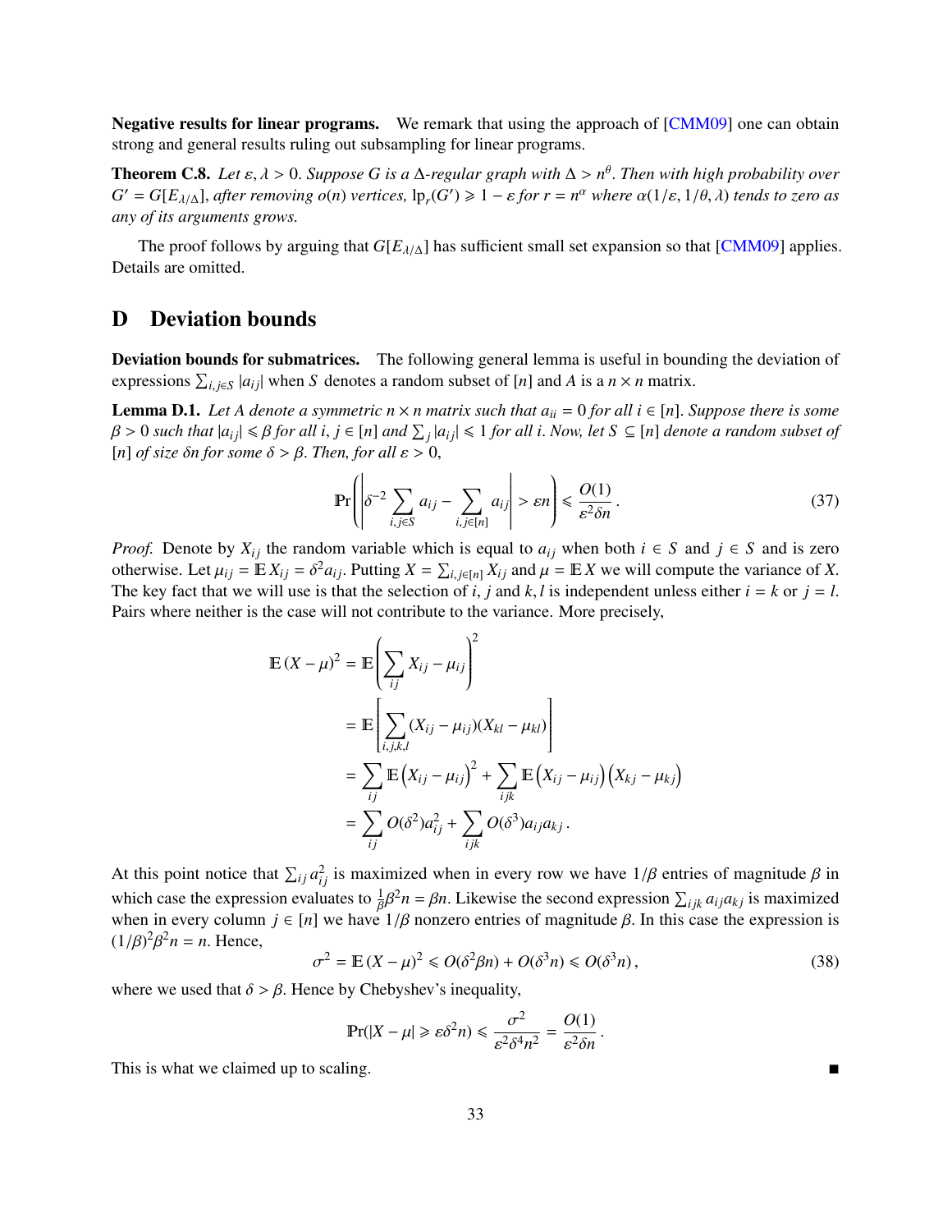**Negative results for linear programs.** We remark that using the approach of [CMM09] one can obtain strong and general results ruling out subsampling for linear programs.

**Theorem C.8.** *Let $\varepsilon, \lambda > 0$. Suppose $G$ is a $\Delta$-regular graph with $\Delta > n^{\theta}$. Then with high probability over $G' = G[E_{\lambda/\Delta}]$, after removing $o(n)$ vertices, $\mathrm{lp}_r(G') \geqslant 1 - \varepsilon$ for $r = n^{\alpha}$ where $\alpha(1/\varepsilon, 1/\theta, \lambda)$ tends to zero as any of its arguments grows.*

The proof follows by arguing that $G[E_{\lambda/\Delta}]$ has sufficient small set expansion so that [CMM09] applies. Details are omitted.

# D Deviation bounds

**Deviation bounds for submatrices.** The following general lemma is useful in bounding the deviation of expressions $\sum_{i,j \in S} |a_{ij}|$ when $S$ denotes a random subset of $[n]$ and $A$ is a $n \times n$ matrix.

**Lemma D.1.** *Let $A$ denote a symmetric $n \times n$ matrix such that $a_{ii} = 0$ for all $i \in [n]$. Suppose there is some $\beta > 0$ such that $|a_{ij}| \leqslant \beta$ for all $i, j \in [n]$ and $\sum_j |a_{ij}| \leqslant 1$ for all $i$. Now, let $S \subseteq [n]$ denote a random subset of $[n]$ of size $\delta n$ for some $\delta > \beta$. Then, for all $\varepsilon > 0$,*

$$\mathbb{P}\mathrm{r}\left(\left|\delta^{-2} \sum_{i,j \in S} a_{ij} - \sum_{i,j \in [n]} a_{ij}\right| > \varepsilon n\right) \leqslant \frac{O(1)}{\varepsilon^2 \delta n}. \tag{37}$$

*Proof.* Denote by $X_{ij}$ the random variable which is equal to $a_{ij}$ when both $i \in S$ and $j \in S$ and is zero otherwise. Let $\mu_{ij} = \mathbb{E}\, X_{ij} = \delta^2 a_{ij}$. Putting $X = \sum_{i,j \in [n]} X_{ij}$ and $\mu = \mathbb{E}\, X$ we will compute the variance of $X$. The key fact that we will use is that the selection of $i, j$ and $k, l$ is independent unless either $i = k$ or $j = l$. Pairs where neither is the case will not contribute to the variance. More precisely,

$$\begin{aligned}
\mathbb{E}\,(X - \mu)^2 &= \mathbb{E}\left(\sum_{ij} X_{ij} - \mu_{ij}\right)^2 \\
&= \mathbb{E}\left[\sum_{i,j,k,l} (X_{ij} - \mu_{ij})(X_{kl} - \mu_{kl})\right] \\
&= \sum_{ij} \mathbb{E}\left(X_{ij} - \mu_{ij}\right)^2 + \sum_{ijk} \mathbb{E}\left(X_{ij} - \mu_{ij}\right)\left(X_{kj} - \mu_{kj}\right) \\
&= \sum_{ij} O(\delta^2) a_{ij}^2 + \sum_{ijk} O(\delta^3) a_{ij} a_{kj}.
\end{aligned}$$

At this point notice that $\sum_{ij} a_{ij}^2$ is maximized when in every row we have $1/\beta$ entries of magnitude $\beta$ in which case the expression evaluates to $\frac{1}{\beta}\beta^2 n = \beta n$. Likewise the second expression $\sum_{ijk} a_{ij} a_{kj}$ is maximized when in every column $j \in [n]$ we have $1/\beta$ nonzero entries of magnitude $\beta$. In this case the expression is $(1/\beta)^2 \beta^2 n = n$. Hence,

$$\sigma^2 = \mathbb{E}\,(X - \mu)^2 \leqslant O(\delta^2 \beta n) + O(\delta^3 n) \leqslant O(\delta^3 n), \tag{38}$$

where we used that $\delta > \beta$. Hence by Chebyshev's inequality,

$$\mathbb{P}\mathrm{r}(|X - \mu| \geqslant \varepsilon \delta^2 n) \leqslant \frac{\sigma^2}{\varepsilon^2 \delta^4 n^2} = \frac{O(1)}{\varepsilon^2 \delta n}.$$

This is what we claimed up to scaling. ■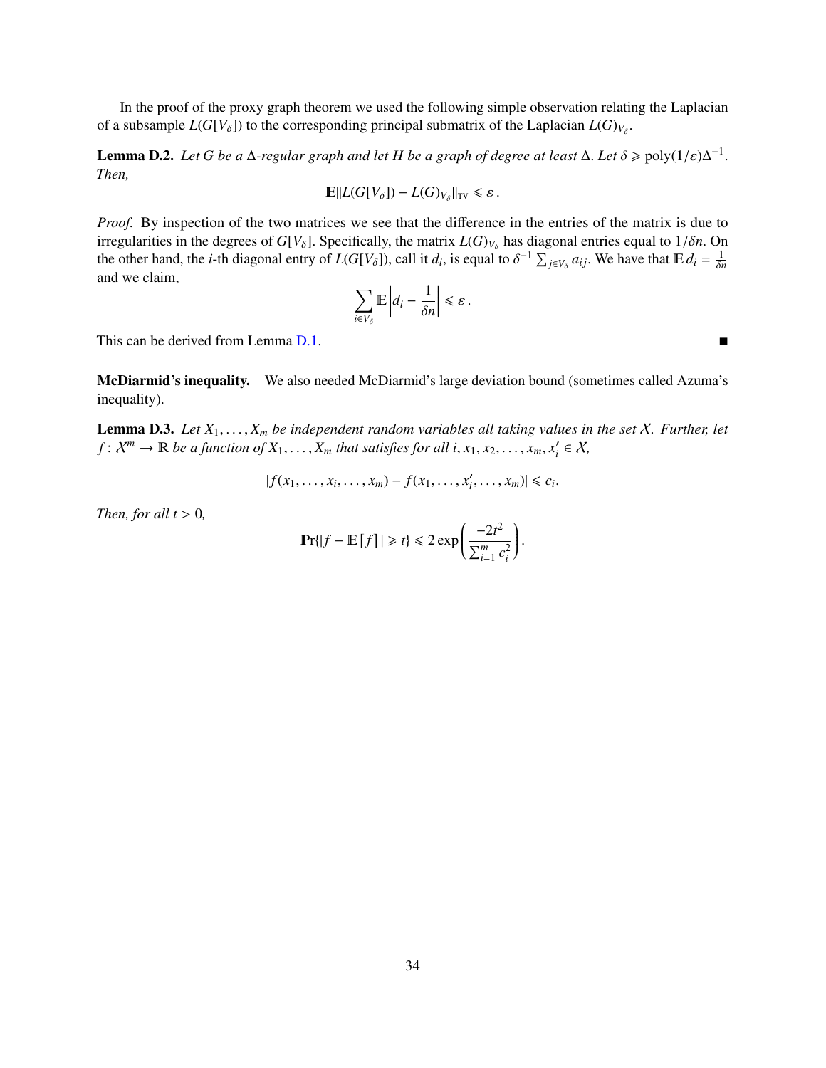In the proof of the proxy graph theorem we used the following simple observation relating the Laplacian of a subsample $L(G[V_\delta])$ to the corresponding principal submatrix of the Laplacian $L(G)_{V_\delta}$.

**Lemma D.2.** *Let $G$ be a $\Delta$-regular graph and let $H$ be a graph of degree at least $\Delta$. Let $\delta \geqslant \mathrm{poly}(1/\varepsilon)\Delta^{-1}$. Then,*

$$\mathbb{E}\|L(G[V_\delta]) - L(G)_{V_\delta}\|_{\mathrm{TV}} \leqslant \varepsilon\,.$$

*Proof.* By inspection of the two matrices we see that the difference in the entries of the matrix is due to irregularities in the degrees of $G[V_\delta]$. Specifically, the matrix $L(G)_{V_\delta}$ has diagonal entries equal to $1/\delta n$. On the other hand, the $i$-th diagonal entry of $L(G[V_\delta])$, call it $d_i$, is equal to $\delta^{-1}\sum_{j \in V_\delta} a_{ij}$. We have that $\mathbb{E}\, d_i = \frac{1}{\delta n}$ and we claim,

$$\sum_{i \in V_\delta} \mathbb{E}\left| d_i - \frac{1}{\delta n}\right| \leqslant \varepsilon\,.$$

This can be derived from Lemma D.1. ■

**McDiarmid's inequality.** We also needed McDiarmid's large deviation bound (sometimes called Azuma's inequality).

**Lemma D.3.** *Let $X_1, \ldots, X_m$ be independent random variables all taking values in the set $\mathcal{X}$. Further, let $f\colon \mathcal{X}^m \to \mathbb{R}$ be a function of $X_1, \ldots, X_m$ that satisfies for all $i, x_1, x_2, \ldots, x_m, x_i' \in \mathcal{X}$,*

$$|f(x_1, \ldots, x_i, \ldots, x_m) - f(x_1, \ldots, x_i', \ldots, x_m)| \leqslant c_i.$$

*Then, for all $t > 0$,*

$$\Pr\{|f - \mathbb{E}[f]| \geqslant t\} \leqslant 2\exp\left(\frac{-2t^2}{\sum_{i=1}^m c_i^2}\right).$$